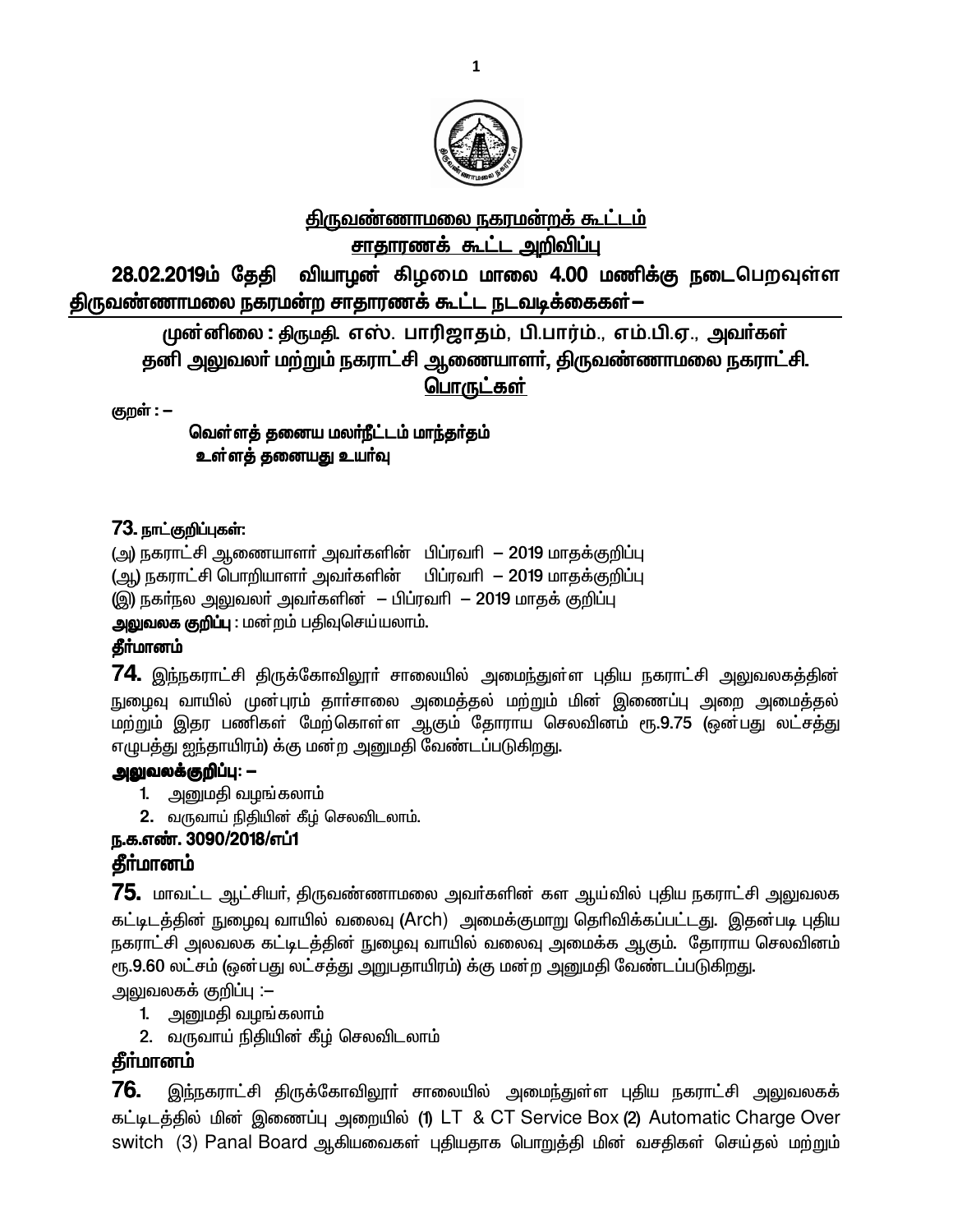# திருவண்ணாமலை நகரமன்றக் கூட்டம்
## சாதாரணக் கூட்ட அறிவிப்பு

**28.02.2019ம் தேதி வியாழன் கிழமை மாலை 4.00 மணிக்கு நடைபெறவுள்ள திருவண்ணாமலை நகரமன்ற சாதாரணக் கூட்ட நடவடிக்கைகள் –**

**முன்னிலை : திருமதி. எஸ். பாரிஜாதம், பி.பார்ம்., எம்.பி.ஏ., அவர்கள்**
**தனி அலுவலர் மற்றும் நகராட்சி ஆணையாளர், திருவண்ணாமலை நகராட்சி.**

**பொருட்கள்**

குறள் : –

**வெள்ளத் தனைய மலர்நீட்டம் மாந்தர்தம்**
**உள்ளத் தனையது உயர்வு**

**73.** **நாட்குறிப்புகள்:**

(அ) நகராட்சி ஆணையாளர் அவர்களின் பிப்ரவரி – 2019 மாதக்குறிப்பு
(ஆ) நகராட்சி பொறியாளர் அவர்களின் பிப்ரவரி – 2019 மாதக்குறிப்பு
(இ) நகர்நல அலுவலர் அவர்களின் – பிப்ரவரி – 2019 மாதக் குறிப்பு

**அலுவலக குறிப்பு** : மன்றம் பதிவுசெய்யலாம்.

**தீர்மானம்**

**74.** இந்நகராட்சி திருக்கோவிலூர் சாலையில் அமைந்துள்ள புதிய நகராட்சி அலுவலகத்தின் நுழைவு வாயில் முன்புரம் தார்சாலை அமைத்தல் மற்றும் மின் இணைப்பு அறை அமைத்தல் மற்றும் இதர பணிகள் மேற்கொள்ள ஆகும் தோராய செலவினம் ரூ.9.75 (ஒன்பது லட்சத்து எழுபத்து ஐந்தாயிரம்) க்கு மன்ற அனுமதி வேண்டப்படுகிறது.

**அலுவலக்குறிப்பு: –**

1. அனுமதி வழங்கலாம்
2. வருவாய் நிதியின் கீழ் செலவிடலாம்.

**ந.க.எண். 3090/2018/எப்1**

**தீர்மானம்**

**75.** மாவட்ட ஆட்சியர், திருவண்ணாமலை அவர்களின் கள ஆய்வில் புதிய நகராட்சி அலுவலக கட்டிடத்தின் நுழைவு வாயில் வலைவு (Arch) அமைக்குமாறு தெரிவிக்கப்பட்டது. இதன்படி புதிய நகராட்சி அலவலக கட்டிடத்தின் நுழைவு வாயில் வலைவு அமைக்க ஆகும். தோராய செலவினம் ரூ.9.60 லட்சம் (ஒன்பது லட்சத்து அறுபதாயிரம்) க்கு மன்ற அனுமதி வேண்டப்படுகிறது.

அலுவலகக் குறிப்பு :–

1. அனுமதி வழங்கலாம்
2. வருவாய் நிதியின் கீழ் செலவிடலாம்

**தீர்மானம்**

**76.** இந்நகராட்சி திருக்கோவிலூர் சாலையில் அமைந்துள்ள புதிய நகராட்சி அலுவலகக் கட்டிடத்தில் மின் இணைப்பு அறையில் (1) LT & CT Service Box (2) Automatic Charge Over switch (3) Panal Board ஆகியவைகள் புதியதாக பொறுத்தி மின் வசதிகள் செய்தல் மற்றும்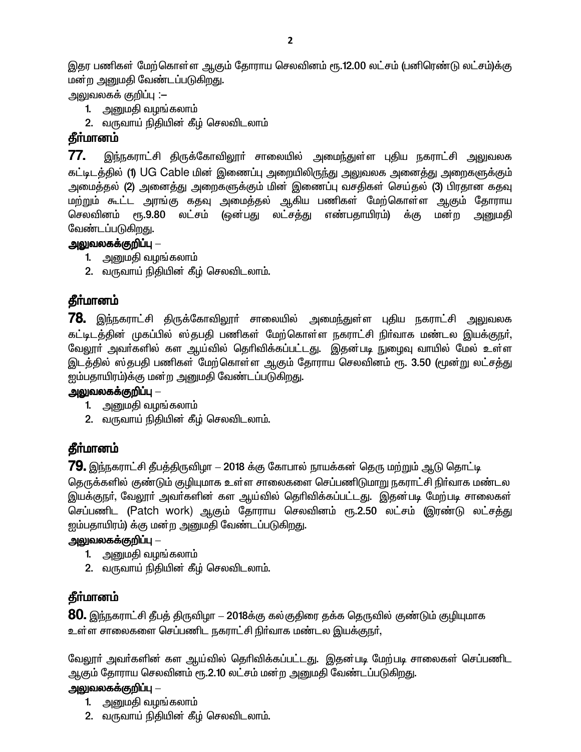இதர பணிகள் மேற்கொள்ள ஆகும் தோராய செலவினம் ரூ.12.00 லட்சம் (பனிரெண்டு லட்சம்)க்கு மன்ற அனுமதி வேண்டப்படுகிறது.

அலுவலகக் குறிப்பு :–

1. அனுமதி வழங்கலாம்
2. வருவாய் நிதியின் கீழ் செலவிடலாம்

**தீர்மானம்**

**77.** இந்நகராட்சி திருக்கோவிலூர் சாலையில் அமைந்துள்ள புதிய நகராட்சி அலுவலக கட்டிடத்தில் (1) UG Cable மின் இணைப்பு அறையிலிருந்து அலுவலக அனைத்து அறைகளுக்கும் அமைத்தல் (2) அனைத்து அறைகளுக்கும் மின் இணைப்பு வசதிகள் செய்தல் (3) பிரதான கதவு மற்றும் கூட்ட அரங்கு கதவு அமைத்தல் ஆகிய பணிகள் மேற்கொள்ள ஆகும் தோராய செலவினம் ரூ.9.80 லட்சம் (ஒன்பது லட்சத்து எண்பதாயிரம்) க்கு மன்ற அனுமதி வேண்டப்படுகிறது.

**அலுவலகக்குறிப்பு** –

1. அனுமதி வழங்கலாம்
2. வருவாய் நிதியின் கீழ் செலவிடலாம்.

**தீர்மானம்**

**78.** இந்நகராட்சி திருக்கோவிலூர் சாலையில் அமைந்துள்ள புதிய நகராட்சி அலுவலக கட்டிடத்தின் முகப்பில் ஸ்தபதி பணிகள் மேற்கொள்ள நகராட்சி நிர்வாக மண்டல இயக்குநர், வேலூர் அவர்களில் கள ஆய்வில் தெரிவிக்கப்பட்டது. இதன்படி நுழைவு வாயில் மேல் உள்ள இடத்தில் ஸ்தபதி பணிகள் மேற்கொள்ள ஆகும் தோராய செலவினம் ரூ. 3.50 (மூன்று லட்சத்து ஐம்பதாயிரம்)க்கு மன்ற அனுமதி வேண்டப்படுகிறது.

**அலுவலகக்குறிப்பு** –

1. அனுமதி வழங்கலாம்
2. வருவாய் நிதியின் கீழ் செலவிடலாம்.

**தீர்மானம்**

**79.** இந்நகராட்சி தீபத்திருவிழா – 2018 க்கு கோபால் நாயக்கன் தெரு மற்றும் ஆடு தொட்டி தெருக்களில் குண்டும் குழியுமாக உள்ள சாலைகளை செப்பணிடுமாறு நகராட்சி நிர்வாக மண்டல இயக்குநர், வேலூர் அவர்களின் கள ஆய்வில் தெரிவிக்கப்பட்டது. இதன்படி மேற்படி சாலைகள் செப்பணிட (Patch work) ஆகும் தோராய செலவினம் ரூ.2.50 லட்சம் (இரண்டு லட்சத்து ஐம்பதாயிரம்) க்கு மன்ற அனுமதி வேண்டப்படுகிறது.

**அலுவலகக்குறிப்பு** –

1. அனுமதி வழங்கலாம்
2. வருவாய் நிதியின் கீழ் செலவிடலாம்.

**தீர்மானம்**

**80.** இந்நகராட்சி தீபத் திருவிழா – 2018க்கு கல்குதிரை தக்க தெருவில் குண்டும் குழியுமாக உள்ள சாலைகளை செப்பணிட நகராட்சி நிர்வாக மண்டல இயக்குநர்,

வேலூர் அவர்களின் கள ஆய்வில் தெரிவிக்கப்பட்டது. இதன்படி மேற்படி சாலைகள் செப்பணிட ஆகும் தோராய செலவினம் ரூ.2.10 லட்சம் மன்ற அனுமதி வேண்டப்படுகிறது.

**அலுவலகக்குறிப்பு** –

1. அனுமதி வழங்கலாம்
2. வருவாய் நிதியின் கீழ் செலவிடலாம்.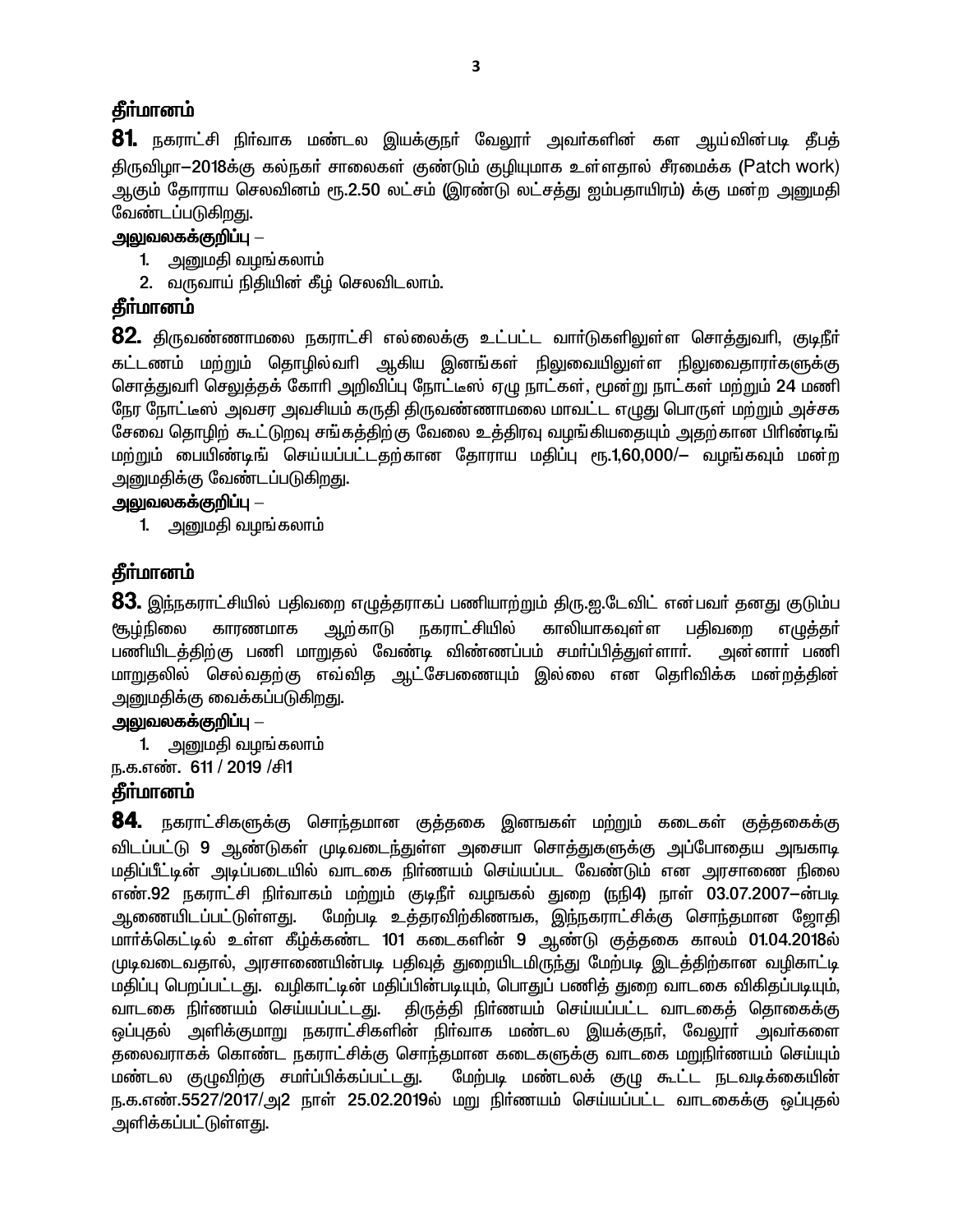## தீர்மானம்

**81.** நகராட்சி நிர்வாக மண்டல இயக்குநர் வேலூர் அவர்களின் கள ஆய்வின்படி தீபத் திருவிழா–2018க்கு கல்நகர் சாலைகள் குண்டும் குழியுமாக உள்ளதால் சீரமைக்க (Patch work) ஆகும் தோராய செலவினம் ரூ.2.50 லட்சம் (இரண்டு லட்சத்து ஐம்பதாயிரம்) க்கு மன்ற அனுமதி வேண்டப்படுகிறது.

**அலுவலகக்குறிப்பு –**

1. அனுமதி வழங்கலாம்
2. வருவாய் நிதியின் கீழ் செலவிடலாம்.

## தீர்மானம்

**82.** திருவண்ணாமலை நகராட்சி எல்லைக்கு உட்பட்ட வார்டுகளிலுள்ள சொத்துவரி, குடிநீர் கட்டணம் மற்றும் தொழில்வரி ஆகிய இனங்கள் நிலுவையிலுள்ள நிலுவைதாரர்களுக்கு சொத்துவரி செலுத்தக் கோரி அறிவிப்பு நோட்டீஸ் ஏழு நாட்கள், மூன்று நாட்கள் மற்றும் 24 மணி நேர நோட்டீஸ் அவசர அவசியம் கருதி திருவண்ணாமலை மாவட்ட எழுது பொருள் மற்றும் அச்சக சேவை தொழிற் கூட்டுறவு சங்கத்திற்கு வேலை உத்திரவு வழங்கியதையும் அதற்கான பிரிண்டிங் மற்றும் பையிண்டிங் செய்யப்பட்டதற்கான தோராய மதிப்பு ரூ.1,60,000/– வழங்கவும் மன்ற அனுமதிக்கு வேண்டப்படுகிறது.

**அலுவலகக்குறிப்பு –**

1. அனுமதி வழங்கலாம்

## தீர்மானம்

**83.** இந்நகராட்சியில் பதிவறை எழுத்தராகப் பணியாற்றும் திரு.ஐ.டேவிட் என்பவர் தனது குடும்ப சூழ்நிலை காரணமாக ஆற்காடு நகராட்சியில் காலியாகவுள்ள பதிவறை எழுத்தர் பணியிடத்திற்கு பணி மாறுதல் வேண்டி விண்ணப்பம் சமர்ப்பித்துள்ளார். அன்னார் பணி மாறுதலில் செல்வதற்கு எவ்வித ஆட்சேபணையும் இல்லை என தெரிவிக்க மன்றத்தின் அனுமதிக்கு வைக்கப்படுகிறது.

**அலுவலகக்குறிப்பு –**

1. அனுமதி வழங்கலாம்

ந.க.எண். 611 / 2019 /சி1

## தீர்மானம்

**84.** நகராட்சிகளுக்கு சொந்தமான குத்தகை இனங்கள் மற்றும் கடைகள் குத்தகைக்கு விடப்பட்டு 9 ஆண்டுகள் முடிவடைந்துள்ள அசையா சொத்துகளுக்கு அப்போதைய அங்காடி மதிப்பீட்டின் அடிப்படையில் வாடகை நிர்ணயம் செய்யப்பட வேண்டும் என அரசாணை நிலை எண்.92 நகராட்சி நிர்வாகம் மற்றும் குடிநீர் வழங்கல் துறை (நநி4) நாள் 03.07.2007–ன்படி ஆணையிடப்பட்டுள்ளது. மேற்படி உத்தரவிற்கிணங்க, இந்நகராட்சிக்கு சொந்தமான ஜோதி மார்க்கெட்டில் உள்ள கீழ்க்கண்ட 101 கடைகளின் 9 ஆண்டு குத்தகை காலம் 01.04.2018ல் முடிவடைவதால், அரசாணையின்படி பதிவுத் துறையிடமிருந்து மேற்படி இடத்திற்கான வழிகாட்டி மதிப்பு பெறப்பட்டது. வழிகாட்டின் மதிப்பின்படியும், பொதுப் பணித் துறை வாடகை விகிதப்படியும், வாடகை நிர்ணயம் செய்யப்பட்டது. திருத்தி நிர்ணயம் செய்யப்பட்ட வாடகைத் தொகைக்கு ஒப்புதல் அளிக்குமாறு நகராட்சிகளின் நிர்வாக மண்டல இயக்குநர், வேலூர் அவர்களை தலைவராகக் கொண்ட நகராட்சிக்கு சொந்தமான கடைகளுக்கு வாடகை மறுநிர்ணயம் செய்யும் மண்டல குழுவிற்கு சமர்பிக்கப்பட்டது. மேற்படி மண்டலக் குழு கூட்ட நடவடிக்கையின் ந.க.எண்.5527/2017/அ2 நாள் 25.02.2019ல் மறு நிர்ணயம் செய்யப்பட்ட வாடகைக்கு ஒப்புதல் அளிக்கப்பட்டுள்ளது.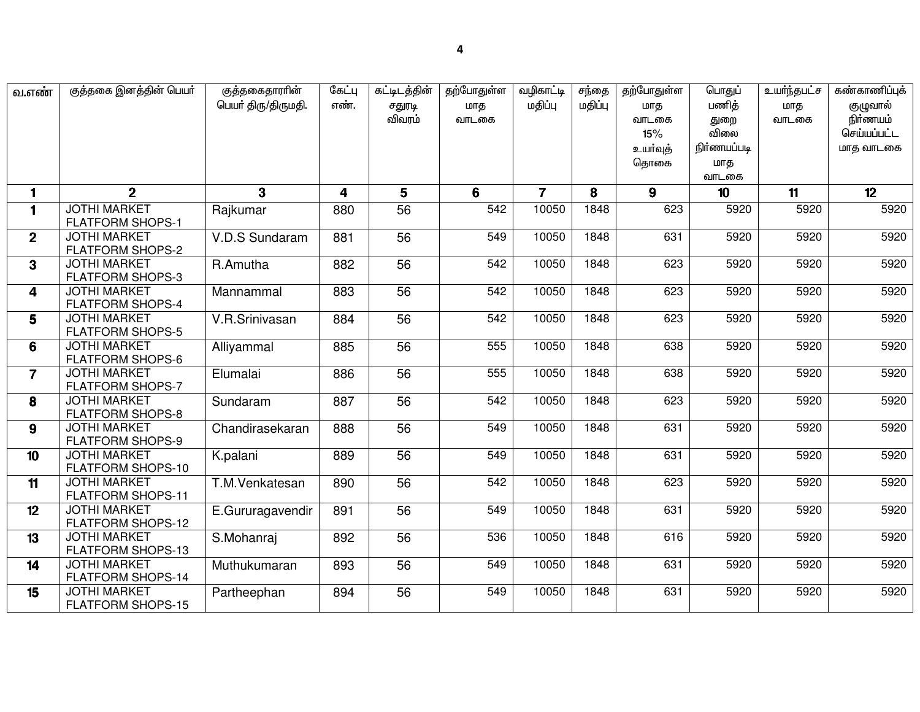| வ.எண் | குத்தகை இனத்தின் பெயர் | குத்தகைதாரரின் பெயர் திரு/திருமதி. | கேட்பு எண். | கட்டிடத்தின் சதுரடி விவரம் | தற்போதுள்ள மாத வாடகை | வழிகாட்டி மதிப்பு | சந்தை மதிப்பு | தற்போதுள்ள மாத வாடகை 15% உயர்வுத் தொகை | பொதுப் பணித் துறை விலை நிர்ணயப்படி மாத வாடகை | உயர்ந்தபட்ச மாத வாடகை | கண்காணிப்புக் குழுவால் நிர்ணயம் செய்யப்பட்ட மாத வாடகை |
|---|---|---|---|---|---|---|---|---|---|---|---|
| 1 | 2 | 3 | 4 | 5 | 6 | 7 | 8 | 9 | 10 | 11 | 12 |
| 1 | JOTHI MARKET FLATFORM SHOPS-1 | Rajkumar | 880 | 56 | 542 | 10050 | 1848 | 623 | 5920 | 5920 | 5920 |
| 2 | JOTHI MARKET FLATFORM SHOPS-2 | V.D.S Sundaram | 881 | 56 | 549 | 10050 | 1848 | 631 | 5920 | 5920 | 5920 |
| 3 | JOTHI MARKET FLATFORM SHOPS-3 | R.Amutha | 882 | 56 | 542 | 10050 | 1848 | 623 | 5920 | 5920 | 5920 |
| 4 | JOTHI MARKET FLATFORM SHOPS-4 | Mannammal | 883 | 56 | 542 | 10050 | 1848 | 623 | 5920 | 5920 | 5920 |
| 5 | JOTHI MARKET FLATFORM SHOPS-5 | V.R.Srinivasan | 884 | 56 | 542 | 10050 | 1848 | 623 | 5920 | 5920 | 5920 |
| 6 | JOTHI MARKET FLATFORM SHOPS-6 | Alliyammal | 885 | 56 | 555 | 10050 | 1848 | 638 | 5920 | 5920 | 5920 |
| 7 | JOTHI MARKET FLATFORM SHOPS-7 | Elumalai | 886 | 56 | 555 | 10050 | 1848 | 638 | 5920 | 5920 | 5920 |
| 8 | JOTHI MARKET FLATFORM SHOPS-8 | Sundaram | 887 | 56 | 542 | 10050 | 1848 | 623 | 5920 | 5920 | 5920 |
| 9 | JOTHI MARKET FLATFORM SHOPS-9 | Chandirasekaran | 888 | 56 | 549 | 10050 | 1848 | 631 | 5920 | 5920 | 5920 |
| 10 | JOTHI MARKET FLATFORM SHOPS-10 | K.palani | 889 | 56 | 549 | 10050 | 1848 | 631 | 5920 | 5920 | 5920 |
| 11 | JOTHI MARKET FLATFORM SHOPS-11 | T.M.Venkatesan | 890 | 56 | 542 | 10050 | 1848 | 623 | 5920 | 5920 | 5920 |
| 12 | JOTHI MARKET FLATFORM SHOPS-12 | E.Gururagavendir | 891 | 56 | 549 | 10050 | 1848 | 631 | 5920 | 5920 | 5920 |
| 13 | JOTHI MARKET FLATFORM SHOPS-13 | S.Mohanraj | 892 | 56 | 536 | 10050 | 1848 | 616 | 5920 | 5920 | 5920 |
| 14 | JOTHI MARKET FLATFORM SHOPS-14 | Muthukumaran | 893 | 56 | 549 | 10050 | 1848 | 631 | 5920 | 5920 | 5920 |
| 15 | JOTHI MARKET FLATFORM SHOPS-15 | Partheephan | 894 | 56 | 549 | 10050 | 1848 | 631 | 5920 | 5920 | 5920 |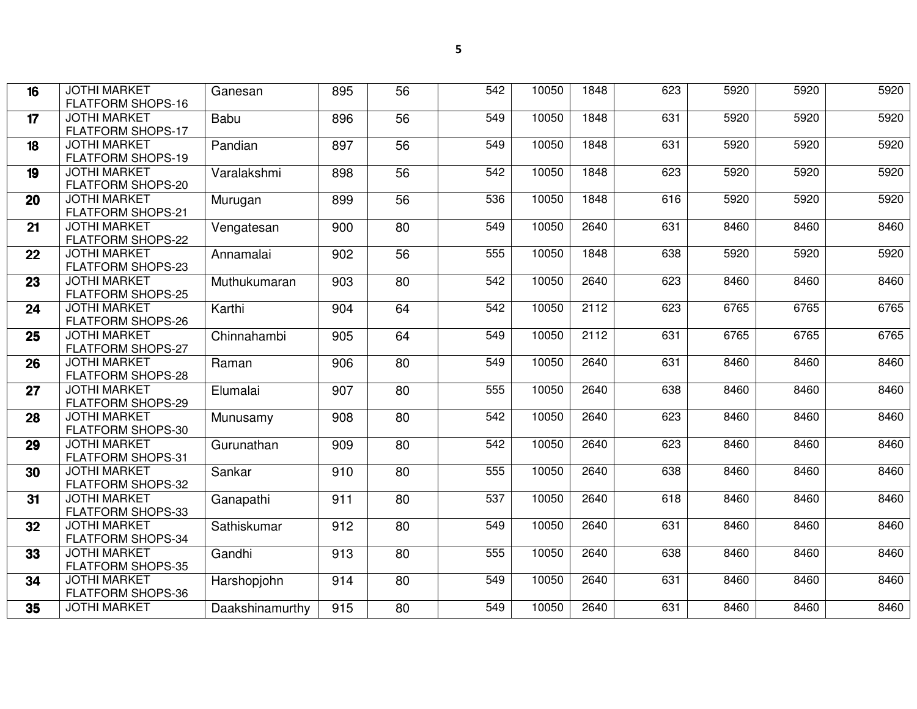| | | | | | | | | | | | |
|---|---|---|---|---|---|---|---|---|---|---|---|
| 16 | JOTHI MARKET FLATFORM SHOPS-16 | Ganesan | 895 | 56 | 542 | 10050 | 1848 | 623 | 5920 | 5920 | 5920 |
| 17 | JOTHI MARKET FLATFORM SHOPS-17 | Babu | 896 | 56 | 549 | 10050 | 1848 | 631 | 5920 | 5920 | 5920 |
| 18 | JOTHI MARKET FLATFORM SHOPS-19 | Pandian | 897 | 56 | 549 | 10050 | 1848 | 631 | 5920 | 5920 | 5920 |
| 19 | JOTHI MARKET FLATFORM SHOPS-20 | Varalakshmi | 898 | 56 | 542 | 10050 | 1848 | 623 | 5920 | 5920 | 5920 |
| 20 | JOTHI MARKET FLATFORM SHOPS-21 | Murugan | 899 | 56 | 536 | 10050 | 1848 | 616 | 5920 | 5920 | 5920 |
| 21 | JOTHI MARKET FLATFORM SHOPS-22 | Vengatesan | 900 | 80 | 549 | 10050 | 2640 | 631 | 8460 | 8460 | 8460 |
| 22 | JOTHI MARKET FLATFORM SHOPS-23 | Annamalai | 902 | 56 | 555 | 10050 | 1848 | 638 | 5920 | 5920 | 5920 |
| 23 | JOTHI MARKET FLATFORM SHOPS-25 | Muthukumaran | 903 | 80 | 542 | 10050 | 2640 | 623 | 8460 | 8460 | 8460 |
| 24 | JOTHI MARKET FLATFORM SHOPS-26 | Karthi | 904 | 64 | 542 | 10050 | 2112 | 623 | 6765 | 6765 | 6765 |
| 25 | JOTHI MARKET FLATFORM SHOPS-27 | Chinnahambi | 905 | 64 | 549 | 10050 | 2112 | 631 | 6765 | 6765 | 6765 |
| 26 | JOTHI MARKET FLATFORM SHOPS-28 | Raman | 906 | 80 | 549 | 10050 | 2640 | 631 | 8460 | 8460 | 8460 |
| 27 | JOTHI MARKET FLATFORM SHOPS-29 | Elumalai | 907 | 80 | 555 | 10050 | 2640 | 638 | 8460 | 8460 | 8460 |
| 28 | JOTHI MARKET FLATFORM SHOPS-30 | Munusamy | 908 | 80 | 542 | 10050 | 2640 | 623 | 8460 | 8460 | 8460 |
| 29 | JOTHI MARKET FLATFORM SHOPS-31 | Gurunathan | 909 | 80 | 542 | 10050 | 2640 | 623 | 8460 | 8460 | 8460 |
| 30 | JOTHI MARKET FLATFORM SHOPS-32 | Sankar | 910 | 80 | 555 | 10050 | 2640 | 638 | 8460 | 8460 | 8460 |
| 31 | JOTHI MARKET FLATFORM SHOPS-33 | Ganapathi | 911 | 80 | 537 | 10050 | 2640 | 618 | 8460 | 8460 | 8460 |
| 32 | JOTHI MARKET FLATFORM SHOPS-34 | Sathiskumar | 912 | 80 | 549 | 10050 | 2640 | 631 | 8460 | 8460 | 8460 |
| 33 | JOTHI MARKET FLATFORM SHOPS-35 | Gandhi | 913 | 80 | 555 | 10050 | 2640 | 638 | 8460 | 8460 | 8460 |
| 34 | JOTHI MARKET FLATFORM SHOPS-36 | Harshopjohn | 914 | 80 | 549 | 10050 | 2640 | 631 | 8460 | 8460 | 8460 |
| 35 | JOTHI MARKET | Daakshinamurthy | 915 | 80 | 549 | 10050 | 2640 | 631 | 8460 | 8460 | 8460 |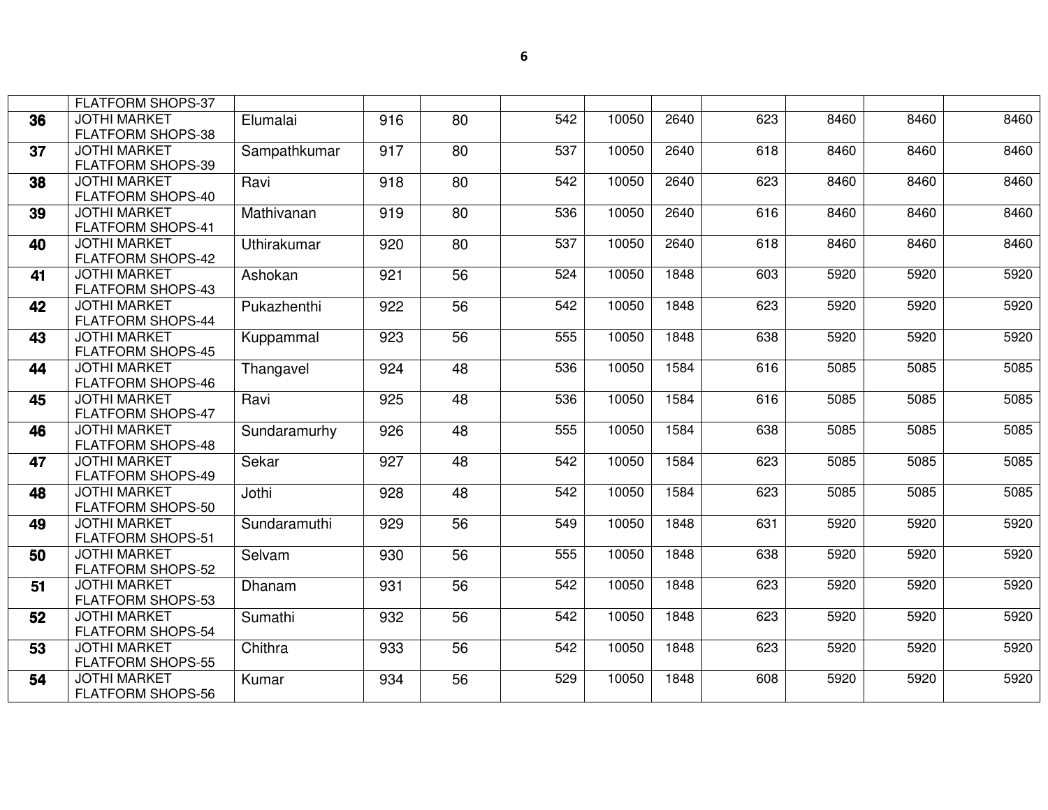|  |  |  |  |  |  |  |  |  |  |  |  |
|---|---|---|---|---|---|---|---|---|---|---|---|
|  | FLATFORM SHOPS-37 |  |  |  |  |  |  |  |  |  |  |
| **36** | JOTHI MARKET FLATFORM SHOPS-38 | Elumalai | 916 | 80 | 542 | 10050 | 2640 | 623 | 8460 | 8460 | 8460 |
| **37** | JOTHI MARKET FLATFORM SHOPS-39 | Sampathkumar | 917 | 80 | 537 | 10050 | 2640 | 618 | 8460 | 8460 | 8460 |
| **38** | JOTHI MARKET FLATFORM SHOPS-40 | Ravi | 918 | 80 | 542 | 10050 | 2640 | 623 | 8460 | 8460 | 8460 |
| **39** | JOTHI MARKET FLATFORM SHOPS-41 | Mathivanan | 919 | 80 | 536 | 10050 | 2640 | 616 | 8460 | 8460 | 8460 |
| **40** | JOTHI MARKET FLATFORM SHOPS-42 | Uthirakumar | 920 | 80 | 537 | 10050 | 2640 | 618 | 8460 | 8460 | 8460 |
| **41** | JOTHI MARKET FLATFORM SHOPS-43 | Ashokan | 921 | 56 | 524 | 10050 | 1848 | 603 | 5920 | 5920 | 5920 |
| **42** | JOTHI MARKET FLATFORM SHOPS-44 | Pukazhenthi | 922 | 56 | 542 | 10050 | 1848 | 623 | 5920 | 5920 | 5920 |
| **43** | JOTHI MARKET FLATFORM SHOPS-45 | Kuppammal | 923 | 56 | 555 | 10050 | 1848 | 638 | 5920 | 5920 | 5920 |
| **44** | JOTHI MARKET FLATFORM SHOPS-46 | Thangavel | 924 | 48 | 536 | 10050 | 1584 | 616 | 5085 | 5085 | 5085 |
| **45** | JOTHI MARKET FLATFORM SHOPS-47 | Ravi | 925 | 48 | 536 | 10050 | 1584 | 616 | 5085 | 5085 | 5085 |
| **46** | JOTHI MARKET FLATFORM SHOPS-48 | Sundaramurhy | 926 | 48 | 555 | 10050 | 1584 | 638 | 5085 | 5085 | 5085 |
| **47** | JOTHI MARKET FLATFORM SHOPS-49 | Sekar | 927 | 48 | 542 | 10050 | 1584 | 623 | 5085 | 5085 | 5085 |
| **48** | JOTHI MARKET FLATFORM SHOPS-50 | Jothi | 928 | 48 | 542 | 10050 | 1584 | 623 | 5085 | 5085 | 5085 |
| **49** | JOTHI MARKET FLATFORM SHOPS-51 | Sundaramuthi | 929 | 56 | 549 | 10050 | 1848 | 631 | 5920 | 5920 | 5920 |
| **50** | JOTHI MARKET FLATFORM SHOPS-52 | Selvam | 930 | 56 | 555 | 10050 | 1848 | 638 | 5920 | 5920 | 5920 |
| **51** | JOTHI MARKET FLATFORM SHOPS-53 | Dhanam | 931 | 56 | 542 | 10050 | 1848 | 623 | 5920 | 5920 | 5920 |
| **52** | JOTHI MARKET FLATFORM SHOPS-54 | Sumathi | 932 | 56 | 542 | 10050 | 1848 | 623 | 5920 | 5920 | 5920 |
| **53** | JOTHI MARKET FLATFORM SHOPS-55 | Chithra | 933 | 56 | 542 | 10050 | 1848 | 623 | 5920 | 5920 | 5920 |
| **54** | JOTHI MARKET FLATFORM SHOPS-56 | Kumar | 934 | 56 | 529 | 10050 | 1848 | 608 | 5920 | 5920 | 5920 |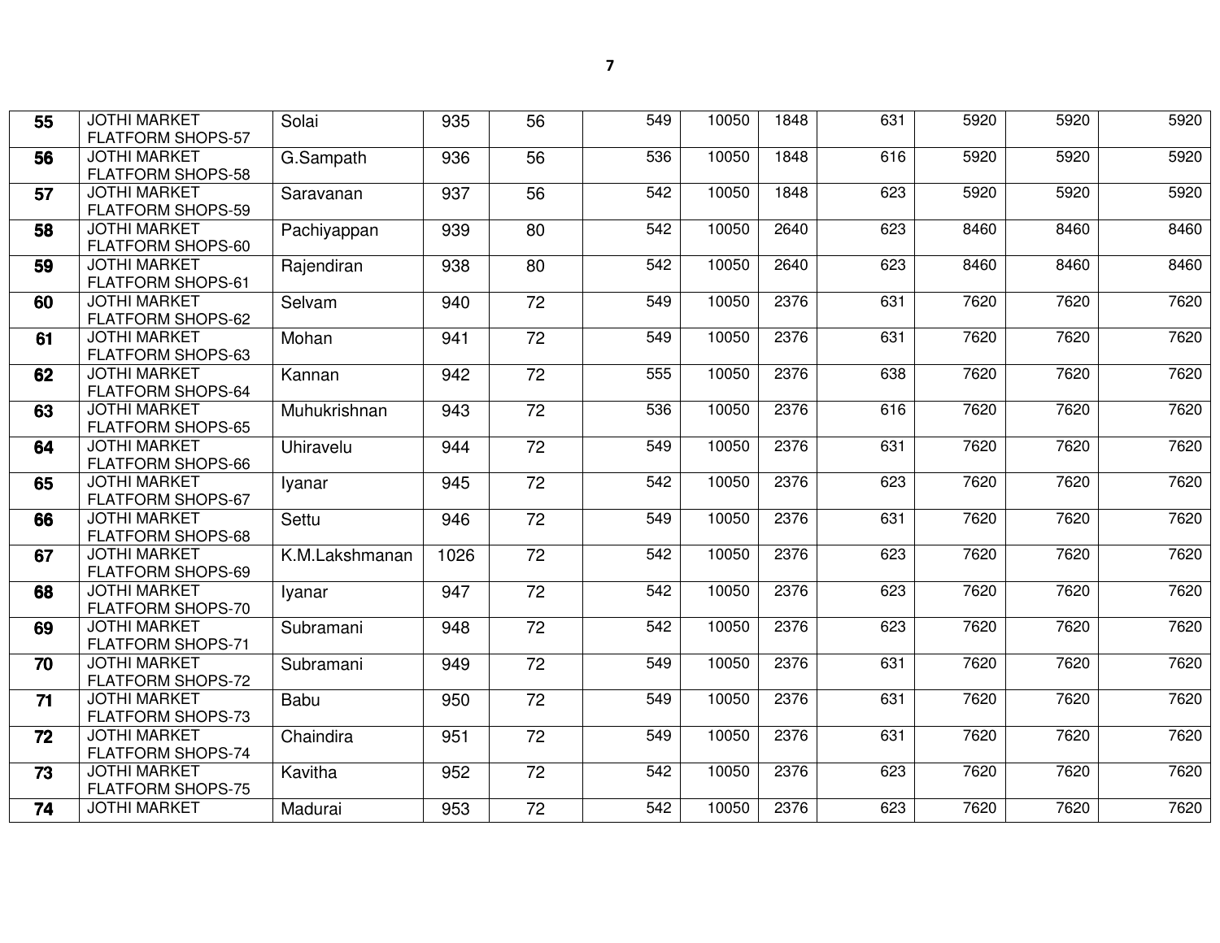| | | | | | | | | | | | |
|---|---|---|---|---|---|---|---|---|---|---|---|
| **55** | JOTHI MARKET FLATFORM SHOPS-57 | Solai | 935 | 56 | 549 | 10050 | 1848 | 631 | 5920 | 5920 | 5920 |
| **56** | JOTHI MARKET FLATFORM SHOPS-58 | G.Sampath | 936 | 56 | 536 | 10050 | 1848 | 616 | 5920 | 5920 | 5920 |
| **57** | JOTHI MARKET FLATFORM SHOPS-59 | Saravanan | 937 | 56 | 542 | 10050 | 1848 | 623 | 5920 | 5920 | 5920 |
| **58** | JOTHI MARKET FLATFORM SHOPS-60 | Pachiyappan | 939 | 80 | 542 | 10050 | 2640 | 623 | 8460 | 8460 | 8460 |
| **59** | JOTHI MARKET FLATFORM SHOPS-61 | Rajendiran | 938 | 80 | 542 | 10050 | 2640 | 623 | 8460 | 8460 | 8460 |
| **60** | JOTHI MARKET FLATFORM SHOPS-62 | Selvam | 940 | 72 | 549 | 10050 | 2376 | 631 | 7620 | 7620 | 7620 |
| **61** | JOTHI MARKET FLATFORM SHOPS-63 | Mohan | 941 | 72 | 549 | 10050 | 2376 | 631 | 7620 | 7620 | 7620 |
| **62** | JOTHI MARKET FLATFORM SHOPS-64 | Kannan | 942 | 72 | 555 | 10050 | 2376 | 638 | 7620 | 7620 | 7620 |
| **63** | JOTHI MARKET FLATFORM SHOPS-65 | Muhukrishnan | 943 | 72 | 536 | 10050 | 2376 | 616 | 7620 | 7620 | 7620 |
| **64** | JOTHI MARKET FLATFORM SHOPS-66 | Uhiravelu | 944 | 72 | 549 | 10050 | 2376 | 631 | 7620 | 7620 | 7620 |
| **65** | JOTHI MARKET FLATFORM SHOPS-67 | Iyanar | 945 | 72 | 542 | 10050 | 2376 | 623 | 7620 | 7620 | 7620 |
| **66** | JOTHI MARKET FLATFORM SHOPS-68 | Settu | 946 | 72 | 549 | 10050 | 2376 | 631 | 7620 | 7620 | 7620 |
| **67** | JOTHI MARKET FLATFORM SHOPS-69 | K.M.Lakshmanan | 1026 | 72 | 542 | 10050 | 2376 | 623 | 7620 | 7620 | 7620 |
| **68** | JOTHI MARKET FLATFORM SHOPS-70 | Iyanar | 947 | 72 | 542 | 10050 | 2376 | 623 | 7620 | 7620 | 7620 |
| **69** | JOTHI MARKET FLATFORM SHOPS-71 | Subramani | 948 | 72 | 542 | 10050 | 2376 | 623 | 7620 | 7620 | 7620 |
| **70** | JOTHI MARKET FLATFORM SHOPS-72 | Subramani | 949 | 72 | 549 | 10050 | 2376 | 631 | 7620 | 7620 | 7620 |
| **71** | JOTHI MARKET FLATFORM SHOPS-73 | Babu | 950 | 72 | 549 | 10050 | 2376 | 631 | 7620 | 7620 | 7620 |
| **72** | JOTHI MARKET FLATFORM SHOPS-74 | Chaindira | 951 | 72 | 549 | 10050 | 2376 | 631 | 7620 | 7620 | 7620 |
| **73** | JOTHI MARKET FLATFORM SHOPS-75 | Kavitha | 952 | 72 | 542 | 10050 | 2376 | 623 | 7620 | 7620 | 7620 |
| **74** | JOTHI MARKET | Madurai | 953 | 72 | 542 | 10050 | 2376 | 623 | 7620 | 7620 | 7620 |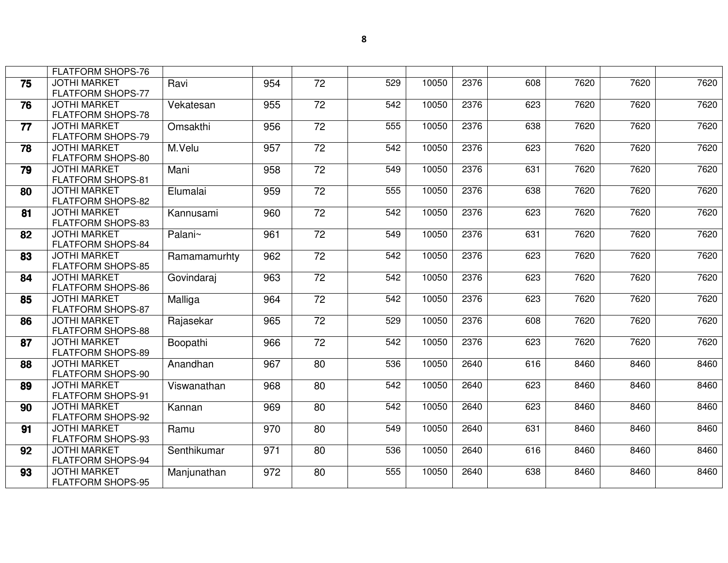|  |  |  |  |  |  |  |  |  |  |  |  |
|---|---|---|---|---|---|---|---|---|---|---|---|
|  | FLATFORM SHOPS-76 |  |  |  |  |  |  |  |  |  |  |
| **75** | JOTHI MARKET FLATFORM SHOPS-77 | Ravi | 954 | 72 | 529 | 10050 | 2376 | 608 | 7620 | 7620 | 7620 |
| **76** | JOTHI MARKET FLATFORM SHOPS-78 | Vekatesan | 955 | 72 | 542 | 10050 | 2376 | 623 | 7620 | 7620 | 7620 |
| **77** | JOTHI MARKET FLATFORM SHOPS-79 | Omsakthi | 956 | 72 | 555 | 10050 | 2376 | 638 | 7620 | 7620 | 7620 |
| **78** | JOTHI MARKET FLATFORM SHOPS-80 | M.Velu | 957 | 72 | 542 | 10050 | 2376 | 623 | 7620 | 7620 | 7620 |
| **79** | JOTHI MARKET FLATFORM SHOPS-81 | Mani | 958 | 72 | 549 | 10050 | 2376 | 631 | 7620 | 7620 | 7620 |
| **80** | JOTHI MARKET FLATFORM SHOPS-82 | Elumalai | 959 | 72 | 555 | 10050 | 2376 | 638 | 7620 | 7620 | 7620 |
| **81** | JOTHI MARKET FLATFORM SHOPS-83 | Kannusami | 960 | 72 | 542 | 10050 | 2376 | 623 | 7620 | 7620 | 7620 |
| **82** | JOTHI MARKET FLATFORM SHOPS-84 | Palani~ | 961 | 72 | 549 | 10050 | 2376 | 631 | 7620 | 7620 | 7620 |
| **83** | JOTHI MARKET FLATFORM SHOPS-85 | Ramamamurhty | 962 | 72 | 542 | 10050 | 2376 | 623 | 7620 | 7620 | 7620 |
| **84** | JOTHI MARKET FLATFORM SHOPS-86 | Govindaraj | 963 | 72 | 542 | 10050 | 2376 | 623 | 7620 | 7620 | 7620 |
| **85** | JOTHI MARKET FLATFORM SHOPS-87 | Malliga | 964 | 72 | 542 | 10050 | 2376 | 623 | 7620 | 7620 | 7620 |
| **86** | JOTHI MARKET FLATFORM SHOPS-88 | Rajasekar | 965 | 72 | 529 | 10050 | 2376 | 608 | 7620 | 7620 | 7620 |
| **87** | JOTHI MARKET FLATFORM SHOPS-89 | Boopathi | 966 | 72 | 542 | 10050 | 2376 | 623 | 7620 | 7620 | 7620 |
| **88** | JOTHI MARKET FLATFORM SHOPS-90 | Anandhan | 967 | 80 | 536 | 10050 | 2640 | 616 | 8460 | 8460 | 8460 |
| **89** | JOTHI MARKET FLATFORM SHOPS-91 | Viswanathan | 968 | 80 | 542 | 10050 | 2640 | 623 | 8460 | 8460 | 8460 |
| **90** | JOTHI MARKET FLATFORM SHOPS-92 | Kannan | 969 | 80 | 542 | 10050 | 2640 | 623 | 8460 | 8460 | 8460 |
| **91** | JOTHI MARKET FLATFORM SHOPS-93 | Ramu | 970 | 80 | 549 | 10050 | 2640 | 631 | 8460 | 8460 | 8460 |
| **92** | JOTHI MARKET FLATFORM SHOPS-94 | Senthikumar | 971 | 80 | 536 | 10050 | 2640 | 616 | 8460 | 8460 | 8460 |
| **93** | JOTHI MARKET FLATFORM SHOPS-95 | Manjunathan | 972 | 80 | 555 | 10050 | 2640 | 638 | 8460 | 8460 | 8460 |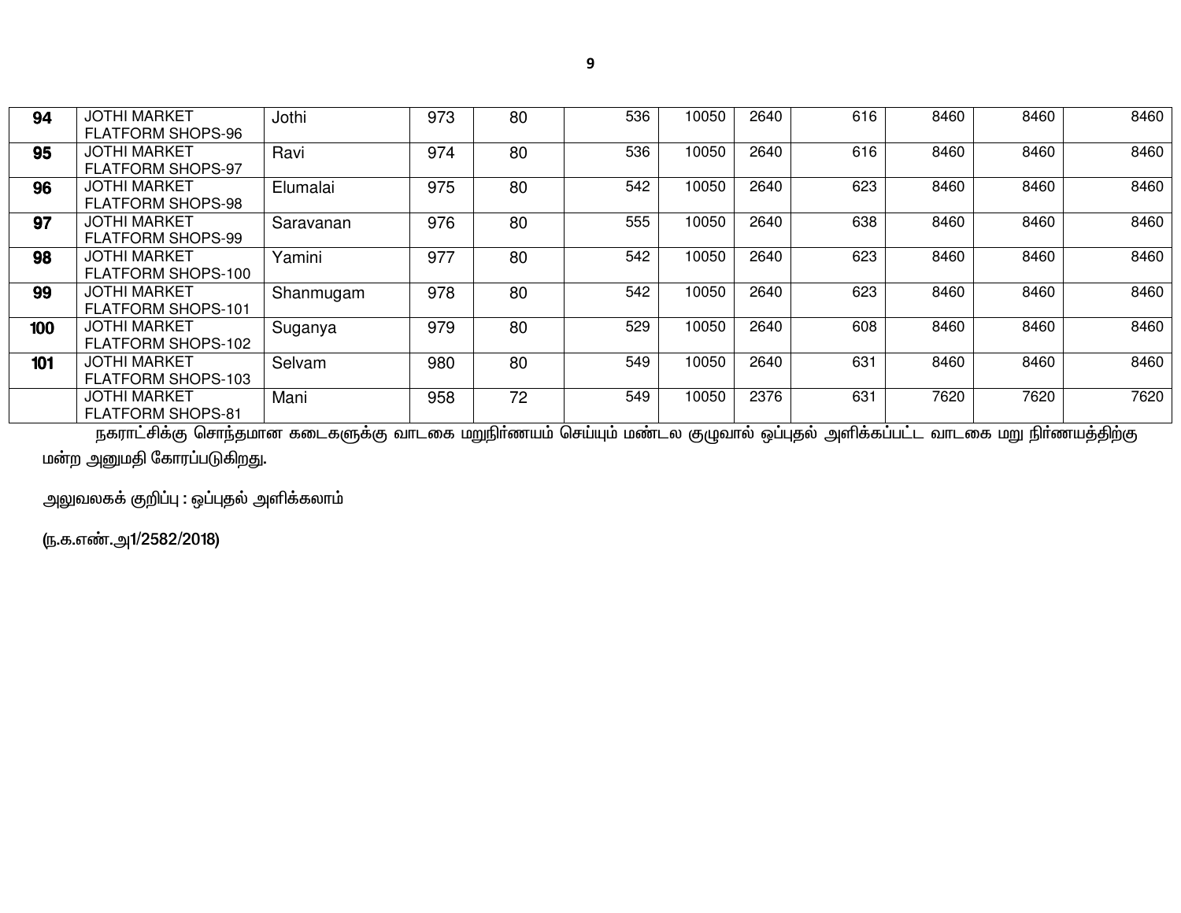| 94 | JOTHI MARKET FLATFORM SHOPS-96 | Jothi | 973 | 80 | 536 | 10050 | 2640 | 616 | 8460 | 8460 | 8460 |
|---|---|---|---|---|---|---|---|---|---|---|---|
| 95 | JOTHI MARKET FLATFORM SHOPS-97 | Ravi | 974 | 80 | 536 | 10050 | 2640 | 616 | 8460 | 8460 | 8460 |
| 96 | JOTHI MARKET FLATFORM SHOPS-98 | Elumalai | 975 | 80 | 542 | 10050 | 2640 | 623 | 8460 | 8460 | 8460 |
| 97 | JOTHI MARKET FLATFORM SHOPS-99 | Saravanan | 976 | 80 | 555 | 10050 | 2640 | 638 | 8460 | 8460 | 8460 |
| 98 | JOTHI MARKET FLATFORM SHOPS-100 | Yamini | 977 | 80 | 542 | 10050 | 2640 | 623 | 8460 | 8460 | 8460 |
| 99 | JOTHI MARKET FLATFORM SHOPS-101 | Shanmugam | 978 | 80 | 542 | 10050 | 2640 | 623 | 8460 | 8460 | 8460 |
| 100 | JOTHI MARKET FLATFORM SHOPS-102 | Suganya | 979 | 80 | 529 | 10050 | 2640 | 608 | 8460 | 8460 | 8460 |
| 101 | JOTHI MARKET FLATFORM SHOPS-103 | Selvam | 980 | 80 | 549 | 10050 | 2640 | 631 | 8460 | 8460 | 8460 |
| | JOTHI MARKET FLATFORM SHOPS-81 | Mani | 958 | 72 | 549 | 10050 | 2376 | 631 | 7620 | 7620 | 7620 |

நகராட்சிக்கு சொந்தமான கடைகளுக்கு வாடகை மறுநிர்ணயம் செய்யும் மண்டல குழுவால் ஒப்புதல் அளிக்கப்பட்ட வாடகை மறு நிர்ணயத்திற்கு மன்ற அனுமதி கோரப்படுகிறது.

அலுவலகக் குறிப்பு : ஒப்புதல் அளிக்கலாம்

(ந.க.எண்.அ1/2582/2018)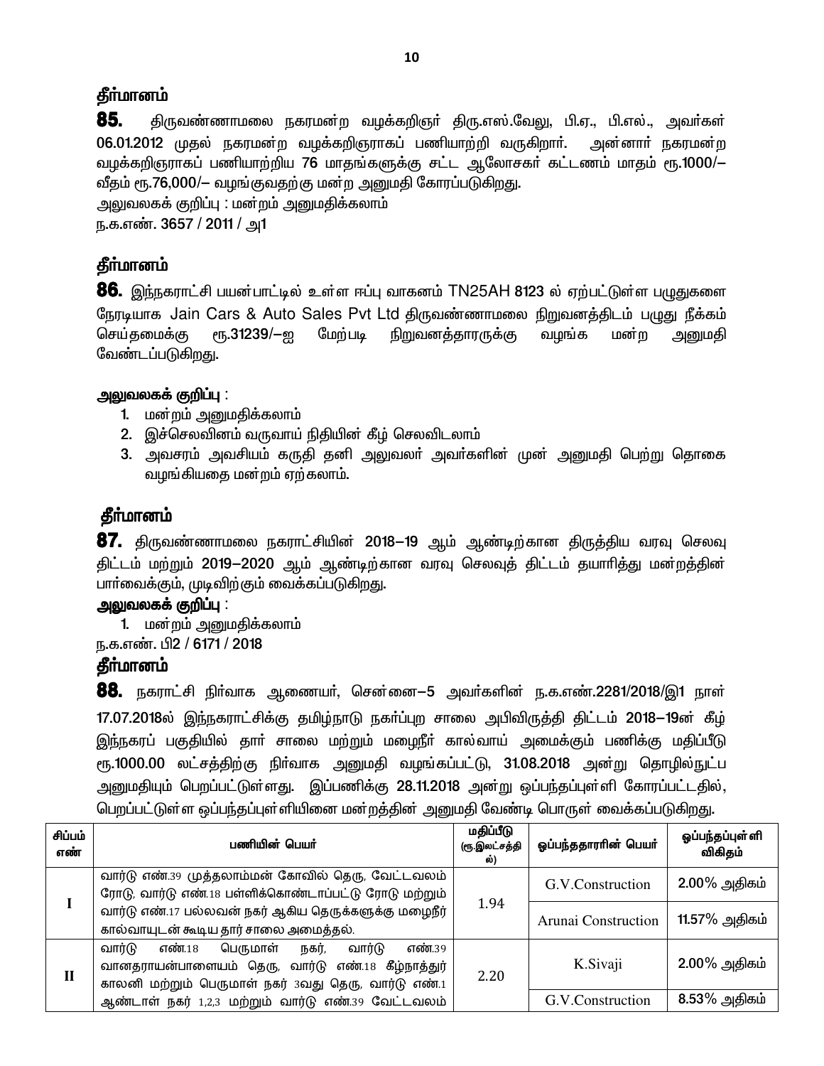### தீர்மானம்

**85.** திருவண்ணாமலை நகரமன்ற வழக்கறிஞர் திரு.எஸ்.வேலு, பி.ஏ., பி.எல்., அவர்கள் 06.01.2012 முதல் நகரமன்ற வழக்கறிஞராகப் பணியாற்றி வருகிறார். அன்னார் நகரமன்ற வழக்கறிஞராகப் பணியாற்றிய 76 மாதங்களுக்கு சட்ட ஆலோசகர் கட்டணம் மாதம் ரூ.1000/– வீதம் ரூ.76,000/– வழங்குவதற்கு மன்ற அனுமதி கோரப்படுகிறது.

அலுவலகக் குறிப்பு : மன்றம் அனுமதிக்கலாம்

ந.க.எண். 3657 / 2011 / அ1

### தீர்மானம்

**86.** இந்நகராட்சி பயன்பாட்டில் உள்ள ஈப்பு வாகனம் TN25AH 8123 ல் ஏற்பட்டுள்ள பழுதுகளை நேரடியாக Jain Cars & Auto Sales Pvt Ltd திருவண்ணாமலை நிறுவனத்திடம் பழுது நீக்கம் செய்தமைக்கு ரூ.31239/–ஐ மேற்படி நிறுவனத்தாருக்கு வழங்க மன்ற அனுமதி வேண்டப்படுகிறது.

**அலுவலகக் குறிப்பு** :

1. மன்றம் அனுமதிக்கலாம்
2. இச்செலவினம் வருவாய் நிதியின் கீழ் செலவிடலாம்
3. அவசரம் அவசியம் கருதி தனி அலுவலர் அவர்களின் முன் அனுமதி பெற்று தொகை வழங்கியதை மன்றம் ஏற்கலாம்.

### தீர்மானம்

**87.** திருவண்ணாமலை நகராட்சியின் 2018–19 ஆம் ஆண்டிற்கான திருத்திய வரவு செலவு திட்டம் மற்றும் 2019–2020 ஆம் ஆண்டிற்கான வரவு செலவுத் திட்டம் தயாரித்து மன்றத்தின் பார்வைக்கும், முடிவிற்கும் வைக்கப்படுகிறது.

**அலுவலகக் குறிப்பு** :

1. மன்றம் அனுமதிக்கலாம்

ந.க.எண். பி2 / 6171 / 2018

### தீர்மானம்

**88.** நகராட்சி நிர்வாக ஆணையர், சென்னை–5 அவர்களின் ந.க.எண்.2281/2018/இ1 நாள் 17.07.2018ல் இந்நகராட்சிக்கு தமிழ்நாடு நகர்ப்புற சாலை அபிவிருத்தி திட்டம் 2018–19ன் கீழ் இந்நகரப் பகுதியில் தார் சாலை மற்றும் மழைநீர் கால்வாய் அமைக்கும் பணிக்கு மதிப்பீடு ரூ.1000.00 லட்சத்திற்கு நிர்வாக அனுமதி வழங்கப்பட்டு, 31.08.2018 அன்று தொழில்நுட்ப அனுமதியும் பெறப்பட்டுள்ளது. இப்பணிக்கு 28.11.2018 அன்று ஒப்பந்தப்புள்ளி கோரப்பட்டதில், பெறப்பட்டுள்ள ஒப்பந்தப்புள்ளியினை மன்றத்தின் அனுமதி வேண்டி பொருள் வைக்கப்படுகிறது.

| சிப்பம் எண் | பணியின் பெயர் | மதிப்பீடு (ரூ.இலட்சத்தில்) | ஒப்பந்ததாரரின் பெயர் | ஒப்பந்தப்புள்ளி விகிதம் |
|---|---|---|---|---|
| I | வார்டு எண்.39 முத்தலாம்மன் கோவில் தெரு, வேட்டவலம் ரோடு, வார்டு எண்.18 பள்ளிக்கொண்டாப்பட்டு ரோடு மற்றும் வார்டு எண்.17 பல்லவன் நகர் ஆகிய தெருக்களுக்கு மழைநீர் கால்வாயுடன் கூடிய தார் சாலை அமைத்தல். | 1.94 | G.V.Construction | 2.00% அதிகம் |
| | | | Arunai Construction | 11.57% அதிகம் |
| II | வார்டு எண்.18 பெருமாள் நகர், வார்டு எண்.39 வானதராயன்பாளையம் தெரு, வார்டு எண்.18 கீழ்நாத்துர் காலனி மற்றும் பெருமாள் நகர் 3வது தெரு, வார்டு எண்.1 ஆண்டாள் நகர் 1,2,3 மற்றும் வார்டு எண்.39 வேட்டவலம் | 2.20 | K.Sivaji | 2.00% அதிகம் |
| | | | G.V.Construction | 8.53% அதிகம் |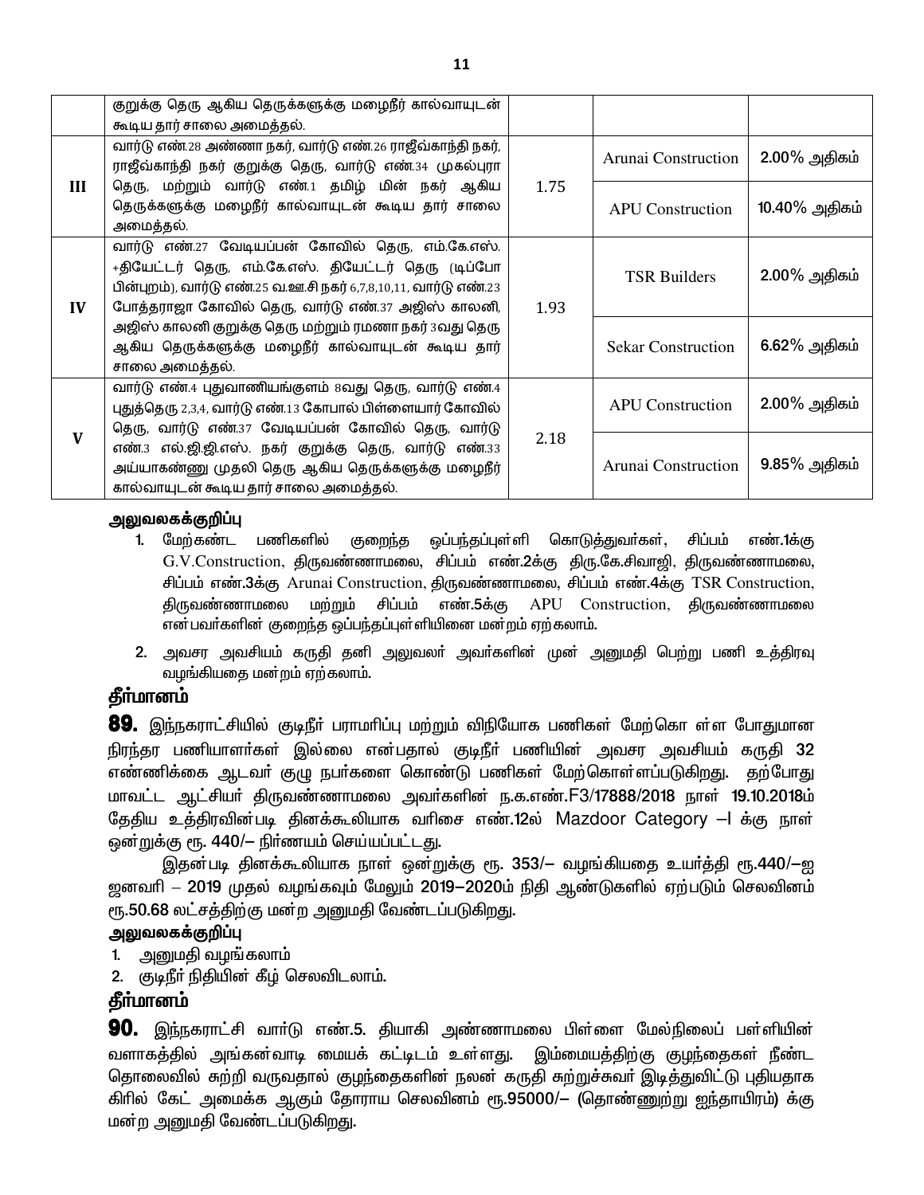| | | | | |
|---|---|---|---|---|
| | குறுக்கு தெரு ஆகிய தெருக்களுக்கு மழைநீர் கால்வாயுடன் கூடிய தார் சாலை அமைத்தல். | | | |
| III | வார்டு எண்.28 அண்ணா நகர், வார்டு எண்.26 ராஜீவ்காந்தி நகர், ராஜீவ்காந்தி நகர் குறுக்கு தெரு, வார்டு எண்.34 முகல்புரா தெரு, மற்றும் வார்டு எண்.1 தமிழ் மின் நகர் ஆகிய தெருக்களுக்கு மழைநீர் கால்வாயுடன் கூடிய தார் சாலை அமைத்தல். | 1.75 | Arunai Construction | 2.00% அதிகம் |
| | | | APU Construction | 10.40% அதிகம் |
| IV | வார்டு எண்.27 வேடியப்பன் கோவில் தெரு, எம்.கே.எஸ். +தியேட்டர் தெரு, எம்.கே.எஸ். தியேட்டர் தெரு (டிப்போ பின்புறம்), வார்டு எண்.25 வ.ஊ.சி நகர் 6,7,8,10,11, வார்டு எண்.23 போத்தராஜா கோவில் தெரு, வார்டு எண்.37 அஜிஸ் காலனி, அஜிஸ் காலனி குறுக்கு தெரு மற்றும் ரமணா நகர் 3வது தெரு ஆகிய தெருக்களுக்கு மழைநீர் கால்வாயுடன் கூடிய தார் சாலை அமைத்தல். | 1.93 | TSR Builders | 2.00% அதிகம் |
| | | | Sekar Construction | 6.62% அதிகம் |
| V | வார்டு எண்.4 புதுவாணியங்குளம் 8வது தெரு, வார்டு எண்.4 புதுத்தெரு 2,3,4, வார்டு எண்.13 கோபால் பிள்ளையார் கோவில் தெரு, வார்டு எண்.37 வேடியப்பன் கோவில் தெரு, வார்டு எண்.3 எல்.ஜி.ஜி.எஸ். நகர் குறுக்கு தெரு, வார்டு எண்.33 அய்யாகண்ணு முதலி தெரு ஆகிய தெருக்களுக்கு மழைநீர் கால்வாயுடன் கூடிய தார் சாலை அமைத்தல். | 2.18 | APU Construction | 2.00% அதிகம் |
| | | | Arunai Construction | 9.85% அதிகம் |

**அலுவலகக்குறிப்பு**

1. மேற்கண்ட பணிகளில் குறைந்த ஒப்பந்தப்புள்ளி கொடுத்துவர்கள், சிப்பம் எண்.1க்கு G.V.Construction, திருவண்ணாமலை, சிப்பம் எண்.2க்கு திரு.கே.சிவாஜி, திருவண்ணாமலை, சிப்பம் எண்.3க்கு Arunai Construction, திருவண்ணாமலை, சிப்பம் எண்.4க்கு TSR Construction, திருவண்ணாமலை மற்றும் சிப்பம் எண்.5க்கு APU Construction, திருவண்ணாமலை என்பவர்களின் குறைந்த ஒப்பந்தப்புள்ளியினை மன்றம் ஏற்கலாம்.
2. அவசர அவசியம் கருதி தனி அலுவலர் அவர்களின் முன் அனுமதி பெற்று பணி உத்திரவு வழங்கியதை மன்றம் ஏற்கலாம்.

## தீர்மானம்

**89.** இந்நகராட்சியில் குடிநீர் பராமரிப்பு மற்றும் விநியோக பணிகள் மேற்கொ ள்ள போதுமான நிரந்தர பணியாளர்கள் இல்லை என்பதால் குடிநீர் பணியின் அவசர அவசியம் கருதி 32 எண்ணிக்கை ஆடவர் குழு நபர்களை கொண்டு பணிகள் மேற்கொள்ளப்படுகிறது. தற்போது மாவட்ட ஆட்சியர் திருவண்ணாமலை அவர்களின் ந.க.எண்.F3/17888/2018 நாள் 19.10.2018ம் தேதிய உத்தரவின்படி தினக்கூலியாக வரிசை எண்.12ல் Mazdoor Category –I க்கு நாள் ஒன்றுக்கு ரூ. 440/– நிர்ணயம் செய்யப்பட்டது.

இதன்படி தினக்கூலியாக நாள் ஒன்றுக்கு ரூ. 353/– வழங்கியதை உயர்த்தி ரூ.440/–ஐ ஜனவரி – 2019 முதல் வழங்கவும் மேலும் 2019–2020ம் நிதி ஆண்டுகளில் ஏற்படும் செலவினம் ரூ.50.68 லட்சத்திற்கு மன்ற அனுமதி வேண்டப்படுகிறது.

**அலுவலகக்குறிப்பு**

1. அனுமதி வழங்கலாம்
2. குடிநீர் நிதியின் கீழ் செலவிடலாம்.

## தீர்மானம்

**90.** இந்நகராட்சி வார்டு எண்.5. தியாகி அண்ணாமலை பிள்ளை மேல்நிலைப் பள்ளியின் வளாகத்தில் அங்கன்வாடி மையக் கட்டிடம் உள்ளது. இம்மையத்திற்கு குழந்தைகள் நீண்ட தொலைவில் சுற்றி வருவதால் குழந்தைகளின் நலன் கருதி சுற்றுச்சுவர் இடித்துவிட்டு புதியதாக கிரில் கேட் அமைக்க ஆகும் தோராய செலவினம் ரூ.95000/– (தொண்ணுற்று ஐந்தாயிரம்) க்கு மன்ற அனுமதி வேண்டப்படுகிறது.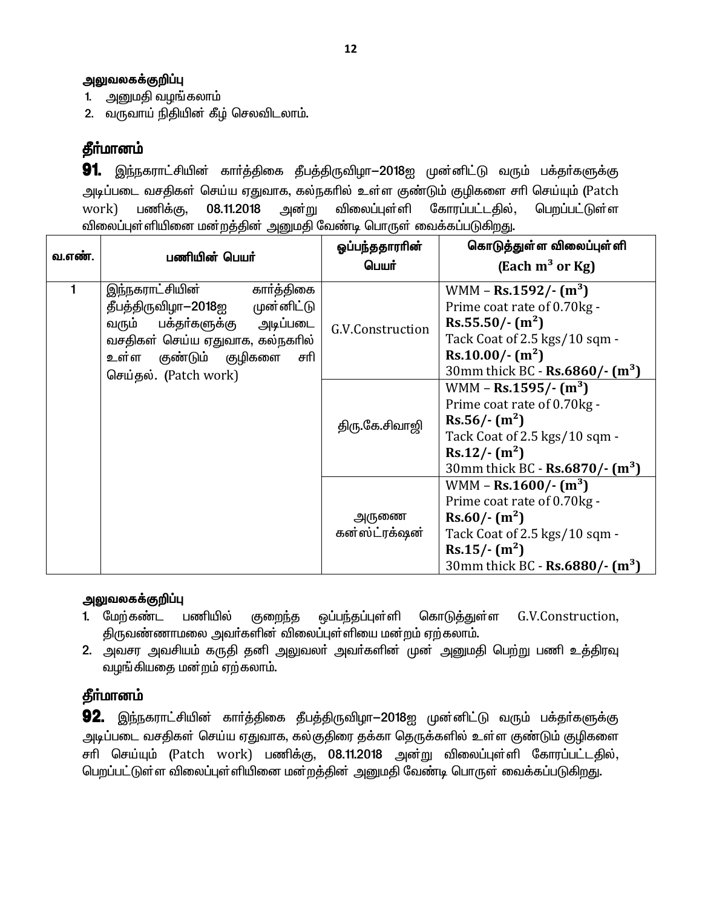**அலுவலகக்குறிப்பு**

1. அனுமதி வழங்கலாம்
2. வருவாய் நிதியின் கீழ் செலவிடலாம்.

## தீர்மானம்

**91.** இந்நகராட்சியின் கார்த்திகை தீபத்திருவிழா–2018ஐ முன்னிட்டு வரும் பக்தர்களுக்கு அடிப்படை வசதிகள் செய்ய ஏதுவாக, கல்நகரில் உள்ள குண்டும் குழிகளை சரி செய்யும் (Patch work) பணிக்கு, **08.11.2018** அன்று விலைப்புள்ளி கோரப்பட்டதில், பெறப்பட்டுள்ள விலைப்புள்ளியினை மன்றத்தின் அனுமதி வேண்டி பொருள் வைக்கப்படுகிறது.

| வ.எண். | பணியின் பெயர் | ஒப்பந்ததாரரின் பெயர் | கொடுத்துள்ள விலைப்புள்ளி (Each $m^3$ or Kg) |
|---|---|---|---|
| 1 | இந்நகராட்சியின் கார்த்திகை தீபத்திருவிழா–2018ஐ முன்னிட்டு வரும் பக்தர்களுக்கு அடிப்படை வசதிகள் செய்ய ஏதுவாக, கல்நகரில் உள்ள குண்டும் குழிகளை சரி செய்தல். (Patch work) | G.V.Construction | WMM – **Rs.1592/- ($m^3$)** Prime coat rate of 0.70kg - **Rs.55.50/- ($m^2$)** Tack Coat of 2.5 kgs/10 sqm - **Rs.10.00/- ($m^2$)** 30mm thick BC - **Rs.6860/- ($m^3$)** |
| | | திரு.கே.சிவாஜி | WMM – **Rs.1595/- ($m^3$)** Prime coat rate of 0.70kg - **Rs.56/- ($m^2$)** Tack Coat of 2.5 kgs/10 sqm - **Rs.12/- ($m^2$)** 30mm thick BC - **Rs.6870/- ($m^3$)** |
| | | அருணை கன்ஸ்ட்ரக்ஷன் | WMM – **Rs.1600/- ($m^3$)** Prime coat rate of 0.70kg - **Rs.60/- ($m^2$)** Tack Coat of 2.5 kgs/10 sqm - **Rs.15/- ($m^2$)** 30mm thick BC - **Rs.6880/- ($m^3$)** |

**அலுவலகக்குறிப்பு**

1. மேற்கண்ட பணியில் குறைந்த ஒப்பந்தப்புள்ளி கொடுத்துள்ள G.V.Construction, திருவண்ணாமலை அவர்களின் விலைப்புள்ளியை மன்றம் ஏற்கலாம்.
2. அவசர அவசியம் கருதி தனி அலுவலர் அவர்களின் முன் அனுமதி பெற்று பணி உத்திரவு வழங்கியதை மன்றம் ஏற்கலாம்.

## தீர்மானம்

**92.** இந்நகராட்சியின் கார்த்திகை தீபத்திருவிழா–2018ஐ முன்னிட்டு வரும் பக்தர்களுக்கு அடிப்படை வசதிகள் செய்ய ஏதுவாக, கல்குதிரை தக்கா தெருக்களில் உள்ள குண்டும் குழிகளை சரி செய்யும் (Patch work) பணிக்கு, **08.11.2018** அன்று விலைப்புள்ளி கோரப்பட்டதில், பெறப்பட்டுள்ள விலைப்புள்ளியினை மன்றத்தின் அனுமதி வேண்டி பொருள் வைக்கப்படுகிறது.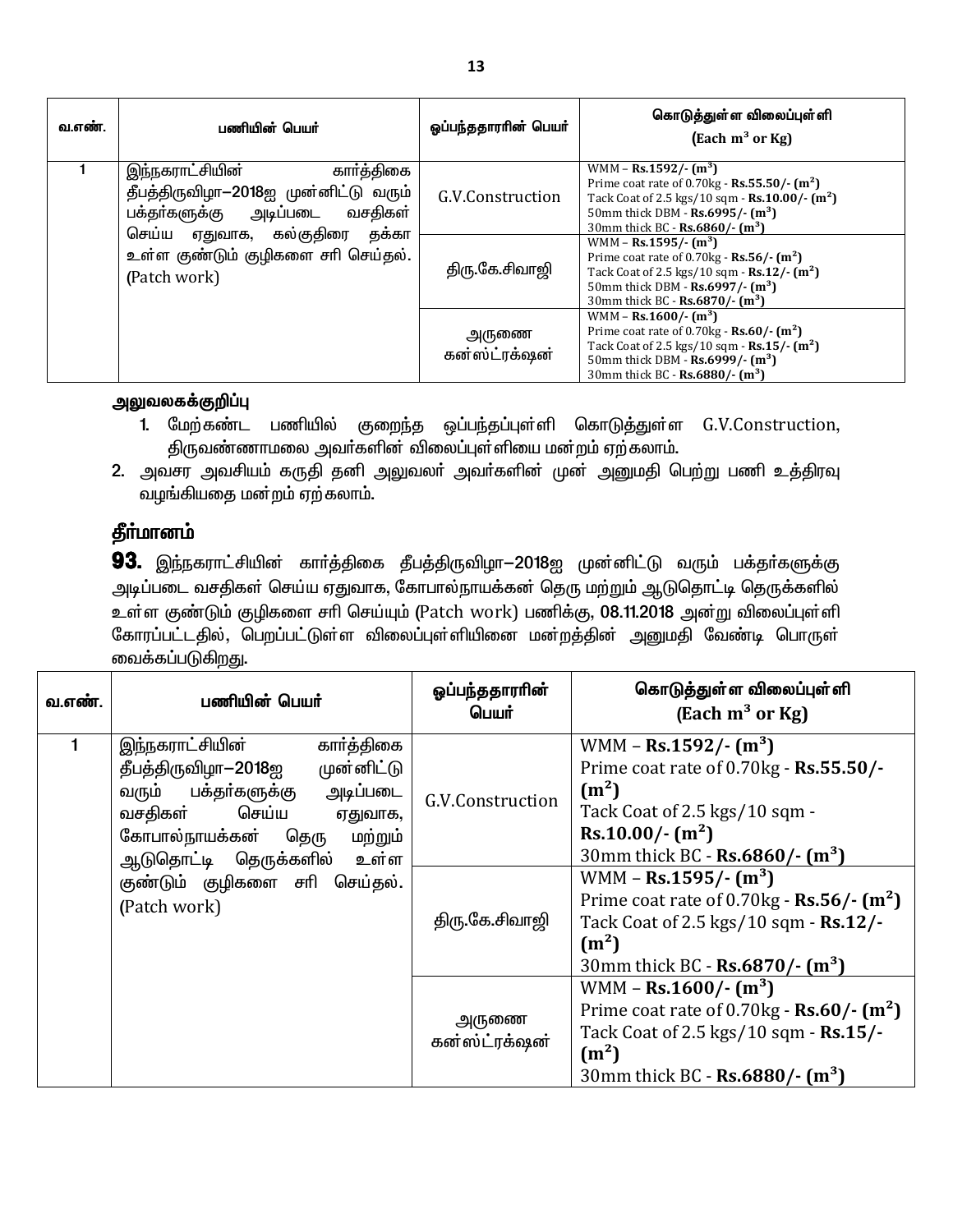| வ.எண். | பணியின் பெயர் | ஒப்பந்ததாரரின் பெயர் | கொடுத்துள்ள விலைப்புள்ளி (Each $m^3$ or Kg) |
|---|---|---|---|
| 1 | இந்நகராட்சியின் கார்த்திகை தீபத்திருவிழா–2018ஐ முன்னிட்டு வரும் பக்தர்களுக்கு அடிப்படை வசதிகள் செய்ய ஏதுவாக, கல்குதிரை தக்கா உள்ள குண்டும் குழிகளை சரி செய்தல். (Patch work) | G.V.Construction | WMM – **Rs.1592/- ($m^3$)**<br>Prime coat rate of 0.70kg - **Rs.55.50/- ($m^2$)**<br>Tack Coat of 2.5 kgs/10 sqm - **Rs.10.00/- ($m^2$)**<br>50mm thick DBM - **Rs.6995/- ($m^3$)**<br>30mm thick BC - **Rs.6860/- ($m^3$)** |
| | | திரு.கே.சிவாஜி | WMM – **Rs.1595/- ($m^3$)**<br>Prime coat rate of 0.70kg - **Rs.56/- ($m^2$)**<br>Tack Coat of 2.5 kgs/10 sqm - **Rs.12/- ($m^2$)**<br>50mm thick DBM - **Rs.6997/- ($m^3$)**<br>30mm thick BC - **Rs.6870/- ($m^3$)** |
| | | அருணை கன்ஸ்ட்ரக்ஷன் | WMM – **Rs.1600/- ($m^3$)**<br>Prime coat rate of 0.70kg - **Rs.60/- ($m^2$)**<br>Tack Coat of 2.5 kgs/10 sqm - **Rs.15/- ($m^2$)**<br>50mm thick DBM - **Rs.6999/- ($m^3$)**<br>30mm thick BC - **Rs.6880/- ($m^3$)** |

**அலுவலகக்குறிப்பு**

1. மேற்கண்ட பணியில் குறைந்த ஒப்பந்தப்புள்ளி கொடுத்துள்ள G.V.Construction, திருவண்ணாமலை அவர்களின் விலைப்புள்ளியை மன்றம் ஏற்கலாம்.
2. அவசர அவசியம் கருதி தனி அலுவலர் அவர்களின் முன் அனுமதி பெற்று பணி உத்திரவு வழங்கியதை மன்றம் ஏற்கலாம்.

## தீர்மானம்

**93.** இந்நகராட்சியின் கார்த்திகை தீபத்திருவிழா–2018ஐ முன்னிட்டு வரும் பக்தர்களுக்கு அடிப்படை வசதிகள் செய்ய ஏதுவாக, கோபால்நாயக்கன் தெரு மற்றும் ஆடுதொட்டி தெருக்களில் உள்ள குண்டும் குழிகளை சரி செய்யும் (Patch work) பணிக்கு, 08.11.2018 அன்று விலைப்புள்ளி கோரப்பட்டதில், பெறப்பட்டுள்ள விலைப்புள்ளியினை மன்றத்தின் அனுமதி வேண்டி பொருள் வைக்கப்படுகிறது.

| வ.எண். | பணியின் பெயர் | ஒப்பந்ததாரரின் பெயர் | கொடுத்துள்ள விலைப்புள்ளி (Each $m^3$ or Kg) |
|---|---|---|---|
| 1 | இந்நகராட்சியின் கார்த்திகை தீபத்திருவிழா–2018ஐ முன்னிட்டு வரும் பக்தர்களுக்கு அடிப்படை வசதிகள் செய்ய ஏதுவாக, கோபால்நாயக்கன் தெரு மற்றும் ஆடுதொட்டி தெருக்களில் உள்ள குண்டும் குழிகளை சரி செய்தல். (Patch work) | G.V.Construction | WMM – **Rs.1592/- ($m^3$)**<br>Prime coat rate of 0.70kg - **Rs.55.50/- ($m^2$)**<br>Tack Coat of 2.5 kgs/10 sqm - **Rs.10.00/- ($m^2$)**<br>30mm thick BC - **Rs.6860/- ($m^3$)** |
| | | திரு.கே.சிவாஜி | WMM – **Rs.1595/- ($m^3$)**<br>Prime coat rate of 0.70kg - **Rs.56/- ($m^2$)**<br>Tack Coat of 2.5 kgs/10 sqm - **Rs.12/- ($m^2$)**<br>30mm thick BC - **Rs.6870/- ($m^3$)** |
| | | அருணை கன்ஸ்ட்ரக்ஷன் | WMM – **Rs.1600/- ($m^3$)**<br>Prime coat rate of 0.70kg - **Rs.60/- ($m^2$)**<br>Tack Coat of 2.5 kgs/10 sqm - **Rs.15/- ($m^2$)**<br>30mm thick BC - **Rs.6880/- ($m^3$)** |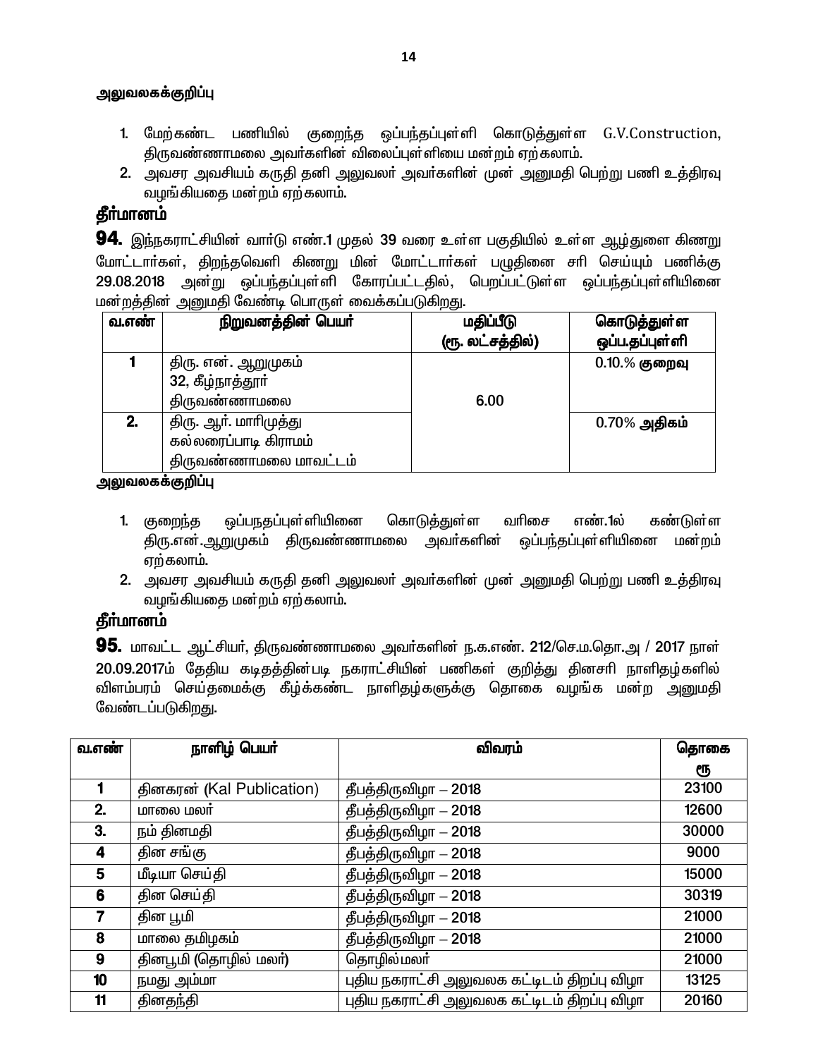**அலுவலகக்குறிப்பு**

1. மேற்கண்ட பணியில் குறைந்த ஒப்பந்தப்புள்ளி கொடுத்துள்ள G.V.Construction, திருவண்ணாமலை அவர்களின் விலைப்புள்ளியை மன்றம் ஏற்கலாம்.
2. அவசர அவசியம் கருதி தனி அலுவலர் அவர்களின் முன் அனுமதி பெற்று பணி உத்திரவு வழங்கியதை மன்றம் ஏற்கலாம்.

## தீர்மானம்

**94.** இந்நகராட்சியின் வார்டு எண்.1 முதல் 39 வரை உள்ள பகுதியில் உள்ள ஆழ்துளை கிணறு மோட்டார்கள், திறந்தவெளி கிணறு மின் மோட்டார்கள் பழுதினை சரி செய்யும் பணிக்கு **29.08.2018** அன்று ஒப்பந்தப்புள்ளி கோரப்பட்டதில், பெறப்பட்டுள்ள ஒப்பந்தப்புள்ளியினை மன்றத்தின் அனுமதி வேண்டி பொருள் வைக்கப்படுகிறது.

| வ.எண் | நிறுவனத்தின் பெயர் | மதிப்பீடு (ரூ. லட்சத்தில்) | கொடுத்துள்ள ஒப்ப.தப்புள்ளி |
|---|---|---|---|
| 1 | திரு. என். ஆறுமுகம்<br>32, கீழ்நாத்தூர்<br>திருவண்ணாமலை | 6.00 | 0.10.% **குறைவு** |
| 2. | திரு. ஆர். மாரிமுத்து<br>கல்லரைப்பாடி கிராமம்<br>திருவண்ணாமலை மாவட்டம் | | 0.70% **அதிகம்** |

**அலுவலகக்குறிப்பு**

1. குறைந்த ஒப்பநதப்புள்ளியினை கொடுத்துள்ள வரிசை எண்.1ல் கண்டுள்ள திரு.என்.ஆறுமுகம் திருவண்ணாமலை அவர்களின் ஒப்பந்தப்புள்ளியினை மன்றம் ஏற்கலாம்.
2. அவசர அவசியம் கருதி தனி அலுவலர் அவர்களின் முன் அனுமதி பெற்று பணி உத்திரவு வழங்கியதை மன்றம் ஏற்கலாம்.

## தீர்மானம்

**95.** மாவட்ட ஆட்சியர், திருவண்ணாமலை அவர்களின் ந.க.எண். 212/செ.ம.தொ.அ / 2017 நாள் 20.09.2017ம் தேதிய கடிதத்தின்படி நகராட்சியின் பணிகள் குறித்து தினசரி நாளிதழ்களில் விளம்பரம் செய்தமைக்கு கீழ்க்கண்ட நாளிதழ்களுக்கு தொகை வழங்க மன்ற அனுமதி வேண்டப்படுகிறது.

| வ.எண் | நாளிழ் பெயர் | விவரம் | தொகை ரூ |
|---|---|---|---|
| 1 | தினகரன் (Kal Publication) | தீபத்திருவிழா – 2018 | 23100 |
| 2. | மாலை மலர் | தீபத்திருவிழா – 2018 | 12600 |
| 3. | நம் தினமதி | தீபத்திருவிழா – 2018 | 30000 |
| 4 | தின சங்கு | தீபத்திருவிழா – 2018 | 9000 |
| 5 | மீடியா செய்தி | தீபத்திருவிழா – 2018 | 15000 |
| 6 | தின செய்தி | தீபத்திருவிழா – 2018 | 30319 |
| 7 | தின பூமி | தீபத்திருவிழா – 2018 | 21000 |
| 8 | மாலை தமிழகம் | தீபத்திருவிழா – 2018 | 21000 |
| 9 | தினபூமி (தொழில் மலர்) | தொழில்மலர் | 21000 |
| 10 | நமது அம்மா | புதிய நகராட்சி அலுவலக கட்டிடம் திறப்பு விழா | 13125 |
| 11 | தினதந்தி | புதிய நகராட்சி அலுவலக கட்டிடம் திறப்பு விழா | 20160 |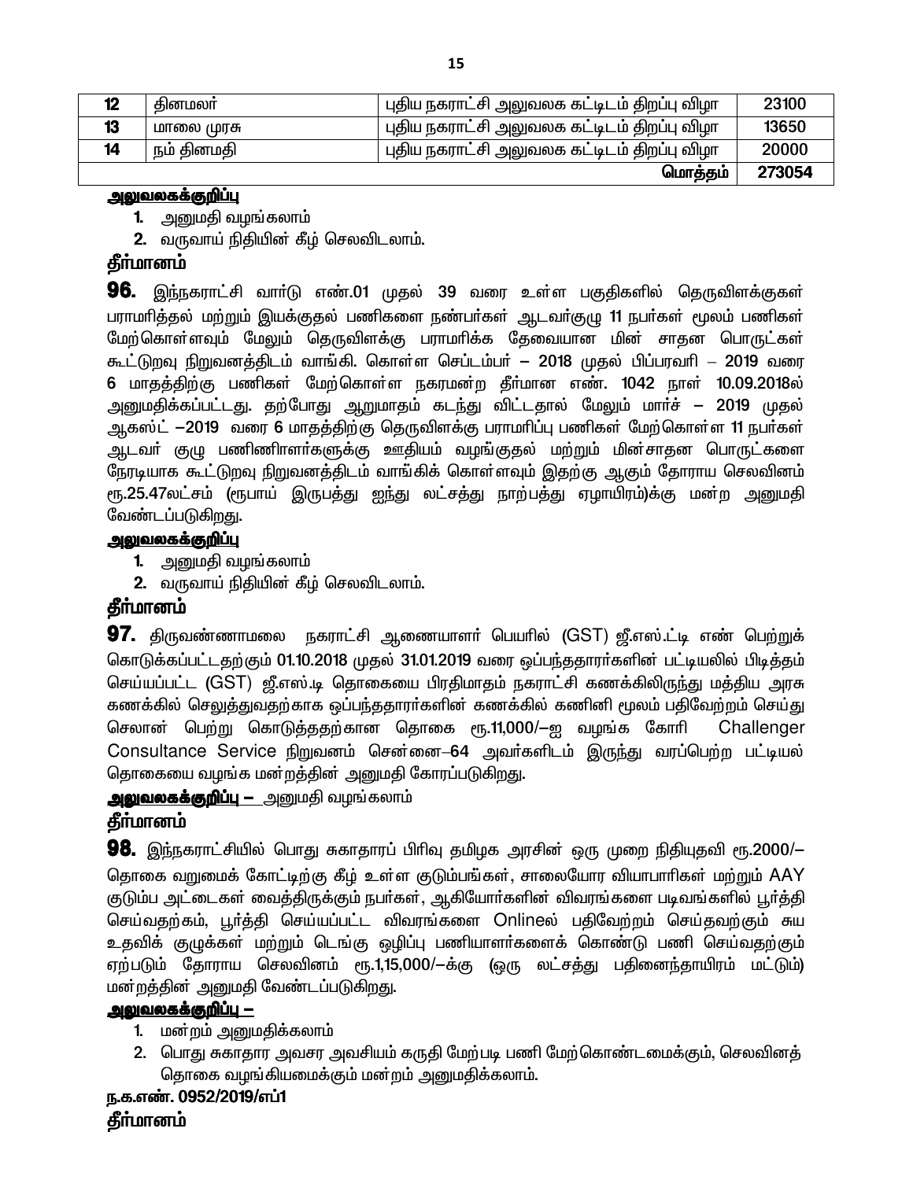| 12 | தினமலர் | புதிய நகராட்சி அலுவலக கட்டிடம் திறப்பு விழா | 23100 |
|---|---|---|---|
| 13 | மாலை முரசு | புதிய நகராட்சி அலுவலக கட்டிடம் திறப்பு விழா | 13650 |
| 14 | நம் தினமதி | புதிய நகராட்சி அலுவலக கட்டிடம் திறப்பு விழா | 20000 |
| | | மொத்தம் | 273054 |

**அலுவலகக்குறிப்பு**

1. அனுமதி வழங்கலாம்
2. வருவாய் நிதியின் கீழ் செலவிடலாம்.

**தீர்மானம்**

**96.** இந்நகராட்சி வார்டு எண்.01 முதல் 39 வரை உள்ள பகுதிகளில் தெருவிளக்குகள் பராமரித்தல் மற்றும் இயக்குதல் பணிகளை நண்பர்கள் ஆடவர்குழு 11 நபர்கள் மூலம் பணிகள் மேற்கொள்ளவும் மேலும் தெருவிளக்கு பராமரிக்க தேவையான மின் சாதன பொருட்கள் கூட்டுறவு நிறுவனத்திடம் வாங்கி. கொள்ள செப்டம்பர் – 2018 முதல் பிப்பரவரி – 2019 வரை 6 மாதத்திற்கு பணிகள் மேற்கொள்ள நகரமன்ற தீர்மான எண். 1042 நாள் 10.09.2018ல் அனுமதிக்கப்பட்டது. தற்போது ஆறுமாதம் கடந்து விட்டதால் மேலும் மார்ச் – 2019 முதல் ஆகஸ்ட் –2019 வரை 6 மாதத்திற்கு தெருவிளக்கு பராமரிப்பு பணிகள் மேற்கொள்ள 11 நபர்கள் ஆடவர் குழு பணிணிாளர்களுக்கு ஊதியம் வழங்குதல் மற்றும் மின்சாதன பொருட்களை நேரடியாக கூட்டுறவு நிறுவனத்திடம் வாங்கிக் கொள்ளவும் இதற்கு ஆகும் தோராய செலவினம் ரூ.25.47லட்சம் (ரூபாய் இருபத்து ஐந்து லட்சத்து நாற்பத்து ஏழாயிரம்)க்கு மன்ற அனுமதி வேண்டப்படுகிறது.

**அலுவலகக்குறிப்பு**

1. அனுமதி வழங்கலாம்
2. வருவாய் நிதியின் கீழ் செலவிடலாம்.

**தீர்மானம்**

**97.** திருவண்ணாமலை நகராட்சி ஆணையாளர் பெயரில் (GST) ஜீ.எஸ்.ட்டி எண் பெற்றுக் கொடுக்கப்பட்டதற்கும் 01.10.2018 முதல் 31.01.2019 வரை ஒப்பந்ததாரர்களின் பட்டியலில் பிடித்தம் செய்யப்பட்ட (GST) ஜீ.எஸ்.டி தொகையை பிரதிமாதம் நகராட்சி கணக்கிலிருந்து மத்திய அரசு கணக்கில் செலுத்துவதற்காக ஒப்பந்ததாரர்களின் கணக்கில் கணினி மூலம் பதிவேற்றம் செய்து செலான் பெற்று கொடுத்ததற்கான தொகை ரூ.11,000/–ஐ வழங்க கோரி Challenger Consultance Service நிறுவனம் சென்னை–64 அவர்களிடம் இருந்து வரப்பெற்ற பட்டியல் தொகையை வழங்க மன்றத்தின் அனுமதி கோரப்படுகிறது.

**அலுவலகக்குறிப்பு –** அனுமதி வழங்கலாம்

**தீர்மானம்**

**98.** இந்நகராட்சியில் பொது சுகாதாரப் பிரிவு தமிழக அரசின் ஒரு முறை நிதியுதவி ரூ.2000/– தொகை வறுமைக் கோட்டிற்கு கீழ் உள்ள குடும்பங்கள், சாலையோர வியாபாரிகள் மற்றும் AAY குடும்ப அட்டைகள் வைத்திருக்கும் நபர்கள், ஆகியோர்களின் விவரங்களை படிவங்களில் பூர்த்தி செய்வதற்கம், பூர்த்தி செய்யப்பட்ட விவரங்களை Onlineல் பதிவேற்றம் செய்தவற்கும் சுய உதவிக் குழுக்கள் மற்றும் டெங்கு ஒழிப்பு பணியாளர்களைக் கொண்டு பணி செய்வதற்கும் ஏற்படும் தோராய செலவினம் ரூ.1,15,000/–க்கு (ஒரு லட்சத்து பதினைந்தாயிரம் மட்டும்) மன்றத்தின் அனுமதி வேண்டப்படுகிறது.

**அலுவலகக்குறிப்பு –**

1. மன்றம் அனுமதிக்கலாம்
2. பொது சுகாதார அவசர அவசியம் கருதி மேற்படி பணி மேற்கொண்டமைக்கும், செலவினத் தொகை வழங்கியமைக்கும் மன்றம் அனுமதிக்கலாம்.

**ந.க.எண். 0952/2019/எப்1**

**தீர்மானம்**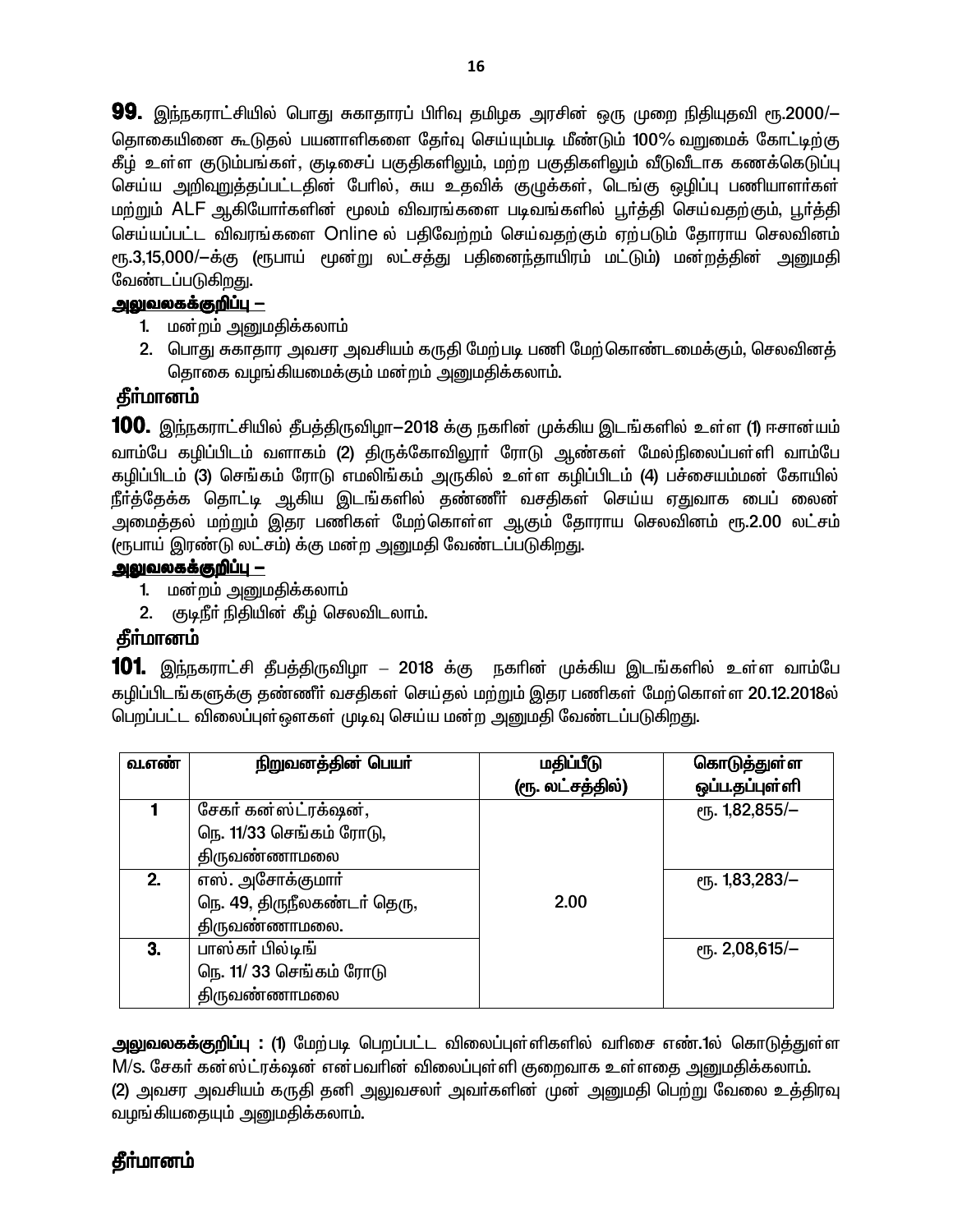**99.** இந்நகராட்சியில் பொது சுகாதாரப் பிரிவு தமிழக அரசின் ஒரு முறை நிதியுதவி ரூ.2000/– தொகையினை கூடுதல் பயனாளிகளை தேர்வு செய்யும்படி மீண்டும் 100% வறுமைக் கோட்டிற்கு கீழ் உள்ள குடும்பங்கள், குடிசைப் பகுதிகளிலும், மற்ற பகுதிகளிலும் வீடுவீடாக கணக்கெடுப்பு செய்ய அறிவுறுத்தப்பட்டதின் பேரில், சுய உதவிக் குழுக்கள், டெங்கு ஒழிப்பு பணியாளர்கள் மற்றும் ALF ஆகியோர்களின் மூலம் விவரங்களை படிவங்களில் பூர்த்தி செய்வதற்கும், பூர்த்தி செய்யப்பட்ட விவரங்களை Online ல் பதிவேற்றம் செய்வதற்கும் ஏற்படும் தோராய செலவினம் ரூ.3,15,000/–க்கு (ரூபாய் மூன்று லட்சத்து பதினைந்தாயிரம் மட்டும்) மன்றத்தின் அனுமதி வேண்டப்படுகிறது.

**<u>அலுவலகக்குறிப்பு –</u>**

1. மன்றம் அனுமதிக்கலாம்
2. பொது சுகாதார அவசர அவசியம் கருதி மேற்படி பணி மேற்கொண்டமைக்கும், செலவினத் தொகை வழங்கியமைக்கும் மன்றம் அனுமதிக்கலாம்.

**தீர்மானம்**

**100.** இந்நகராட்சியில் தீபத்திருவிழா–2018 க்கு நகரின் முக்கிய இடங்களில் உள்ள (1) ஈசான்யம் வாம்பே கழிப்பிடம் வளாகம் (2) திருக்கோவிலூர் ரோடு ஆண்கள் மேல்நிலைப்பள்ளி வாம்பே கழிப்பிடம் (3) செங்கம் ரோடு எமலிங்கம் அருகில் உள்ள கழிப்பிடம் (4) பச்சையம்மன் கோயில் நீர்த்தேக்க தொட்டி ஆகிய இடங்களில் தண்ணீர் வசதிகள் செய்ய ஏதுவாக பைப் லைன் அமைத்தல் மற்றும் இதர பணிகள் மேற்கொள்ள ஆகும் தோராய செலவினம் ரூ.2.00 லட்சம் (ரூபாய் இரண்டு லட்சம்) க்கு மன்ற அனுமதி வேண்டப்படுகிறது.

**<u>அலுவலகக்குறிப்பு –</u>**

1. மன்றம் அனுமதிக்கலாம்
2. குடிநீர் நிதியின் கீழ் செலவிடலாம்.

**தீர்மானம்**

**101.** இந்நகராட்சி தீபத்திருவிழா – 2018 க்கு நகரின் முக்கிய இடங்களில் உள்ள வாம்பே கழிப்பிடங்களுக்கு தண்ணீர் வசதிகள் செய்தல் மற்றும் இதர பணிகள் மேற்கொள்ள 20.12.2018ல் பெறப்பட்ட விலைப்புள்ஒளகள் முடிவு செய்ய மன்ற அனுமதி வேண்டப்படுகிறது.

| வ.எண் | நிறுவனத்தின் பெயர் | மதிப்பீடு (ரூ. லட்சத்தில்) | கொடுத்துள்ள ஒப்ப.தப்புள்ளி |
|---|---|---|---|
| 1 | சேகர் கன்ஸ்ட்ரக்ஷன், நெ. 11/33 செங்கம் ரோடு, திருவண்ணாமலை | 2.00 | ரூ. 1,82,855/– |
| 2. | எஸ். அசோக்குமார் நெ. 49, திருநீலகண்டர் தெரு, திருவண்ணாமலை. | | ரூ. 1,83,283/– |
| 3. | பாஸ்கர் பில்டிங் நெ. 11/ 33 செங்கம் ரோடு திருவண்ணாமலை | | ரூ. 2,08,615/– |

**<u>அலுவலகக்குறிப்பு</u> :** (1) மேற்படி பெறப்பட்ட விலைப்புள்ளிகளில் வரிசை எண்.1ல் கொடுத்துள்ள M/s. சேகர் கன்ஸ்ட்ரக்ஷன் என்பவரின் விலைப்புள்ளி குறைவாக உள்ளதை அனுமதிக்கலாம்.
(2) அவசர அவசியம் கருதி தனி அலுவசலர் அவர்களின் முன் அனுமதி பெற்று வேலை உத்திரவு வழங்கியதையும் அனுமதிக்கலாம்.

**தீர்மானம்**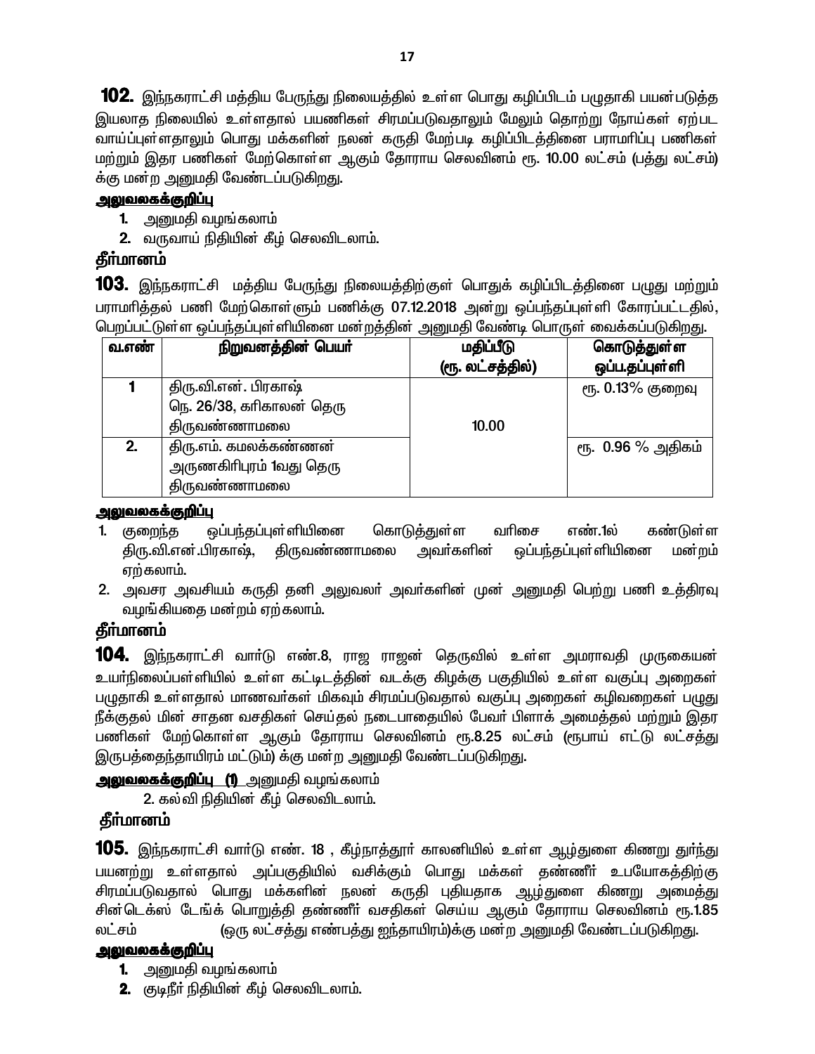**102.** இந்நகராட்சி மத்திய பேருந்து நிலையத்தில் உள்ள பொது கழிப்பிடம் பழுதாகி பயன்படுத்த இயலாத நிலையில் உள்ளதால் பயணிகள் சிரமப்படுவதாலும் மேலும் தொற்று நோய்கள் ஏற்பட வாய்ப்புள்ளதாலும் பொது மக்களின் நலன் கருதி மேற்படி கழிப்பிடத்தினை பராமரிப்பு பணிகள் மற்றும் இதர பணிகள் மேற்கொள்ள ஆகும் தோராய செலவினம் ரூ. 10.00 லட்சம் (பத்து லட்சம்) க்கு மன்ற அனுமதி வேண்டப்படுகிறது.

**அலுவலகக்குறிப்பு**

1. அனுமதி வழங்கலாம்
2. வருவாய் நிதியின் கீழ் செலவிடலாம்.

**தீர்மானம்**

**103.** இந்நகராட்சி மத்திய பேருந்து நிலையத்திற்குள் பொதுக் கழிப்பிடத்தினை பழுது மற்றும் பராமரித்தல் பணி மேற்கொள்ளும் பணிக்கு 07.12.2018 அன்று ஒப்பந்தப்புள்ளி கோரப்பட்டதில், பெறப்பட்டுள்ள ஒப்பந்தப்புள்ளியினை மன்றத்தின் அனுமதி வேண்டி பொருள் வைக்கப்படுகிறது.

| வ.எண் | நிறுவனத்தின் பெயர் | மதிப்பீடு (ரூ. லட்சத்தில்) | கொடுத்துள்ள ஒப்ப.தப்புள்ளி |
|---|---|---|---|
| 1 | திரு.வி.என். பிரகாஷ் நெ. 26/38, கரிகாலன் தெரு திருவண்ணாமலை | 10.00 | ரூ. 0.13% குறைவு |
| 2. | திரு.எம். கமலக்கண்ணன் அருணகிரிபுரம் 1வது தெரு திருவண்ணாமலை | | ரூ. 0.96 % அதிகம் |

**அலுவலகக்குறிப்பு**

1. குறைந்த ஒப்பந்தப்புள்ளியினை கொடுத்துள்ள வரிசை எண்.1ல் கண்டுள்ள திரு.வி.என்.பிரகாஷ், திருவண்ணாமலை அவர்களின் ஒப்பந்தப்புள்ளியினை மன்றம் ஏற்கலாம்.
2. அவசர அவசியம் கருதி தனி அலுவலர் அவர்களின் முன் அனுமதி பெற்று பணி உத்திரவு வழங்கியதை மன்றம் ஏற்கலாம்.

**தீர்மானம்**

**104.** இந்நகராட்சி வார்டு எண்.8, ராஜ ராஜன் தெருவில் உள்ள அமராவதி முருகையன் உயர்நிலைப்பள்ளியில் உள்ள கட்டிடத்தின் வடக்கு கிழக்கு பகுதியில் உள்ள வகுப்பு அறைகள் பழுதாகி உள்ளதால் மாணவர்கள் மிகவும் சிரமப்படுவதால் வகுப்பு அறைகள் கழிவறைகள் பழுது நீக்குதல் மின் சாதன வசதிகள் செய்தல் நடைபாதையில் பேவர் பிளாக் அமைத்தல் மற்றும் இதர பணிகள் மேற்கொள்ள ஆகும் தோராய செலவினம் ரூ.8.25 லட்சம் (ரூபாய் எட்டு லட்சத்து இருபத்தைந்தாயிரம் மட்டும்) க்கு மன்ற அனுமதி வேண்டப்படுகிறது.

**அலுவலகக்குறிப்பு (1)** அனுமதி வழங்கலாம்

2. கல்வி நிதியின் கீழ் செலவிடலாம்.

**தீர்மானம்**

**105.** இந்நகராட்சி வார்டு எண். 18 , கீழ்நாத்தூர் காலனியில் உள்ள ஆழ்துளை கிணறு தூர்ந்து பயனற்று உள்ளதால் அப்பகுதியில் வசிக்கும் பொது மக்கள் தண்ணீர் உபயோகத்திற்கு சிரமப்படுவதால் பொது மக்களின் நலன் கருதி புதியதாக ஆழ்துளை கிணறு அமைத்து சின்டெக்ஸ் டேங்க் பொறுத்தி தண்ணீர் வசதிகள் செய்ய ஆகும் தோராய செலவினம் ரூ.1.85 லட்சம் (ஒரு லட்சத்து எண்பத்து ஐந்தாயிரம்)க்கு மன்ற அனுமதி வேண்டப்படுகிறது.

**அலுவலகக்குறிப்பு**

1. அனுமதி வழங்கலாம்
2. குடிநீர் நிதியின் கீழ் செலவிடலாம்.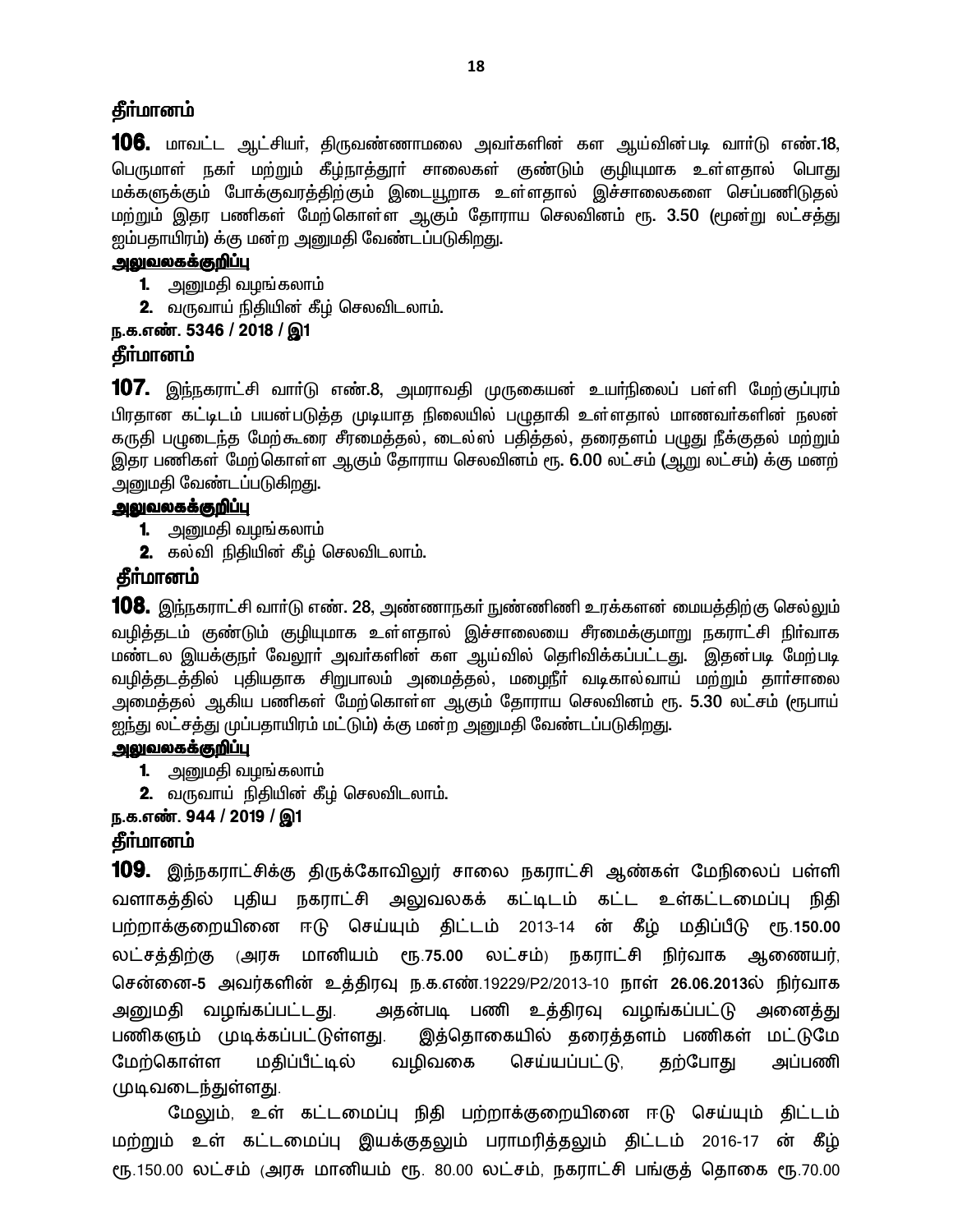**தீர்மானம்**

**106.** மாவட்ட ஆட்சியர், திருவண்ணாமலை அவர்களின் கள ஆய்வின்படி வார்டு எண்.18, பெருமாள் நகர் மற்றும் கீழ்நாத்தூர் சாலைகள் குண்டும் குழியுமாக உள்ளதால் பொது மக்களுக்கும் போக்குவரத்திற்கும் இடையூறாக உள்ளதால் இச்சாலைகளை செப்பணிடுதல் மற்றும் இதர பணிகள் மேற்கொள்ள ஆகும் தோராய செலவினம் ரூ. **3.50** (மூன்று லட்சத்து ஐம்பதாயிரம்) க்கு மன்ற அனுமதி வேண்டப்படுகிறது.

**அலுவலகக்குறிப்பு**

1. அனுமதி வழங்கலாம்
2. வருவாய் நிதியின் கீழ் செலவிடலாம்.

**ந.க.எண். 5346 / 2018 / இ1**

**தீர்மானம்**

**107.** இந்நகராட்சி வார்டு எண்.8, அமராவதி முருகையன் உயர்நிலைப் பள்ளி மேற்குப்புரம் பிரதான கட்டிடம் பயன்படுத்த முடியாத நிலையில் பழுதாகி உள்ளதால் மாணவர்களின் நலன் கருதி பழுடைந்த மேற்கூரை சீரமைத்தல், டைல்ஸ் பதித்தல், தரைதளம் பழுது நீக்குதல் மற்றும் இதர பணிகள் மேற்கொள்ள ஆகும் தோராய செலவினம் ரூ. **6.00** லட்சம் (ஆறு லட்சம்) க்கு மனற் அனுமதி வேண்டப்படுகிறது.

**அலுவலகக்குறிப்பு**

1. அனுமதி வழங்கலாம்
2. கல்வி நிதியின் கீழ் செலவிடலாம்.

**தீர்மானம்**

**108.** இந்நகராட்சி வார்டு எண். 28, அண்ணாநகர் நுண்ணிணி உரக்களன் மையத்திற்கு செல்லும் வழித்தடம் குண்டும் குழியுமாக உள்ளதால் இச்சாலையை சீரமைக்குமாறு நகராட்சி நிர்வாக மண்டல இயக்குநர் வேலூர் அவர்களின் கள ஆய்வில் தெரிவிக்கப்பட்டது. இதன்படி மேற்படி வழித்தடத்தில் புதியதாக சிறுபாலம் அமைத்தல், மழைநீர் வடிகால்வாய் மற்றும் தார்சாலை அமைத்தல் ஆகிய பணிகள் மேற்கொள்ள ஆகும் தோராய செலவினம் ரூ. **5.30** லட்சம் (ரூபாய் ஐந்து லட்சத்து முப்பதாயிரம் மட்டும்) க்கு மன்ற அனுமதி வேண்டப்படுகிறது.

**அலுவலகக்குறிப்பு**

1. அனுமதி வழங்கலாம்
2. வருவாய் நிதியின் கீழ் செலவிடலாம்.

**ந.க.எண். 944 / 2019 / இ1**

**தீர்மானம்**

**109.** இந்நகராட்சிக்கு திருக்கோவிலுர் சாலை நகராட்சி ஆண்கள் மேநிலைப் பள்ளி வளாகத்தில் புதிய நகராட்சி அலுவலகக் கட்டிடம் கட்ட உள்கட்டமைப்பு நிதி பற்றாக்குறையினை ஈடு செய்யும் திட்டம் 2013-14 ன் கீழ் மதிப்பீடு ரூ.**150.00** லட்சத்திற்கு (அரசு மானியம் ரூ.**75.00** லட்சம்) நகராட்சி நிர்வாக ஆணையர், சென்னை-**5** அவர்களின் உத்திரவு ந.க.எண்.19229/P2/2013-10 நாள் **26.06.2013**ல் நிர்வாக அனுமதி வழங்கப்பட்டது. அதன்படி பணி உத்திரவு வழங்கப்பட்டு அனைத்து பணிகளும் முடிக்கப்பட்டுள்ளது. இத்தொகையில் தரைத்தளம் பணிகள் மட்டுமே மேற்கொள்ள மதிப்பீட்டில் வழிவகை செய்யப்பட்டு, தற்போது அப்பணி முடிவடைந்துள்ளது.

மேலும், உள் கட்டமைப்பு நிதி பற்றாக்குறையினை ஈடு செய்யும் திட்டம் மற்றும் உள் கட்டமைப்பு இயக்குதலும் பராமரித்தலும் திட்டம் 2016-17 ன் கீழ் ரூ.150.00 லட்சம் (அரசு மானியம் ரூ. 80.00 லட்சம், நகராட்சி பங்குத் தொகை ரூ.70.00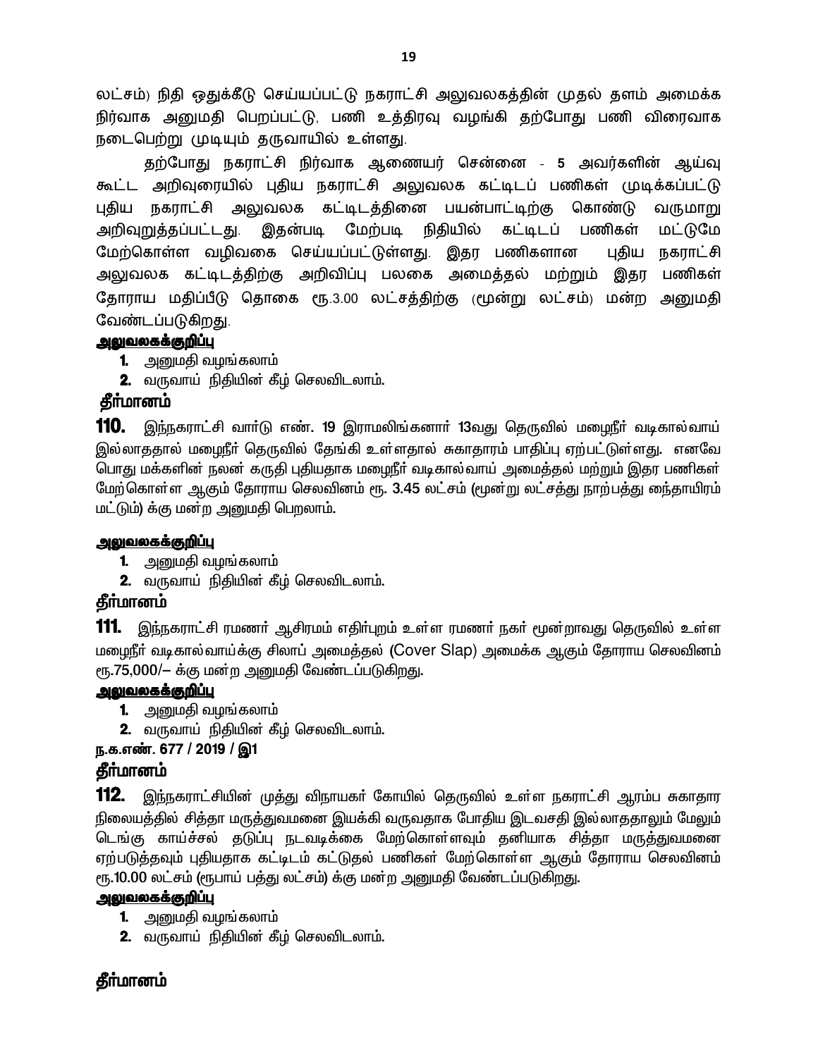லட்சம்) நிதி ஒதுக்கீடு செய்யப்பட்டு நகராட்சி அலுவலகத்தின் முதல் தளம் அமைக்க நிர்வாக அனுமதி பெறப்பட்டு, பணி உத்திரவு வழங்கி தற்போது பணி விரைவாக நடைபெற்று முடியும் தருவாயில் உள்ளது.

தற்போது நகராட்சி நிர்வாக ஆணையர் சென்னை - **5** அவர்களின் ஆய்வு கூட்ட அறிவுரையில் புதிய நகராட்சி அலுவலக கட்டிடப் பணிகள் முடிக்கப்பட்டு புதிய நகராட்சி அலுவலக கட்டிடத்தினை பயன்பாட்டிற்கு கொண்டு வருமாறு அறிவுறுத்தப்பட்டது. இதன்படி மேற்படி நிதியில் கட்டிடப் பணிகள் மட்டுமே மேற்கொள்ள வழிவகை செய்யப்பட்டுள்ளது. இதர பணிகளான புதிய நகராட்சி அலுவலக கட்டிடத்திற்கு அறிவிப்பு பலகை அமைத்தல் மற்றும் இதர பணிகள் தோராய மதிப்பீடு தொகை ரூ.3.00 லட்சத்திற்கு (மூன்று லட்சம்) மன்ற அனுமதி வேண்டப்படுகிறது.

**அலுவலகக்குறிப்பு**

1. அனுமதி வழங்கலாம்
2. வருவாய் நிதியின் கீழ் செலவிடலாம்.

**தீர்மானம்**

**110.** இந்நகராட்சி வார்டு எண். 19 இராமலிங்கனார் 13வது தெருவில் மழைநீர் வடிகால்வாய் இல்லாததால் மழைநீர் தெருவில் தேங்கி உள்ளதால் சுகாதாரம் பாதிப்பு ஏற்பட்டுள்ளது. எனவே பொது மக்களின் நலன் கருதி புதியதாக மழைநீர் வடிகால்வாய் அமைத்தல் மற்றும் இதர பணிகள் மேற்கொள்ள ஆகும் தோராய செலவினம் ரூ. 3.45 லட்சம் (மூன்று லட்சத்து நாற்பத்து நைந்தாயிரம் மட்டும்) க்கு மன்ற அனுமதி பெறலாம்.

**அலுவலகக்குறிப்பு**

1. அனுமதி வழங்கலாம்
2. வருவாய் நிதியின் கீழ் செலவிடலாம்.

**தீர்மானம்**

**111.** இந்நகராட்சி ரமணர் ஆசிரமம் எதிர்புறம் உள்ள ரமணர் நகர் மூன்றாவது தெருவில் உள்ள மழைநீர் வடிகால்வாய்க்கு சிலாப் அமைத்தல் (Cover Slap) அமைக்க ஆகும் தோராய செலவினம் ரூ.75,000/– க்கு மன்ற அனுமதி வேண்டப்படுகிறது.

**அலுவலகக்குறிப்பு**

1. அனுமதி வழங்கலாம்
2. வருவாய் நிதியின் கீழ் செலவிடலாம்.

**ந.க.எண். 677 / 2019 / இ1**

**தீர்மானம்**

**112.** இந்நகராட்சியின் முத்து விநாயகர் கோயில் தெருவில் உள்ள நகராட்சி ஆரம்ப சுகாதார நிலையத்தில் சித்தா மருத்துவமனை இயக்கி வருவதாக போதிய இடவசதி இல்லாததாலும் மேலும் டெங்கு காய்ச்சல் தடுப்பு நடவடிக்கை மேற்கொள்ளவும் தனியாக சித்தா மருத்துவமனை ஏற்படுத்தவும் புதியதாக கட்டிடம் கட்டுதல் பணிகள் மேற்கொள்ள ஆகும் தோராய செலவினம் ரூ.10.00 லட்சம் (ரூபாய் பத்து லட்சம்) க்கு மன்ற அனுமதி வேண்டப்படுகிறது.

**அலுவலகக்குறிப்பு**

1. அனுமதி வழங்கலாம்
2. வருவாய் நிதியின் கீழ் செலவிடலாம்.

**தீர்மானம்**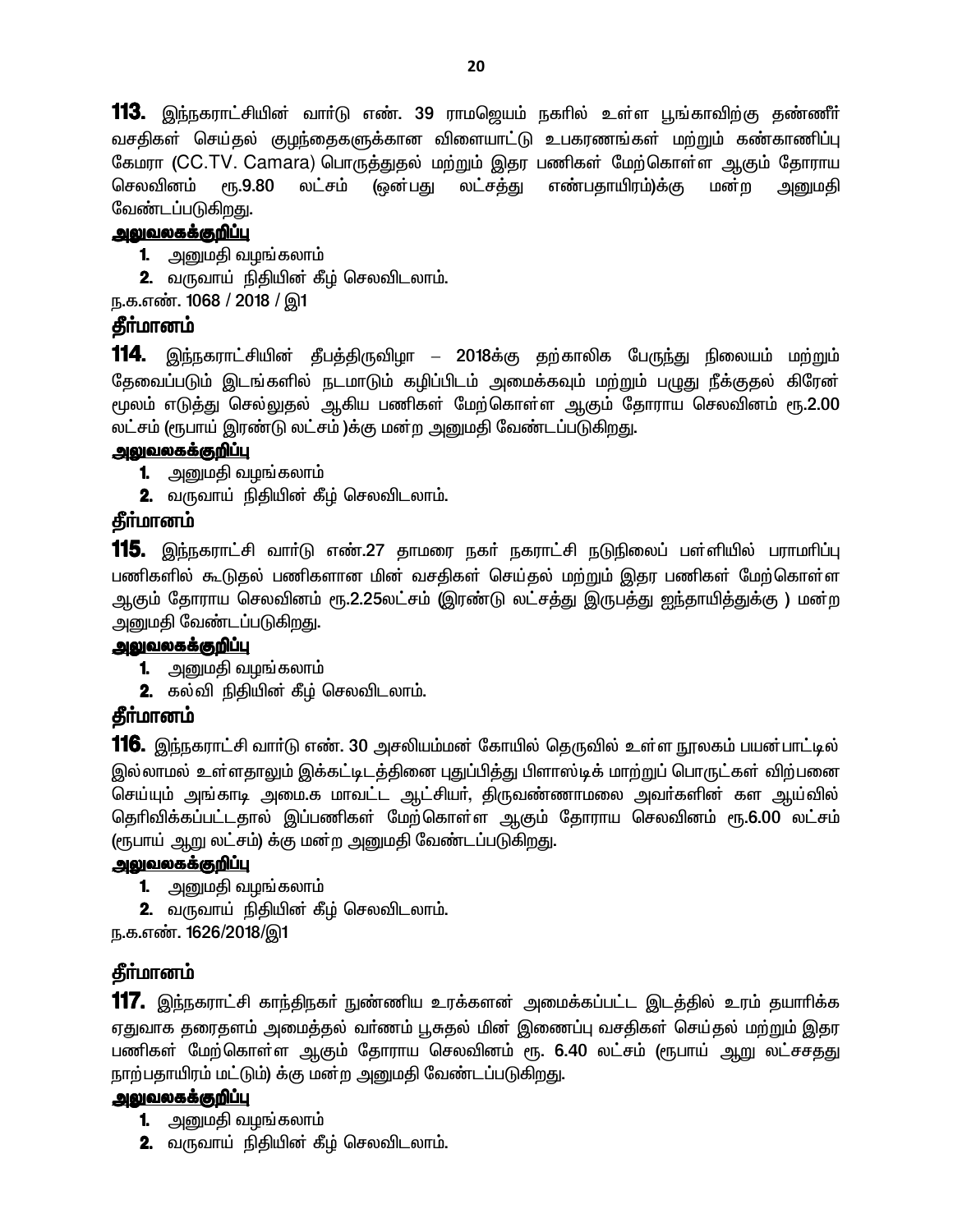**113.** இந்நகராட்சியின் வார்டு எண். 39 ராமஜெயம் நகரில் உள்ள பூங்காவிற்கு தண்ணீர் வசதிகள் செய்தல் குழந்தைகளுக்கான விளையாட்டு உபகரணங்கள் மற்றும் கண்காணிப்பு கேமரா (CC.TV. Camara) பொருத்துதல் மற்றும் இதர பணிகள் மேற்கொள்ள ஆகும் தோராய செலவினம் ரூ.9.80 லட்சம் (ஒன்பது லட்சத்து எண்பதாயிரம்)க்கு மன்ற அனுமதி வேண்டப்படுகிறது.

**அலுவலகக்குறிப்பு**

1. அனுமதி வழங்கலாம்
2. வருவாய் நிதியின் கீழ் செலவிடலாம்.

ந.க.எண். 1068 / 2018 / இ1

### தீர்மானம்

**114.** இந்நகராட்சியின் தீபத்திருவிழா – 2018க்கு தற்காலிக பேருந்து நிலையம் மற்றும் தேவைப்படும் இடங்களில் நடமாடும் கழிப்பிடம் அமைக்கவும் மற்றும் பழுது நீக்குதல் கிரேன் மூலம் எடுத்து செல்லுதல் ஆகிய பணிகள் மேற்கொள்ள ஆகும் தோராய செலவினம் ரூ.2.00 லட்சம் (ரூபாய் இரண்டு லட்சம் )க்கு மன்ற அனுமதி வேண்டப்படுகிறது.

**அலுவலகக்குறிப்பு**

1. அனுமதி வழங்கலாம்
2. வருவாய் நிதியின் கீழ் செலவிடலாம்.

### தீர்மானம்

**115.** இந்நகராட்சி வார்டு எண்.27 தாமரை நகர் நகராட்சி நடுநிலைப் பள்ளியில் பராமரிப்பு பணிகளில் கூடுதல் பணிகளான மின் வசதிகள் செய்தல் மற்றும் இதர பணிகள் மேற்கொள்ள ஆகும் தோராய செலவினம் ரூ.2.25லட்சம் (இரண்டு லட்சத்து இருபத்து ஐந்தாயித்துக்கு ) மன்ற அனுமதி வேண்டப்படுகிறது.

**அலுவலகக்குறிப்பு**

1. அனுமதி வழங்கலாம்
2. கல்வி நிதியின் கீழ் செலவிடலாம்.

### தீர்மானம்

**116.** இந்நகராட்சி வார்டு எண். 30 அசலியம்மன் கோயில் தெருவில் உள்ள நூலகம் பயன்பாட்டில் இல்லாமல் உள்ளதாலும் இக்கட்டிடத்தினை புதுப்பித்து பிளாஸ்டிக் மாற்றுப் பொருட்கள் விற்பனை செய்யும் அங்காடி அமை.க மாவட்ட ஆட்சியர், திருவண்ணாமலை அவர்களின் கள ஆய்வில் தெரிவிக்கப்பட்டதால் இப்பணிகள் மேற்கொள்ள ஆகும் தோராய செலவினம் ரூ.6.00 லட்சம் (ரூபாய் ஆறு லட்சம்) க்கு மன்ற அனுமதி வேண்டப்படுகிறது.

**அலுவலகக்குறிப்பு**

1. அனுமதி வழங்கலாம்
2. வருவாய் நிதியின் கீழ் செலவிடலாம்.

ந.க.எண். 1626/2018/இ1

### தீர்மானம்

**117.** இந்நகராட்சி காந்திநகர் நுண்ணிய உரக்களன் அமைக்கப்பட்ட இடத்தில் உரம் தயாரிக்க ஏதுவாக தரைதளம் அமைத்தல் வர்ணம் பூசுதல் மின் இணைப்பு வசதிகள் செய்தல் மற்றும் இதர பணிகள் மேற்கொள்ள ஆகும் தோராய செலவினம் ரூ. 6.40 லட்சம் (ரூபாய் ஆறு லட்சசதது நாற்பதாயிரம் மட்டும்) க்கு மன்ற அனுமதி வேண்டப்படுகிறது.

**அலுவலகக்குறிப்பு**

1. அனுமதி வழங்கலாம்
2. வருவாய் நிதியின் கீழ் செலவிடலாம்.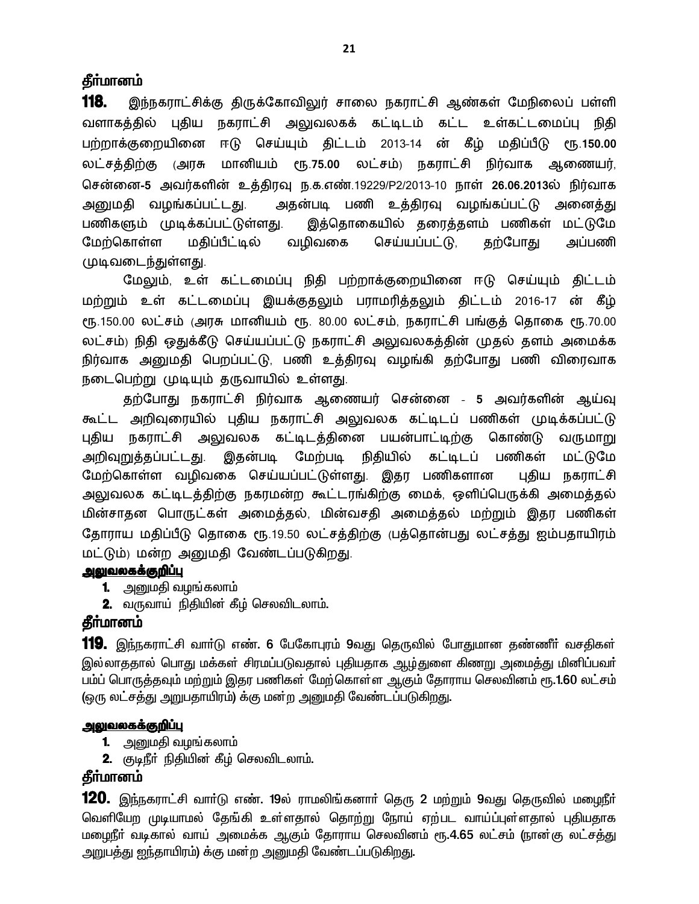## தீர்மானம்

**118.** இந்நகராட்சிக்கு திருக்கோவிலூர் சாலை நகராட்சி ஆண்கள் மேநிலைப் பள்ளி வளாகத்தில் புதிய நகராட்சி அலுவலகக் கட்டிடம் கட்ட உள்கட்டமைப்பு நிதி பற்றாக்குறையினை ஈடு செய்யும் திட்டம் 2013-14 ன் கீழ் மதிப்பீடு ரூ.**150.00** லட்சத்திற்கு (அரசு மானியம் ரூ.**75.00** லட்சம்) நகராட்சி நிர்வாக ஆணையர், சென்னை-**5** அவர்களின் உத்தரவு ந.க.எண்.19229/P2/2013-10 நாள் **26.06.2013**ல் நிர்வாக அனுமதி வழங்கப்பட்டது. அதன்படி பணி உத்திரவு வழங்கப்பட்டு அனைத்து பணிகளும் முடிக்கப்பட்டுள்ளது. இத்தொகையில் தரைத்தளம் பணிகள் மட்டுமே மேற்கொள்ள மதிப்பீட்டில் வழிவகை செய்யப்பட்டு, தற்போது அப்பணி முடிவடைந்துள்ளது.

மேலும், உள் கட்டமைப்பு நிதி பற்றாக்குறையினை ஈடு செய்யும் திட்டம் மற்றும் உள் கட்டமைப்பு இயக்குதலும் பராமரித்தலும் திட்டம் 2016-17 ன் கீழ் ரூ.150.00 லட்சம் (அரசு மானியம் ரூ. 80.00 லட்சம், நகராட்சி பங்குத் தொகை ரூ.70.00 லட்சம்) நிதி ஒதுக்கீடு செய்யப்பட்டு நகராட்சி அலுவலகத்தின் முதல் தளம் அமைக்க நிர்வாக அனுமதி பெறப்பட்டு, பணி உத்திரவு வழங்கி தற்போது பணி விரைவாக நடைபெற்று முடியும் தருவாயில் உள்ளது.

தற்போது நகராட்சி நிர்வாக ஆணையர் சென்னை - **5** அவர்களின் ஆய்வு கூட்ட அறிவுரையில் புதிய நகராட்சி அலுவலக கட்டிடப் பணிகள் முடிக்கப்பட்டு புதிய நகராட்சி அலுவலக கட்டிடத்தினை பயன்பாட்டிற்கு கொண்டு வருமாறு அறிவுறுத்தப்பட்டது. இதன்படி மேற்படி நிதியில் கட்டிடப் பணிகள் மட்டுமே மேற்கொள்ள வழிவகை செய்யப்பட்டுள்ளது. இதர பணிகளான புதிய நகராட்சி அலுவலக கட்டிடத்திற்கு நகரமன்ற கூட்டரங்கிற்கு மைக், ஒளிப்பெருக்கி அமைத்தல் மின்சாதன பொருட்கள் அமைத்தல், மின்வசதி அமைத்தல் மற்றும் இதர பணிகள் தோராய மதிப்பீடு தொகை ரூ.19.50 லட்சத்திற்கு (பத்தொன்பது லட்சத்து ஐம்பதாயிரம் மட்டும்) மன்ற அனுமதி வேண்டப்படுகிறது.

**அலுவலகக்குறிப்பு**

1. அனுமதி வழங்கலாம்
2. வருவாய் நிதியின் கீழ் செலவிடலாம்.

## தீர்மானம்

**119.** இந்நகராட்சி வார்டு எண். **6** பேகோபுரம் **9**வது தெருவில் போதுமான தண்ணீர் வசதிகள் இல்லாததால் பொது மக்கள் சிரமப்படுவதால் புதியதாக ஆழ்துளை கிணறு அமைத்து மினிப்பவர் பம்ப் பொருத்தவும் மற்றும் இதர பணிகள் மேற்கொள்ள ஆகும் தோராய செலவினம் ரூ.**1.60** லட்சம் **(ஒரு லட்சத்து அறுபதாயிரம்) க்கு மன்ற அனுமதி வேண்டப்படுகிறது.**

**அலுவலகக்குறிப்பு**

1. அனுமதி வழங்கலாம்
2. குடிநீர் நிதியின் கீழ் செலவிடலாம்.

## தீர்மானம்

**120.** இந்நகராட்சி வார்டு எண். **19**ல் ராமலிங்கனார் தெரு **2** மற்றும் **9**வது தெருவில் மழைநீர் வெளியேற முடியாமல் தேங்கி உள்ளதால் தொற்று நோய் ஏற்பட வாய்ப்புள்ளதால் புதியதாக மழைநீர் வடிகால் வாய் அமைக்க ஆகும் தோராய செலவினம் ரூ.**4.65** லட்சம் **(நான்கு லட்சத்து அறுபத்து ஐந்தாயிரம்) க்கு மன்ற அனுமதி வேண்டப்படுகிறது.**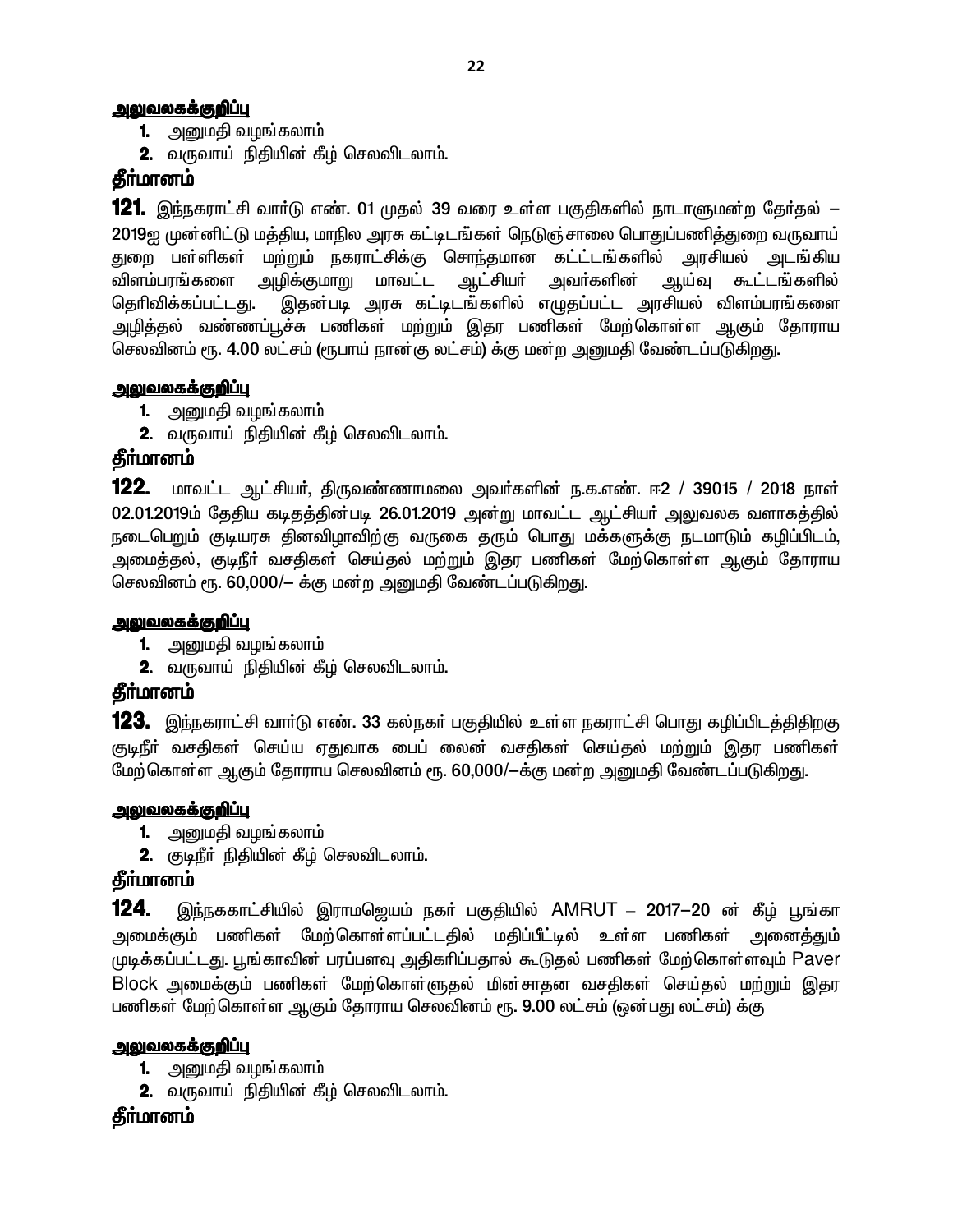**அலுவலகக்குறிப்பு**

1. அனுமதி வழங்கலாம்
2. வருவாய் நிதியின் கீழ் செலவிடலாம்.

**தீர்மானம்**

**121.** இந்நகராட்சி வார்டு எண். 01 முதல் 39 வரை உள்ள பகுதிகளில் நாடாளுமன்ற தேர்தல் – 2019ஐ முன்னிட்டு மத்திய, மாநில அரசு கட்டிடங்கள் நெடுஞ்சாலை பொதுப்பணித்துறை வருவாய் துறை பள்ளிகள் மற்றும் நகராட்சிக்கு சொந்தமான கட்ட்டங்களில் அரசியல் அடங்கிய விளம்பரங்களை அழிக்குமாறு மாவட்ட ஆட்சியர் அவர்களின் ஆய்வு கூட்டங்களில் தெரிவிக்கப்பட்டது. இதன்படி அரசு கட்டிடங்களில் எழுதப்பட்ட அரசியல் விளம்பரங்களை அழித்தல் வண்ணப்பூச்சு பணிகள் மற்றும் இதர பணிகள் மேற்கொள்ள ஆகும் தோராய செலவினம் ரூ. 4.00 லட்சம் (ரூபாய் நான்கு லட்சம்) க்கு மன்ற அனுமதி வேண்டப்படுகிறது.

**அலுவலகக்குறிப்பு**

1. அனுமதி வழங்கலாம்
2. வருவாய் நிதியின் கீழ் செலவிடலாம்.

**தீர்மானம்**

**122.** மாவட்ட ஆட்சியர், திருவண்ணாமலை அவர்களின் ந.க.எண். ஈ2 / 39015 / 2018 நாள் 02.01.2019ம் தேதிய கடிதத்தின்படி 26.01.2019 அன்று மாவட்ட ஆட்சியர் அலுவலக வளாகத்தில் நடைபெறும் குடியரசு தினவிழாவிற்கு வருகை தரும் பொது மக்களுக்கு நடமாடும் கழிப்பிடம், அமைத்தல், குடிநீர் வசதிகள் செய்தல் மற்றும் இதர பணிகள் மேற்கொள்ள ஆகும் தோராய செலவினம் ரூ. 60,000/– க்கு மன்ற அனுமதி வேண்டப்படுகிறது.

**அலுவலகக்குறிப்பு**

1. அனுமதி வழங்கலாம்
2. வருவாய் நிதியின் கீழ் செலவிடலாம்.

**தீர்மானம்**

**123.** இந்நகராட்சி வார்டு எண். 33 கல்நகர் பகுதியில் உள்ள நகராட்சி பொது கழிப்பிடத்திதிறகு குடிநீர் வசதிகள் செய்ய ஏதுவாக பைப் லைன் வசதிகள் செய்தல் மற்றும் இதர பணிகள் மேற்கொள்ள ஆகும் தோராய செலவினம் ரூ. 60,000/–க்கு மன்ற அனுமதி வேண்டப்படுகிறது.

**அலுவலகக்குறிப்பு**

1. அனுமதி வழங்கலாம்
2. குடிநீர் நிதியின் கீழ் செலவிடலாம்.

**தீர்மானம்**

**124.** இந்நககாட்சியில் இராமஜெயம் நகர் பகுதியில் AMRUT – 2017–20 ன் கீழ் பூங்கா அமைக்கும் பணிகள் மேற்கொள்ளப்பட்டதில் மதிப்பீட்டில் உள்ள பணிகள் அனைத்தும் முடிக்கப்பட்டது. பூங்காவின் பரப்பளவு அதிகரிப்பதால் கூடுதல் பணிகள் மேற்கொள்ளவும் Paver Block அமைக்கும் பணிகள் மேற்கொள்ளுதல் மின்சாதன வசதிகள் செய்தல் மற்றும் இதர பணிகள் மேற்கொள்ள ஆகும் தோராய செலவினம் ரூ. 9.00 லட்சம் (ஒன்பது லட்சம்) க்கு

**அலுவலகக்குறிப்பு**

1. அனுமதி வழங்கலாம்
2. வருவாய் நிதியின் கீழ் செலவிடலாம்.

**தீர்மானம்**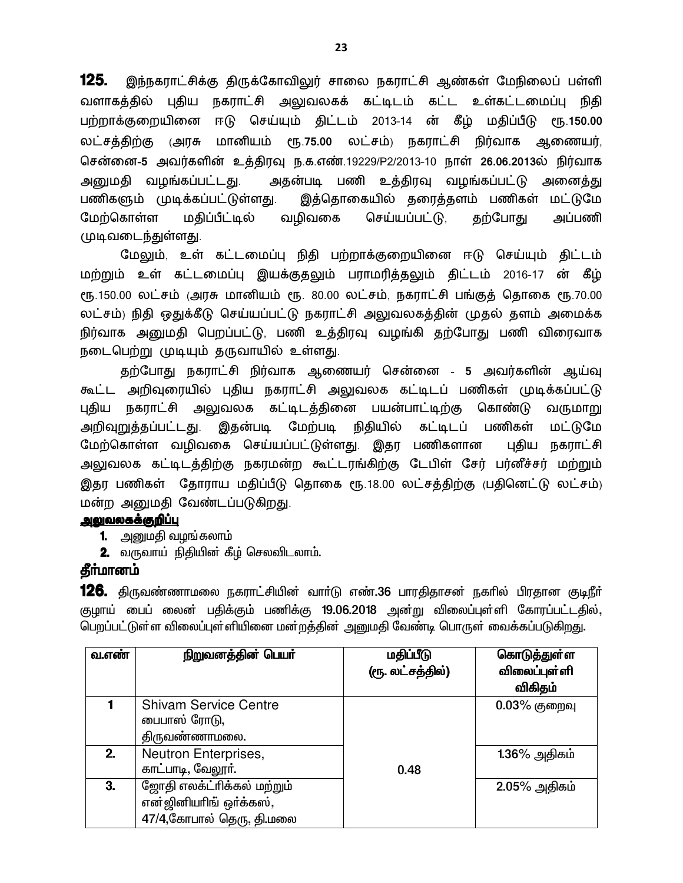**125.** இந்நகராட்சிக்கு திருக்கோவிலூர் சாலை நகராட்சி ஆண்கள் மேநிலைப் பள்ளி வளாகத்தில் புதிய நகராட்சி அலுவலகக் கட்டிடம் கட்ட உள்கட்டமைப்பு நிதி பற்றாக்குறையினை ஈடு செய்யும் திட்டம் 2013-14 ன் கீழ் மதிப்பீடு ரூ.**150.00** லட்சத்திற்கு (அரசு மானியம் ரூ.**75.00** லட்சம்) நகராட்சி நிர்வாக ஆணையர், சென்னை-**5** அவர்களின் உத்தரவு ந.க.எண்.19229/P2/2013-10 நாள் **26.06.2013**ல் நிர்வாக அனுமதி வழங்கப்பட்டது. அதன்படி பணி உத்திரவு வழங்கப்பட்டு அனைத்து பணிகளும் முடிக்கப்பட்டுள்ளது. இத்தொகையில் தரைத்தளம் பணிகள் மட்டுமே மேற்கொள்ள மதிப்பீட்டில் வழிவகை செய்யப்பட்டு, தற்போது அப்பணி முடிவடைந்துள்ளது.

மேலும், உள் கட்டமைப்பு நிதி பற்றாக்குறையினை ஈடு செய்யும் திட்டம் மற்றும் உள் கட்டமைப்பு இயக்குதலும் பராமரித்தலும் திட்டம் 2016-17 ன் கீழ் ரூ.150.00 லட்சம் (அரசு மானியம் ரூ. 80.00 லட்சம், நகராட்சி பங்குத் தொகை ரூ.70.00 லட்சம்) நிதி ஒதுக்கீடு செய்யப்பட்டு நகராட்சி அலுவலகத்தின் முதல் தளம் அமைக்க நிர்வாக அனுமதி பெறப்பட்டு, பணி உத்திரவு வழங்கி தற்போது பணி விரைவாக நடைபெற்று முடியும் தருவாயில் உள்ளது.

தற்போது நகராட்சி நிர்வாக ஆணையர் சென்னை - **5** அவர்களின் ஆய்வு கூட்ட அறிவுரையில் புதிய நகராட்சி அலுவலக கட்டிடப் பணிகள் முடிக்கப்பட்டு புதிய நகராட்சி அலுவலக கட்டிடத்தினை பயன்பாட்டிற்கு கொண்டு வருமாறு அறிவுறுத்தப்பட்டது. இதன்படி மேற்படி நிதியில் கட்டிடப் பணிகள் மட்டுமே மேற்கொள்ள வழிவகை செய்யப்பட்டுள்ளது. இதர பணிகளான புதிய நகராட்சி அலுவலக கட்டிடத்திற்கு நகரமன்ற கூட்டரங்கிற்கு டேபிள் சேர் பர்னீச்சர் மற்றும் இதர பணிகள் தோராய மதிப்பீடு தொகை ரூ.18.00 லட்சத்திற்கு (பதினெட்டு லட்சம்) மன்ற அனுமதி வேண்டப்படுகிறது.

**அலுவலகக்குறிப்பு**

1. அனுமதி வழங்கலாம்
2. வருவாய் நிதியின் கீழ் செலவிடலாம்.

**தீர்மானம்**

**126.** திருவண்ணாமலை நகராட்சியின் வார்டு எண்.36 பாரதிதாசன் நகரில் பிரதான குடிநீர் குழாய் பைப் லைன் பதிக்கும் பணிக்கு 19.06.2018 அன்று விலைப்புள்ளி கோரப்பட்டதில், பெறப்பட்டுள்ள விலைப்புள்ளியினை மன்றத்தின் அனுமதி வேண்டி பொருள் வைக்கப்படுகிறது.

| வ.எண் | நிறுவனத்தின் பெயர் | மதிப்பீடு (ரூ. லட்சத்தில்) | கொடுத்துள்ள விலைப்புள்ளி விகிதம் |
|---|---|---|---|
| 1 | Shivam Service Centre<br>பைபாஸ் ரோடு,<br>திருவண்ணாமலை. | 0.48 | 0.03% குறைவு |
| 2. | Neutron Enterprises,<br>காட்பாடி, வேலூர். | | 1.36% அதிகம் |
| 3. | ஜோதி எலக்ட்ரிக்கல் மற்றும் என்ஜினியரிங் ஒர்க்கஸ்,<br>47/4,கோபால் தெரு, தி.மலை | | 2.05% அதிகம் |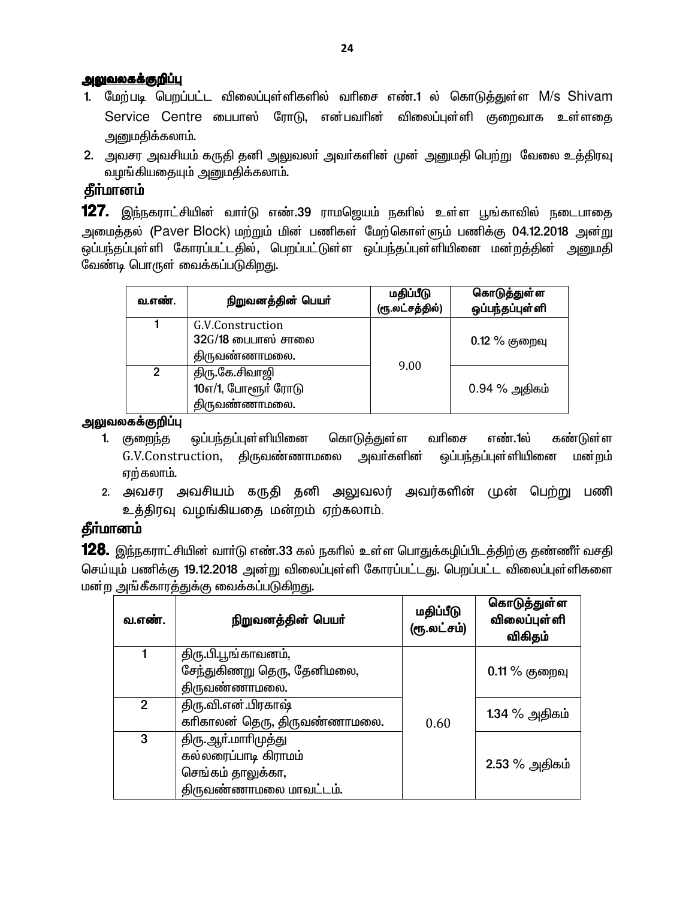**அலுவலகக்குறிப்பு**

1. மேற்படி பெறப்பட்ட விலைப்புள்ளிகளில் வரிசை எண்.1 ல் கொடுத்துள்ள M/s Shivam Service Centre பைபாஸ் ரோடு, என்பவரின் விலைப்புள்ளி குறைவாக உள்ளதை அனுமதிக்கலாம்.
2. அவசர அவசியம் கருதி தனி அலுவலர் அவர்களின் முன் அனுமதி பெற்று வேலை உத்திரவு வழங்கியதையும் அனுமதிக்கலாம்.

## தீர்மானம்

**127.** இந்நகராட்சியின் வார்டு எண்.39 ராமஜெயம் நகரில் உள்ள பூங்காவில் நடைபாதை அமைத்தல் (Paver Block) மற்றும் மின் பணிகள் மேற்கொள்ளும் பணிக்கு 04.12.2018 அன்று ஒப்பந்தப்புள்ளி கோரப்பட்டதில், பெறப்பட்டுள்ள ஒப்பந்தப்புள்ளியினை மன்றத்தின் அனுமதி வேண்டி பொருள் வைக்கப்படுகிறது.

| வ.எண். | நிறுவனத்தின் பெயர் | மதிப்பீடு (ரூ.லட்சத்தில்) | கொடுத்துள்ள ஒப்பந்தப்புள்ளி |
|---|---|---|---|
| 1 | G.V.Construction<br>32G/18 பைபாஸ் சாலை<br>திருவண்ணாமலை. | 9.00 | 0.12 % குறைவு |
| 2 | திரு.கே.சிவாஜி<br>10எ/1, போளூர் ரோடு<br>திருவண்ணாமலை. | | 0.94 % அதிகம் |

**அலுவலகக்குறிப்பு**

1. குறைந்த ஒப்பந்தப்புள்ளியினை கொடுத்துள்ள வரிசை எண்.1ல் கண்டுள்ள G.V.Construction, திருவண்ணாமலை அவர்களின் ஒப்பந்தப்புள்ளியினை மன்றம் ஏற்கலாம்.
2. அவசர அவசியம் கருதி தனி அலுவலர் அவர்களின் முன் பெற்று பணி உத்திரவு வழங்கியதை மன்றம் ஏற்கலாம்.

## தீர்மானம்

**128.** இந்நகராட்சியின் வார்டு எண்.33 கல் நகரில் உள்ள பொதுக்கழிப்பிடத்திற்கு தண்ணீர் வசதி செய்யும் பணிக்கு 19.12.2018 அன்று விலைப்புள்ளி கோரப்பட்டது. பெறப்பட்ட விலைப்புள்ளிகளை மன்ற அங்கீகாரத்துக்கு வைக்கப்படுகிறது.

| வ.எண். | நிறுவனத்தின் பெயர் | மதிப்பீடு (ரூ.லட்சம்) | கொடுத்துள்ள விலைப்புள்ளி விகிதம் |
|---|---|---|---|
| 1 | திரு.பி.பூங்காவனம்,<br>சேந்துகிணறு தெரு, தேனிமலை,<br>திருவண்ணாமலை. | 0.60 | 0.11 % குறைவு |
| 2 | திரு.வி.என்.பிரகாஷ்<br>கரிகாலன் தெரு, திருவண்ணாமலை. | | 1.34 % அதிகம் |
| 3 | திரு.ஆர்.மாரிமுத்து<br>கல்லரைப்பாடி கிராமம்<br>செங்கம் தாலுக்கா,<br>திருவண்ணாமலை மாவட்டம். | | 2.53 % அதிகம் |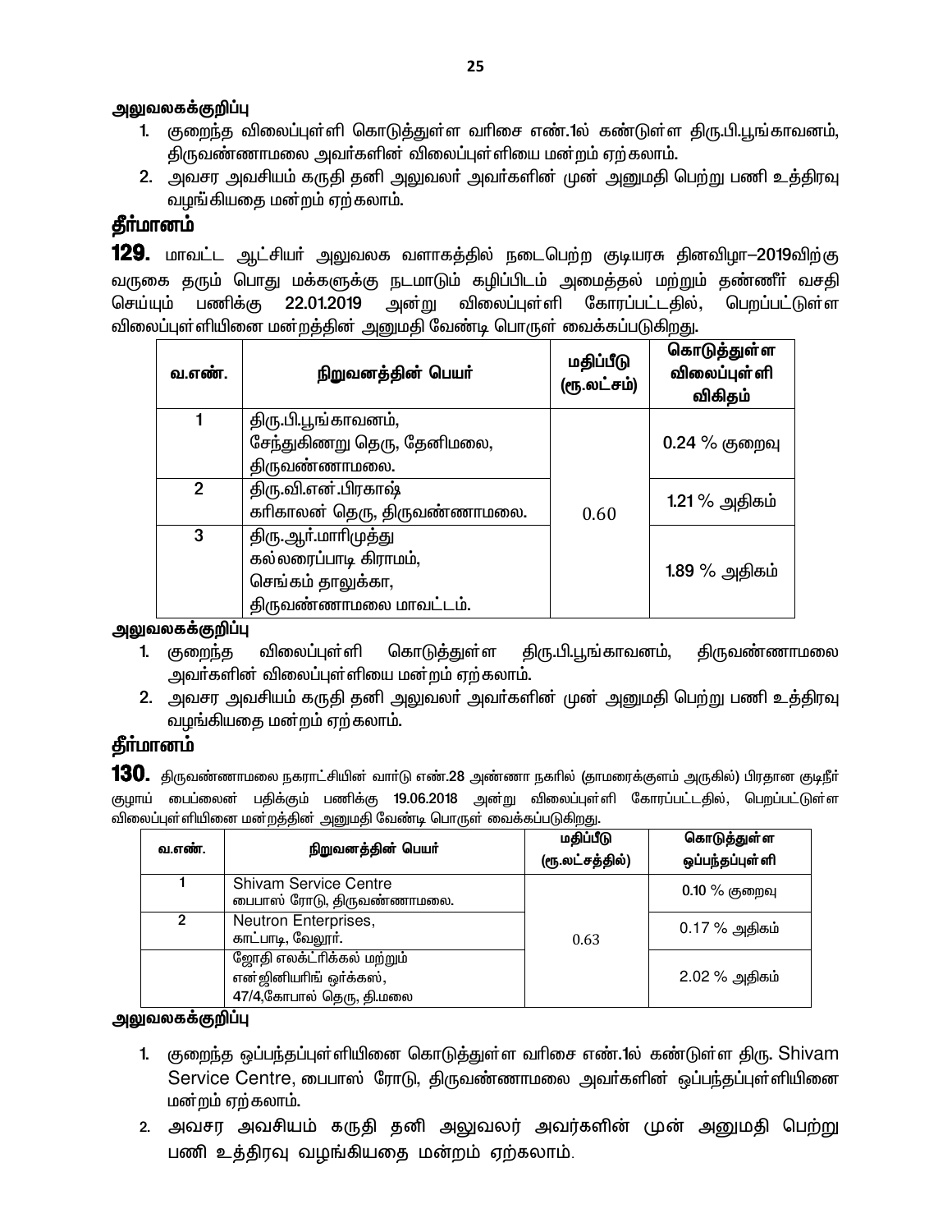**அலுவலகக்குறிப்பு**

1. குறைந்த விலைப்புள்ளி கொடுத்துள்ள வரிசை எண்.1ல் கண்டுள்ள திரு.பி.பூங்காவனம், திருவண்ணாமலை அவர்களின் விலைப்புள்ளியை மன்றம் ஏற்கலாம்.
2. அவசர அவசியம் கருதி தனி அலுவலர் அவர்களின் முன் அனுமதி பெற்று பணி உத்திரவு வழங்கியதை மன்றம் ஏற்கலாம்.

## தீர்மானம்

**129.** மாவட்ட ஆட்சியர் அலுவலக வளாகத்தில் நடைபெற்ற குடியரசு தினவிழா–2019விற்கு வருகை தரும் பொது மக்களுக்கு நடமாடும் கழிப்பிடம் அமைத்தல் மற்றும் தண்ணீர் வசதி செய்யும் பணிக்கு 22.01.2019 அன்று விலைப்புள்ளி கோரப்பட்டதில், பெறப்பட்டுள்ள விலைப்புள்ளியினை மன்றத்தின் அனுமதி வேண்டி பொருள் வைக்கப்படுகிறது.

| வ.எண். | நிறுவனத்தின் பெயர் | மதிப்பீடு (ரூ.லட்சம்) | கொடுத்துள்ள விலைப்புள்ளி விகிதம் |
|---|---|---|---|
| 1 | திரு.பி.பூங்காவனம், சேந்துகிணறு தெரு, தேனிமலை, திருவண்ணாமலை. | 0.60 | 0.24 % குறைவு |
| 2 | திரு.வி.என்.பிரகாஷ் கரிகாலன் தெரு, திருவண்ணாமலை. | | 1.21 % அதிகம் |
| 3 | திரு.ஆர்.மாரிமுத்து கல்லரைப்பாடி கிராமம், செங்கம் தாலுக்கா, திருவண்ணாமலை மாவட்டம். | | 1.89 % அதிகம் |

**அலுவலகக்குறிப்பு**

1. குறைந்த விலைப்புள்ளி கொடுத்துள்ள திரு.பி.பூங்காவனம், திருவண்ணாமலை அவர்களின் விலைப்புள்ளியை மன்றம் ஏற்கலாம்.
2. அவசர அவசியம் கருதி தனி அலுவலர் அவர்களின் முன் அனுமதி பெற்று பணி உத்திரவு வழங்கியதை மன்றம் ஏற்கலாம்.

## தீர்மானம்

**130.** திருவண்ணாமலை நகராட்சியின் வார்டு எண்.28 அண்ணா நகரில் (தாமரைக்குளம் அருகில்) பிரதான குடிநீர் குழாய் பைப்லைன் பதிக்கும் பணிக்கு 19.06.2018 அன்று விலைப்புள்ளி கோரப்பட்டதில், பெறப்பட்டுள்ள விலைப்புள்ளியினை மன்றத்தின் அனுமதி வேண்டி பொருள் வைக்கப்படுகிறது.

| வ.எண். | நிறுவனத்தின் பெயர் | மதிப்பீடு (ரூ.லட்சத்தில்) | கொடுத்துள்ள ஒப்பந்தப்புள்ளி |
|---|---|---|---|
| 1 | Shivam Service Centre பைபாஸ் ரோடு, திருவண்ணாமலை. | 0.63 | 0.10 % குறைவு |
| 2 | Neutron Enterprises, காட்பாடி, வேலூர். | | 0.17 % அதிகம் |
| | ஜோதி எலக்ட்ரிக்கல் மற்றும் என்ஜினியரிங் ஓர்க்கஸ், 47/4,கோபால் தெரு, தி.மலை | | 2.02 % அதிகம் |

**அலுவலகக்குறிப்பு**

1. குறைந்த ஒப்பந்தப்புள்ளியினை கொடுத்துள்ள வரிசை எண்.1ல் கண்டுள்ள திரு. Shivam Service Centre, பைபாஸ் ரோடு, திருவண்ணாமலை அவர்களின் ஒப்பந்தப்புள்ளியினை மன்றம் ஏற்கலாம்.
2. அவசர அவசியம் கருதி தனி அலுவலர் அவர்களின் முன் அனுமதி பெற்று பணி உத்திரவு வழங்கியதை மன்றம் ஏற்கலாம்.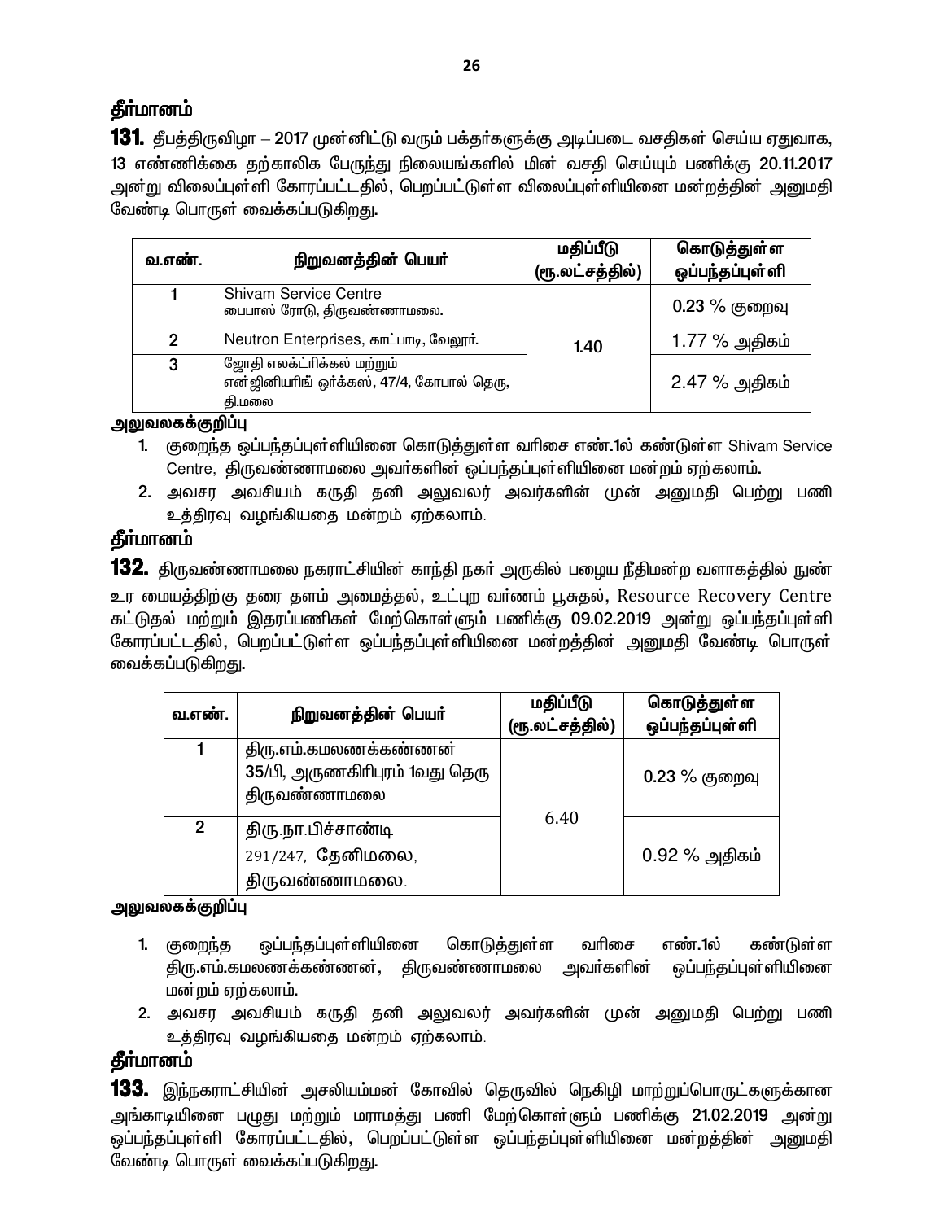## தீர்மானம்

**131.** தீபத்திருவிழா – 2017 முன்னிட்டு வரும் பக்தர்களுக்கு அடிப்படை வசதிகள் செய்ய ஏதுவாக, 13 எண்ணிக்கை தற்காலிக பேருந்து நிலையங்களில் மின் வசதி செய்யும் பணிக்கு 20.11.2017 அன்று விலைப்புள்ளி கோரப்பட்டதில், பெறப்பட்டுள்ள விலைப்புள்ளியினை மன்றத்தின் அனுமதி வேண்டி பொருள் வைக்கப்படுகிறது.

| வ.எண். | நிறுவனத்தின் பெயர் | மதிப்பீடு (ரூ.லட்சத்தில்) | கொடுத்துள்ள ஒப்பந்தப்புள்ளி |
|---|---|---|---|
| 1 | Shivam Service Centre பைபாஸ் ரோடு, திருவண்ணாமலை. | 1.40 | 0.23 % குறைவு |
| 2 | Neutron Enterprises, காட்பாடி, வேலூர். | | 1.77 % அதிகம் |
| 3 | ஜோதி எலக்ட்ரிக்கல் மற்றும் என்ஜினியரிங் ஒர்க்கஸ், 47/4, கோபால் தெரு, தி.மலை | | 2.47 % அதிகம் |

**அலுவலகக்குறிப்பு**

1. குறைந்த ஒப்பந்தப்புள்ளியினை கொடுத்துள்ள வரிசை எண்.1ல் கண்டுள்ள Shivam Service Centre, திருவண்ணாமலை அவர்களின் ஒப்பந்தப்புள்ளியினை மன்றம் ஏற்கலாம்.
2. அவசர அவசியம் கருதி தனி அலுவலர் அவர்களின் முன் அனுமதி பெற்று பணி உத்திரவு வழங்கியதை மன்றம் ஏற்கலாம்.

## தீர்மானம்

**132.** திருவண்ணாமலை நகராட்சியின் காந்தி நகர் அருகில் பழைய நீதிமன்ற வளாகத்தில் நுண் உர மையத்திற்கு தரை தளம் அமைத்தல், உட்புற வர்ணம் பூசுதல், Resource Recovery Centre கட்டுதல் மற்றும் இதரப்பணிகள் மேற்கொள்ளும் பணிக்கு 09.02.2019 அன்று ஒப்பந்தப்புள்ளி கோரப்பட்டதில், பெறப்பட்டுள்ள ஒப்பந்தப்புள்ளியினை மன்றத்தின் அனுமதி வேண்டி பொருள் வைக்கப்படுகிறது.

| வ.எண். | நிறுவனத்தின் பெயர் | மதிப்பீடு (ரூ.லட்சத்தில்) | கொடுத்துள்ள ஒப்பந்தப்புள்ளி |
|---|---|---|---|
| 1 | திரு.எம்.கமலணக்கண்ணன் 35/பி, அருணகிரிபுரம் 1வது தெரு திருவண்ணாமலை | 6.40 | 0.23 % குறைவு |
| 2 | திரு.நா.பிச்சாண்டி 291/247, தேனிமலை, திருவண்ணாமலை. | | 0.92 % அதிகம் |

**அலுவலகக்குறிப்பு**

1. குறைந்த ஒப்பந்தப்புள்ளியினை கொடுத்துள்ள வரிசை எண்.1ல் கண்டுள்ள திரு.எம்.கமலணக்கண்ணன், திருவண்ணாமலை அவர்களின் ஒப்பந்தப்புள்ளியினை மன்றம் ஏற்கலாம்.
2. அவசர அவசியம் கருதி தனி அலுவலர் அவர்களின் முன் அனுமதி பெற்று பணி உத்திரவு வழங்கியதை மன்றம் ஏற்கலாம்.

## தீர்மானம்

**133.** இந்நகராட்சியின் அசலியம்மன் கோவில் தெருவில் நெகிழி மாற்றுப்பொருட்களுக்கான அங்காடியினை பழுது மற்றும் மராமத்து பணி மேற்கொள்ளும் பணிக்கு 21.02.2019 அன்று ஒப்பந்தப்புள்ளி கோரப்பட்டதில், பெறப்பட்டுள்ள ஒப்பந்தப்புள்ளியினை மன்றத்தின் அனுமதி வேண்டி பொருள் வைக்கப்படுகிறது.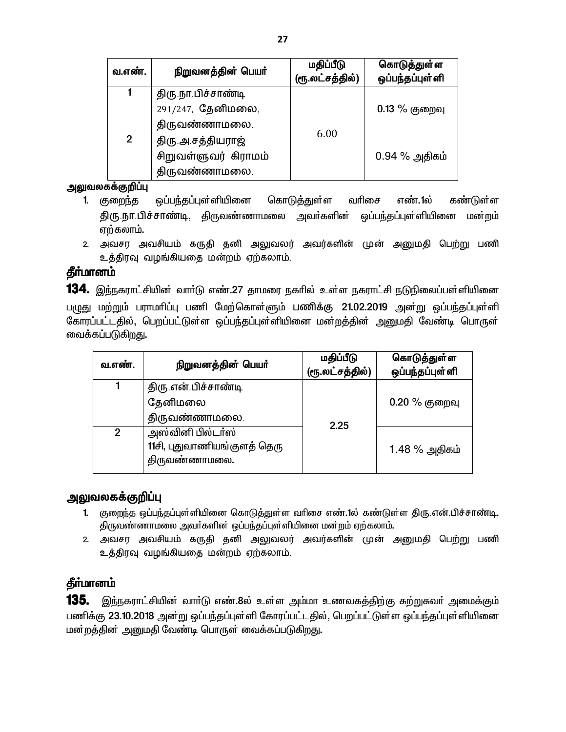| வ.எண். | நிறுவனத்தின் பெயர் | மதிப்பீடு (ரூ.லட்சத்தில்) | கொடுத்துள்ள ஒப்பந்தப்புள்ளி |
|---|---|---|---|
| 1 | திரு.நா.பிச்சாண்டி 291/247, தேனிமலை, திருவண்ணாமலை. | 6.00 | 0.13 % குறைவு |
| 2 | திரு.அ.சத்தியராஜ் சிறுவள்ளுவர் கிராமம் திருவண்ணாமலை. | | 0.94 % அதிகம் |

**அலுவலகக்குறிப்பு**

1. குறைந்த ஒப்பந்தப்புள்ளியினை கொடுத்துள்ள வரிசை எண்.1ல் கண்டுள்ள திரு.நா.பிச்சாண்டி, திருவண்ணாமலை அவர்களின் ஒப்பந்தப்புள்ளியினை மன்றம் ஏற்கலாம்.
2. அவசர அவசியம் கருதி தனி அலுவலர் அவர்களின் முன் அனுமதி பெற்று பணி உத்திரவு வழங்கியதை மன்றம் ஏற்கலாம்.

## தீர்மானம்

**134.** இந்நகராட்சியின் வார்டு எண்.27 தாமரை நகரில் உள்ள நகராட்சி நடுநிலைப்பள்ளியினை பழுது மற்றும் பராமரிப்பு பணி மேற்கொள்ளும் பணிக்கு 21.02.2019 அன்று ஒப்பந்தப்புள்ளி கோரப்பட்டதில், பெறப்பட்டுள்ள ஒப்பந்தப்புள்ளியினை மன்றத்தின் அனுமதி வேண்டி பொருள் வைக்கப்படுகிறது.

| வ.எண். | நிறுவனத்தின் பெயர் | மதிப்பீடு (ரூ.லட்சத்தில்) | கொடுத்துள்ள ஒப்பந்தப்புள்ளி |
|---|---|---|---|
| 1 | திரு.என்.பிச்சாண்டி தேனிமலை திருவண்ணாமலை. | 2.25 | 0.20 % குறைவு |
| 2 | அஸ்வினி பில்டர்ஸ் 11சி, புதுவாணியங்குளத் தெரு திருவண்ணாமலை. | | 1.48 % அதிகம் |

**அலுவலகக்குறிப்பு**

1. குறைந்த ஒப்பந்தப்புள்ளியினை கொடுத்துள்ள வரிசை எண்.1ல் கண்டுள்ள திரு.என்.பிச்சாண்டி, திருவண்ணாமலை அவர்களின் ஒப்பந்தப்புள்ளியினை மன்றம் ஏற்கலாம்.
2. அவசர அவசியம் கருதி தனி அலுவலர் அவர்களின் முன் அனுமதி பெற்று பணி உத்திரவு வழங்கியதை மன்றம் ஏற்கலாம்.

## தீர்மானம்

**135.** இந்நகராட்சியின் வார்டு எண்.8ல் உள்ள அம்மா உணவகத்திற்கு சுற்றுசுவர் அமைக்கும் பணிக்கு 23.10.2018 அன்று ஒப்பந்தப்புள்ளி கோரப்பட்டதில், பெறப்பட்டுள்ள ஒப்பந்தப்புள்ளியினை மன்றத்தின் அனுமதி வேண்டி பொருள் வைக்கப்படுகிறது.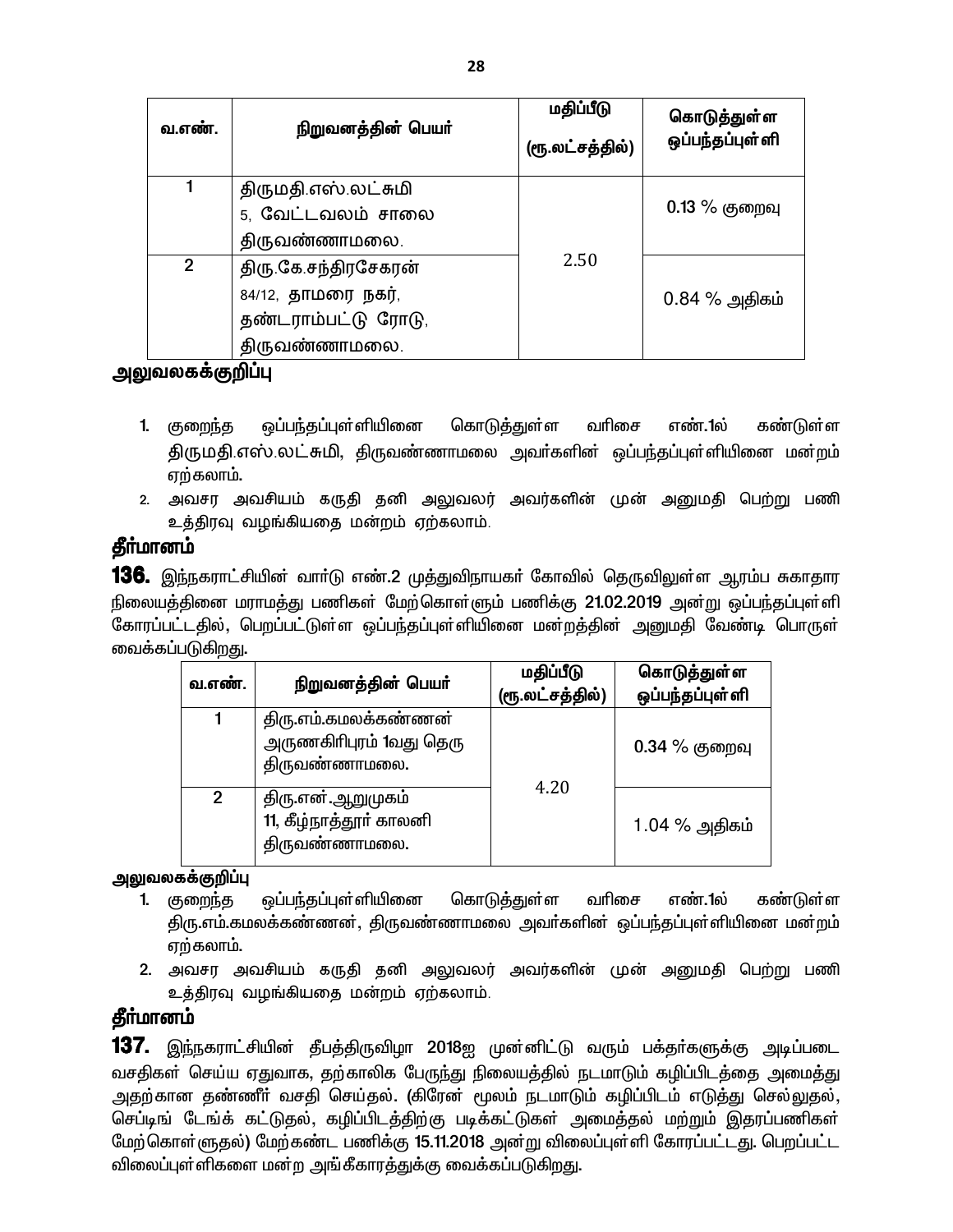| வ.எண். | நிறுவனத்தின் பெயர் | மதிப்பீடு (ரூ.லட்சத்தில்) | கொடுத்துள்ள ஒப்பந்தப்புள்ளி |
|---|---|---|---|
| 1 | திருமதி.எஸ்.லட்சுமி 5, வேட்டவலம் சாலை திருவண்ணாமலை. | 2.50 | 0.13 % குறைவு |
| 2 | திரு.கே.சந்திரசேகரன் 84/12, தாமரை நகர், தண்டராம்பட்டு ரோடு, திருவண்ணாமலை. | | 0.84 % அதிகம் |

**அலுவலகக்குறிப்பு**

1. குறைந்த ஒப்பந்தப்புள்ளியினை கொடுத்துள்ள வரிசை எண்.1ல் கண்டுள்ள திருமதி.எஸ்.லட்சுமி, திருவண்ணாமலை அவர்களின் ஒப்பந்தப்புள்ளியினை மன்றம் ஏற்கலாம்.
2. அவசர அவசியம் கருதி தனி அலுவலர் அவர்களின் முன் அனுமதி பெற்று பணி உத்திரவு வழங்கியதை மன்றம் ஏற்கலாம்.

## தீர்மானம்

**136.** இந்நகராட்சியின் வார்டு எண்.2 முத்துவிநாயகர் கோவில் தெருவிலுள்ள ஆரம்ப சுகாதார நிலையத்தினை மராமத்து பணிகள் மேற்கொள்ளும் பணிக்கு 21.02.2019 அன்று ஒப்பந்தப்புள்ளி கோரப்பட்டதில், பெறப்பட்டுள்ள ஒப்பந்தப்புள்ளியினை மன்றத்தின் அனுமதி வேண்டி பொருள் வைக்கப்படுகிறது.

| வ.எண். | நிறுவனத்தின் பெயர் | மதிப்பீடு (ரூ.லட்சத்தில்) | கொடுத்துள்ள ஒப்பந்தப்புள்ளி |
|---|---|---|---|
| 1 | திரு.எம்.கமலக்கண்ணன் அருணகிரிபுரம் 1வது தெரு திருவண்ணாமலை. | 4.20 | 0.34 % குறைவு |
| 2 | திரு.என்.ஆறுமுகம் 11, கீழ்நாத்தூர் காலனி திருவண்ணாமலை. | | 1.04 % அதிகம் |

**அலுவலகக்குறிப்பு**

1. குறைந்த ஒப்பந்தப்புள்ளியினை கொடுத்துள்ள வரிசை எண்.1ல் கண்டுள்ள திரு.எம்.கமலக்கண்ணன், திருவண்ணாமலை அவர்களின் ஒப்பந்தப்புள்ளியினை மன்றம் ஏற்கலாம்.
2. அவசர அவசியம் கருதி தனி அலுவலர் அவர்களின் முன் அனுமதி பெற்று பணி உத்திரவு வழங்கியதை மன்றம் ஏற்கலாம்.

## தீர்மானம்

**137.** இந்நகராட்சியின் தீபத்திருவிழா 2018ஐ முன்னிட்டு வரும் பக்தர்களுக்கு அடிப்படை வசதிகள் செய்ய ஏதுவாக, தற்காலிக பேருந்து நிலையத்தில் நடமாடும் கழிப்பிடத்தை அமைத்து அதற்கான தண்ணீர் வசதி செய்தல். (கிரேன் மூலம் நடமாடும் கழிப்பிடம் எடுத்து செல்லுதல், செப்டிங் டேங்க் கட்டுதல், கழிப்பிடத்திற்கு படிக்கட்டுகள் அமைத்தல் மற்றும் இதரப்பணிகள் மேற்கொள்ளுதல்) மேற்கண்ட பணிக்கு 15.11.2018 அன்று விலைப்புள்ளி கோரப்பட்டது. பெறப்பட்ட விலைப்புள்ளிகளை மன்ற அங்கீகாரத்துக்கு வைக்கப்படுகிறது.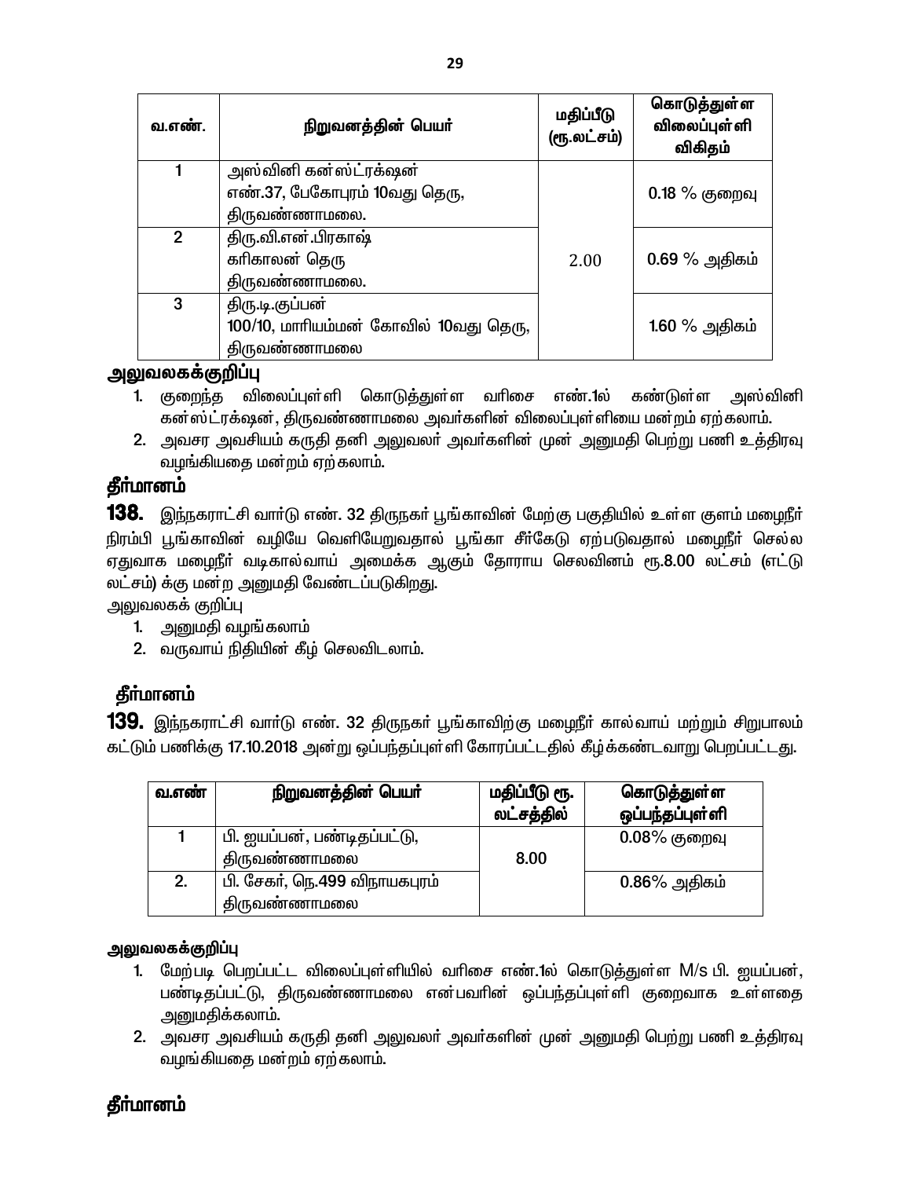| வ.எண். | நிறுவனத்தின் பெயர் | மதிப்பீடு (ரூ.லட்சம்) | கொடுத்துள்ள விலைப்புள்ளி விகிதம் |
|---|---|---|---|
| 1 | அஸ்வினி கன்ஸ்ட்ரக்ஷன் எண்.37, பேகோபுரம் 10வது தெரு, திருவண்ணாமலை. | 2.00 | 0.18 % குறைவு |
| 2 | திரு.வி.என்.பிரகாஷ் கரிகாலன் தெரு திருவண்ணாமலை. | | 0.69 % அதிகம் |
| 3 | திரு.டி.குப்பன் 100/10, மாரியம்மன் கோவில் 10வது தெரு, திருவண்ணாமலை | | 1.60 % அதிகம் |

### அலுவலகக்குறிப்பு

1. குறைந்த விலைப்புள்ளி கொடுத்துள்ள வரிசை எண்.1ல் கண்டுள்ள அஸ்வினி கன்ஸ்ட்ரக்ஷன், திருவண்ணாமலை அவர்களின் விலைப்புள்ளியை மன்றம் ஏற்கலாம்.
2. அவசர அவசியம் கருதி தனி அலுவலர் அவர்களின் முன் அனுமதி பெற்று பணி உத்திரவு வழங்கியதை மன்றம் ஏற்கலாம்.

## தீர்மானம்

**138.** இந்நகராட்சி வார்டு எண். 32 திருநகர் பூங்காவின் மேற்கு பகுதியில் உள்ள குளம் மழைநீர் நிரம்பி பூங்காவின் வழியே வெளியேறுவதால் பூங்கா சீர்கேடு ஏற்படுவதால் மழைநீர் செல்ல ஏதுவாக மழைநீர் வடிகால்வாய் அமைக்க ஆகும் தோராய செலவினம் ரூ.8.00 லட்சம் (எட்டு லட்சம்) க்கு மன்ற அனுமதி வேண்டப்படுகிறது.

அலுவலகக் குறிப்பு

1. அனுமதி வழங்கலாம்
2. வருவாய் நிதியின் கீழ் செலவிடலாம்.

## தீர்மானம்

**139.** இந்நகராட்சி வார்டு எண். 32 திருநகர் பூங்காவிற்கு மழைநீர் கால்வாய் மற்றும் சிறுபாலம் கட்டும் பணிக்கு 17.10.2018 அன்று ஒப்பந்தப்புள்ளி கோரப்பட்டதில் கீழ்க்கண்டவாறு பெறப்பட்டது.

| வ.எண் | நிறுவனத்தின் பெயர் | மதிப்பீடு ரூ. லட்சத்தில் | கொடுத்துள்ள ஒப்பந்தப்புள்ளி |
|---|---|---|---|
| 1 | பி. ஐயப்பன், பண்டிதப்பட்டு, திருவண்ணாமலை | 8.00 | 0.08% குறைவு |
| 2. | பி. சேகர், நெ.499 விநாயகபுரம் திருவண்ணாமலை | | 0.86% அதிகம் |

### அலுவலகக்குறிப்பு

1. மேற்படி பெறப்பட்ட விலைப்புள்ளியில் வரிசை எண்.1ல் கொடுத்துள்ள M/s பி. ஐயப்பன், பண்டிதப்பட்டு, திருவண்ணாமலை என்பவரின் ஒப்பந்தப்புள்ளி குறைவாக உள்ளதை அனுமதிக்கலாம்.
2. அவசர அவசியம் கருதி தனி அலுவலர் அவர்களின் முன் அனுமதி பெற்று பணி உத்திரவு வழங்கியதை மன்றம் ஏற்கலாம்.

## தீர்மானம்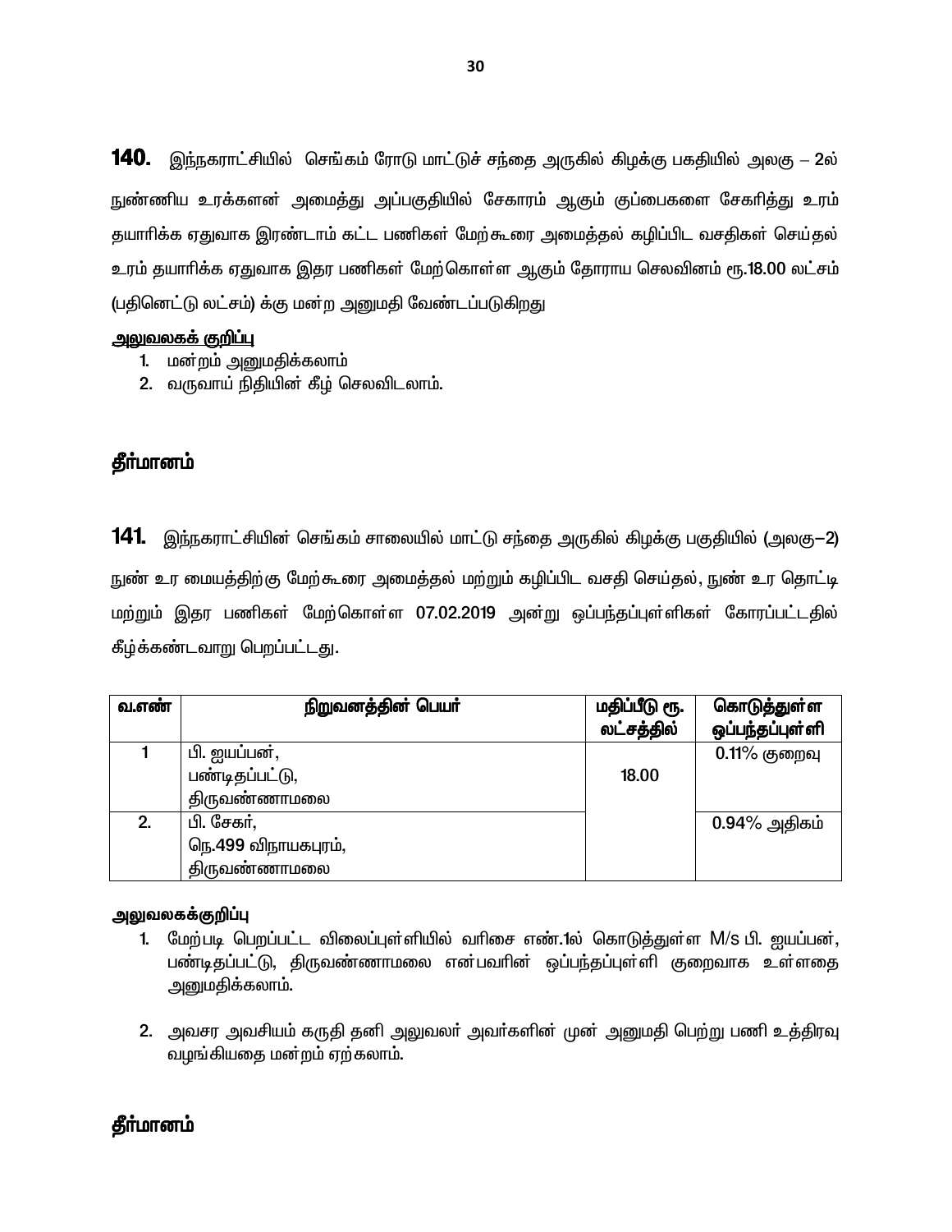**140.** இந்நகராட்சியில் செங்கம் ரோடு மாட்டுச் சந்தை அருகில் கிழக்கு பகதியில் அலகு – 2ல் நுண்ணிய உரக்களன் அமைத்து அப்பகுதியில் சேகாரம் ஆகும் குப்பைகளை சேகரித்து உரம் தயாரிக்க ஏதுவாக இரண்டாம் கட்ட பணிகள் மேற்கூரை அமைத்தல் கழிப்பிட வசதிகள் செய்தல் உரம் தயாரிக்க ஏதுவாக இதர பணிகள் மேற்கொள்ள ஆகும் தோராய செலவினம் ரூ.18.00 லட்சம் (பதினெட்டு லட்சம்) க்கு மன்ற அனுமதி வேண்டப்படுகிறது

**<u>அலுவலகக் குறிப்பு</u>**

1. மன்றம் அனுமதிக்கலாம்
2. வருவாய் நிதியின் கீழ் செலவிடலாம்.

## தீர்மானம்

**141.** இந்நகராட்சியின் செங்கம் சாலையில் மாட்டு சந்தை அருகில் கிழக்கு பகுதியில் (அலகு–2) நுண் உர மையத்திற்கு மேற்கூரை அமைத்தல் மற்றும் கழிப்பிட வசதி செய்தல், நுண் உர தொட்டி மற்றும் இதர பணிகள் மேற்கொள்ள 07.02.2019 அன்று ஒப்பந்தப்புள்ளிகள் கோரப்பட்டதில் கீழ்க்கண்டவாறு பெறப்பட்டது.

| வ.எண் | நிறுவனத்தின் பெயர் | மதிப்பீடு ரூ. லட்சத்தில் | கொடுத்துள்ள ஒப்பந்தப்புள்ளி |
|---|---|---|---|
| 1 | பி. ஐயப்பன்,<br>பண்டிதப்பட்டு,<br>திருவண்ணாமலை | 18.00 | 0.11% குறைவு |
| 2. | பி. சேகர்,<br>நெ.499 விநாயகபுரம்,<br>திருவண்ணாமலை | | 0.94% அதிகம் |

**அலுவலகக்குறிப்பு**

1. மேற்படி பெறப்பட்ட விலைப்புள்ளியில் வரிசை எண்.1ல் கொடுத்துள்ள M/s பி. ஐயப்பன், பண்டிதப்பட்டு, திருவண்ணாமலை என்பவரின் ஒப்பந்தப்புள்ளி குறைவாக உள்ளதை அனுமதிக்கலாம்.

2. அவசர அவசியம் கருதி தனி அலுவலர் அவர்களின் முன் அனுமதி பெற்று பணி உத்திரவு வழங்கியதை மன்றம் ஏற்கலாம்.

## தீர்மானம்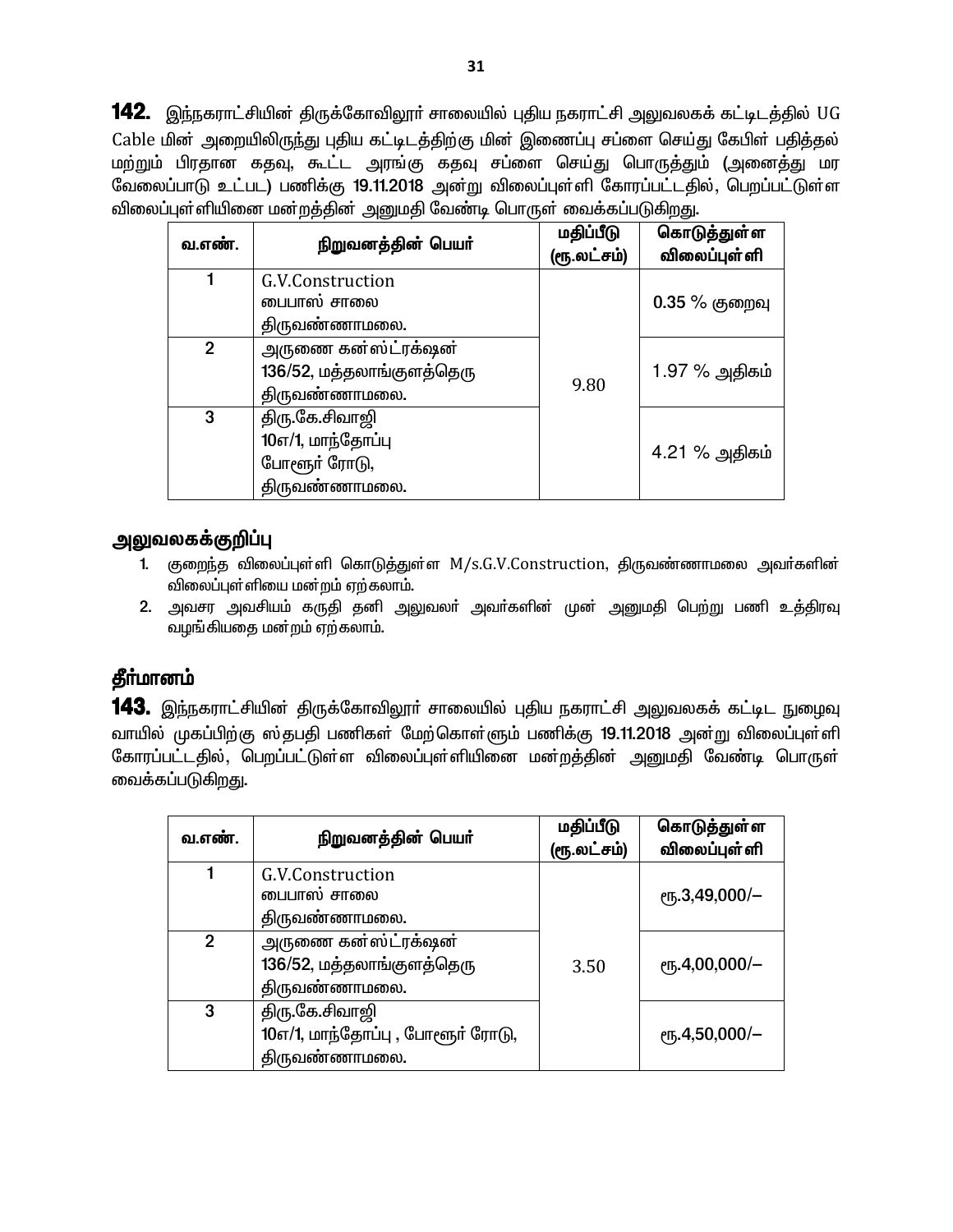**142.** இந்நகராட்சியின் திருக்கோவிலூர் சாலையில் புதிய நகராட்சி அலுவலகக் கட்டிடத்தில் UG Cable மின் அறையிலிருந்து புதிய கட்டிடத்திற்கு மின் இணைப்பு சப்ளை செய்து கேபிள் பதித்தல் மற்றும் பிரதான கதவு, கூட்ட அரங்கு கதவு சப்ளை செய்து பொருத்தும் (அனைத்து மர வேலைப்பாடு உட்பட) பணிக்கு 19.11.2018 அன்று விலைப்புள்ளி கோரப்பட்டதில், பெறப்பட்டுள்ள விலைப்புள்ளியினை மன்றத்தின் அனுமதி வேண்டி பொருள் வைக்கப்படுகிறது.

| வ.எண். | நிறுவனத்தின் பெயர் | மதிப்பீடு (ரூ.லட்சம்) | கொடுத்துள்ள விலைப்புள்ளி |
|---|---|---|---|
| 1 | G.V.Construction<br>பைபாஸ் சாலை<br>திருவண்ணாமலை. | 9.80 | 0.35 % குறைவு |
| 2 | அருணை கன்ஸ்ட்ரக்ஷன்<br>136/52, மத்தலாங்குளத்தெரு<br>திருவண்ணாமலை. | | 1.97 % அதிகம் |
| 3 | திரு.கே.சிவாஜி<br>10எ/1, மாந்தோப்பு<br>போளூர் ரோடு,<br>திருவண்ணாமலை. | | 4.21 % அதிகம் |

## அலுவலகக்குறிப்பு

1. குறைந்த விலைப்புள்ளி கொடுத்துள்ள M/s.G.V.Construction, திருவண்ணாமலை அவர்களின் விலைப்புள்ளியை மன்றம் ஏற்கலாம்.
2. அவசர அவசியம் கருதி தனி அலுவலர் அவர்களின் முன் அனுமதி பெற்று பணி உத்திரவு வழங்கியதை மன்றம் ஏற்கலாம்.

## தீர்மானம்

**143.** இந்நகராட்சியின் திருக்கோவிலூர் சாலையில் புதிய நகராட்சி அலுவலகக் கட்டிட நுழைவு வாயில் முகப்பிற்கு ஸ்தபதி பணிகள் மேற்கொள்ளும் பணிக்கு 19.11.2018 அன்று விலைப்புள்ளி கோரப்பட்டதில், பெறப்பட்டுள்ள விலைப்புள்ளியினை மன்றத்தின் அனுமதி வேண்டி பொருள் வைக்கப்படுகிறது.

| வ.எண். | நிறுவனத்தின் பெயர் | மதிப்பீடு (ரூ.லட்சம்) | கொடுத்துள்ள விலைப்புள்ளி |
|---|---|---|---|
| 1 | G.V.Construction<br>பைபாஸ் சாலை<br>திருவண்ணாமலை. | 3.50 | ரூ.3,49,000/– |
| 2 | அருணை கன்ஸ்ட்ரக்ஷன்<br>136/52, மத்தலாங்குளத்தெரு<br>திருவண்ணாமலை. | | ரூ.4,00,000/– |
| 3 | திரு.கே.சிவாஜி<br>10எ/1, மாந்தோப்பு , போளூர் ரோடு,<br>திருவண்ணாமலை. | | ரூ.4,50,000/– |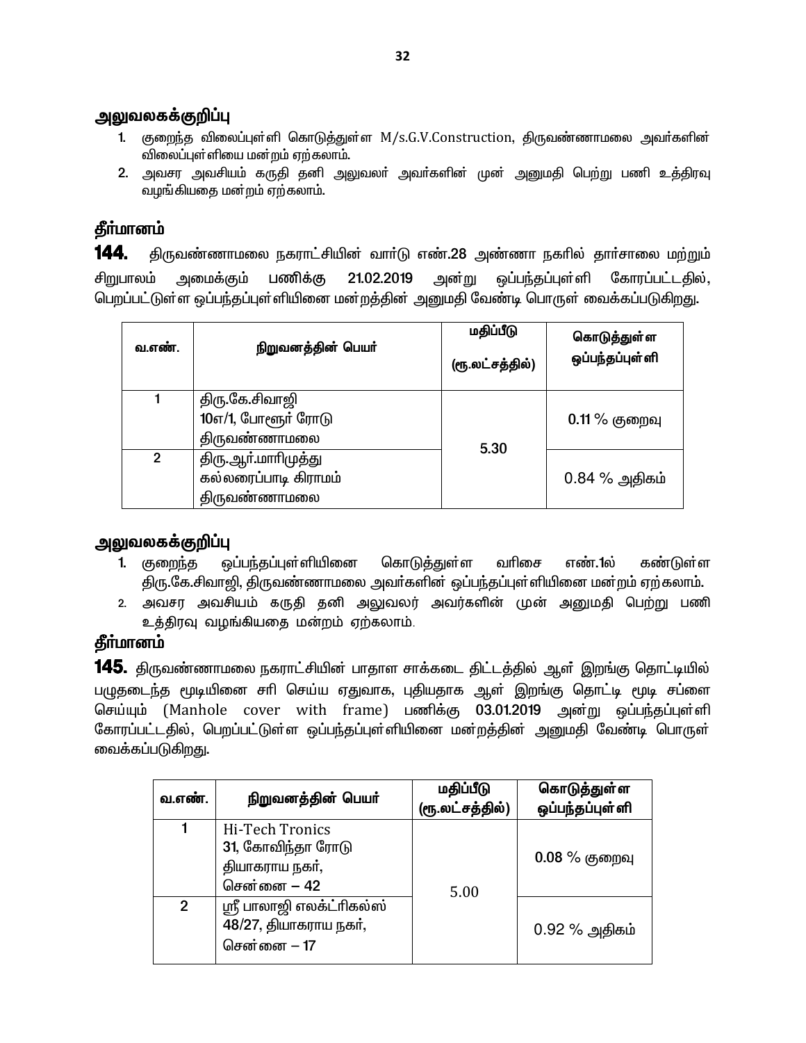## அலுவலகக்குறிப்பு

1. குறைந்த விலைப்புள்ளி கொடுத்துள்ள M/s.G.V.Construction, திருவண்ணாமலை அவர்களின் விலைப்புள்ளியை மன்றம் ஏற்கலாம்.
2. அவசர அவசியம் கருதி தனி அலுவலர் அவர்களின் முன் அனுமதி பெற்று பணி உத்திரவு வழங்கியதை மன்றம் ஏற்கலாம்.

## தீர்மானம்

**144.** திருவண்ணாமலை நகராட்சியின் வார்டு எண்.28 அண்ணா நகரில் தார்சாலை மற்றும் சிறுபாலம் அமைக்கும் பணிக்கு **21.02.2019** அன்று ஒப்பந்தப்புள்ளி கோரப்பட்டதில், பெறப்பட்டுள்ள ஒப்பந்தப்புள்ளியினை மன்றத்தின் அனுமதி வேண்டி பொருள் வைக்கப்படுகிறது.

| வ.எண். | நிறுவனத்தின் பெயர் | மதிப்பீடு (ரூ.லட்சத்தில்) | கொடுத்துள்ள ஒப்பந்தப்புள்ளி |
|---|---|---|---|
| 1 | திரு.கே.சிவாஜி<br>10எ/1, போளூர் ரோடு<br>திருவண்ணாமலை | 5.30 | 0.11 % குறைவு |
| 2 | திரு.ஆர்.மாரிமுத்து<br>கல்லரைப்பாடி கிராமம்<br>திருவண்ணாமலை | | 0.84 % அதிகம் |

## அலுவலகக்குறிப்பு

1. குறைந்த ஒப்பந்தப்புள்ளியினை கொடுத்துள்ள வரிசை எண்.1ல் கண்டுள்ள திரு.கே.சிவாஜி, திருவண்ணாமலை அவர்களின் ஒப்பந்தப்புள்ளியினை மன்றம் ஏற்கலாம்.
2. அவசர அவசியம் கருதி தனி அலுவலர் அவர்களின் முன் அனுமதி பெற்று பணி உத்திரவு வழங்கியதை மன்றம் ஏற்கலாம்.

## தீர்மானம்

**145.** திருவண்ணாமலை நகராட்சியின் பாதாள சாக்கடை திட்டத்தில் ஆள் இறங்கு தொட்டியில் பழுதடைந்த மூடியினை சரி செய்ய ஏதுவாக, புதியதாக ஆள் இறங்கு தொட்டி மூடி சப்ளை செய்யும் (Manhole cover with frame) பணிக்கு **03.01.2019** அன்று ஒப்பந்தப்புள்ளி கோரப்பட்டதில், பெறப்பட்டுள்ள ஒப்பந்தப்புள்ளியினை மன்றத்தின் அனுமதி வேண்டி பொருள் வைக்கப்படுகிறது.

| வ.எண். | நிறுவனத்தின் பெயர் | மதிப்பீடு (ரூ.லட்சத்தில்) | கொடுத்துள்ள ஒப்பந்தப்புள்ளி |
|---|---|---|---|
| 1 | Hi-Tech Tronics<br>31, கோவிந்தா ரோடு<br>தியாகராய நகர்,<br>சென்னை – 42 | 5.00 | 0.08 % குறைவு |
| 2 | ஸ்ரீ பாலாஜி எலக்ட்ரிகல்ஸ்<br>48/27, தியாகராய நகர்,<br>சென்னை – 17 | | 0.92 % அதிகம் |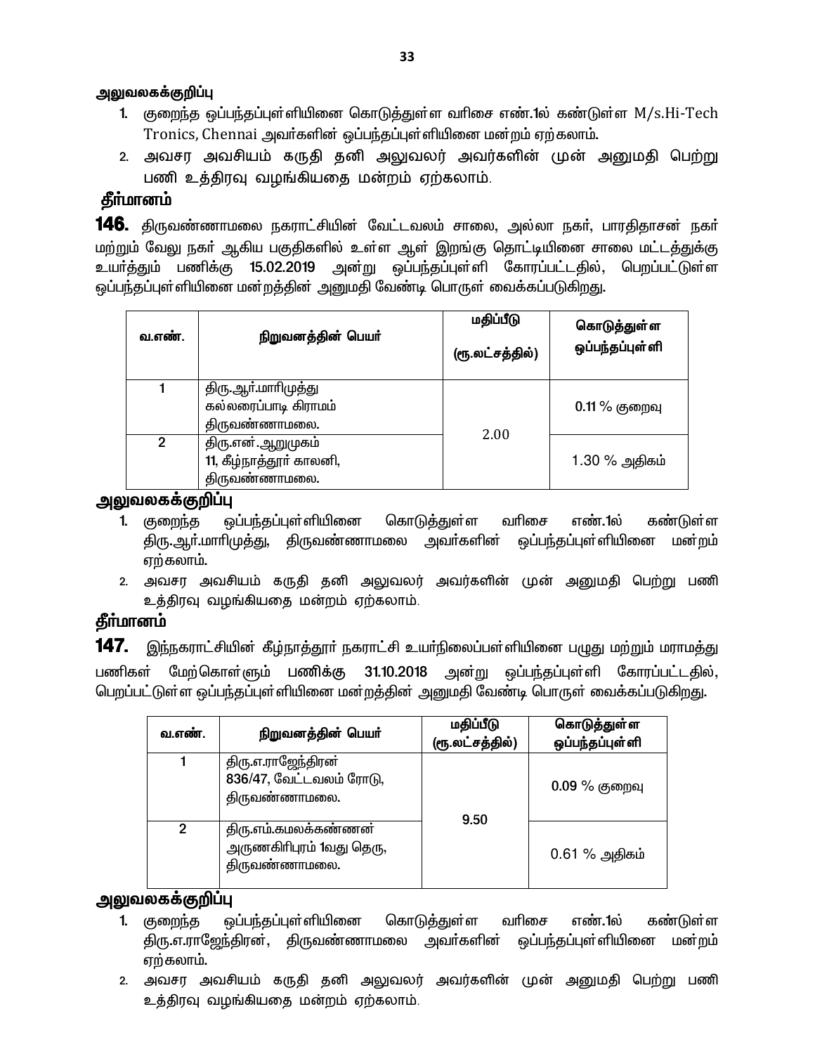**அலுவலகக்குறிப்பு**

1. குறைந்த ஒப்பந்தப்புள்ளியினை கொடுத்துள்ள வரிசை எண்.1ல் கண்டுள்ள M/s.Hi-Tech Tronics, Chennai அவர்களின் ஒப்பந்தப்புள்ளியினை மன்றம் ஏற்கலாம்.
2. அவசர அவசியம் கருதி தனி அலுவலர் அவர்களின் முன் அனுமதி பெற்று பணி உத்திரவு வழங்கியதை மன்றம் ஏற்கலாம்.

## தீர்மானம்

**146.** திருவண்ணாமலை நகராட்சியின் வேட்டவலம் சாலை, அல்லா நகர், பாரதிதாசன் நகர் மற்றும் வேலு நகர் ஆகிய பகுதிகளில் உள்ள ஆள் இறங்கு தொட்டியினை சாலை மட்டத்துக்கு உயர்த்தும் பணிக்கு 15.02.2019 அன்று ஒப்பந்தப்புள்ளி கோரப்பட்டதில், பெறப்பட்டுள்ள ஒப்பந்தப்புள்ளியினை மன்றத்தின் அனுமதி வேண்டி பொருள் வைக்கப்படுகிறது.

| வ.எண். | நிறுவனத்தின் பெயர் | மதிப்பீடு (ரூ.லட்சத்தில்) | கொடுத்துள்ள ஒப்பந்தப்புள்ளி |
|---|---|---|---|
| 1 | திரு.ஆர்.மாரிமுத்து<br>கல்லரைப்பாடி கிராமம்<br>திருவண்ணாமலை. | 2.00 | 0.11 % குறைவு |
| 2 | திரு.என்.ஆறுமுகம்<br>11, கீழ்நாத்தூர் காலனி,<br>திருவண்ணாமலை. | | 1.30 % அதிகம் |

**அலுவலகக்குறிப்பு**

1. குறைந்த ஒப்பந்தப்புள்ளியினை கொடுத்துள்ள வரிசை எண்.1ல் கண்டுள்ள திரு.ஆர்.மாரிமுத்து, திருவண்ணாமலை அவர்களின் ஒப்பந்தப்புள்ளியினை மன்றம் ஏற்கலாம்.
2. அவசர அவசியம் கருதி தனி அலுவலர் அவர்களின் முன் அனுமதி பெற்று பணி உத்திரவு வழங்கியதை மன்றம் ஏற்கலாம்.

## தீர்மானம்

**147.** இந்நகராட்சியின் கீழ்நாத்தூர் நகராட்சி உயர்நிலைப்பள்ளியினை பழுது மற்றும் மராமத்து பணிகள் மேற்கொள்ளும் பணிக்கு 31.10.2018 அன்று ஒப்பந்தப்புள்ளி கோரப்பட்டதில், பெறப்பட்டுள்ள ஒப்பந்தப்புள்ளியினை மன்றத்தின் அனுமதி வேண்டி பொருள் வைக்கப்படுகிறது.

| வ.எண். | நிறுவனத்தின் பெயர் | மதிப்பீடு (ரூ.லட்சத்தில்) | கொடுத்துள்ள ஒப்பந்தப்புள்ளி |
|---|---|---|---|
| 1 | திரு.எ.ராஜேந்திரன்<br>836/47, வேட்டவலம் ரோடு,<br>திருவண்ணாமலை. | 9.50 | 0.09 % குறைவு |
| 2 | திரு.எம்.கமலக்கண்ணன்<br>அருணகிரிபுரம் 1வது தெரு,<br>திருவண்ணாமலை. | | 0.61 % அதிகம் |

**அலுவலகக்குறிப்பு**

1. குறைந்த ஒப்பந்தப்புள்ளியினை கொடுத்துள்ள வரிசை எண்.1ல் கண்டுள்ள திரு.எ.ராஜேந்திரன், திருவண்ணாமலை அவர்களின் ஒப்பந்தப்புள்ளியினை மன்றம் ஏற்கலாம்.
2. அவசர அவசியம் கருதி தனி அலுவலர் அவர்களின் முன் அனுமதி பெற்று பணி உத்திரவு வழங்கியதை மன்றம் ஏற்கலாம்.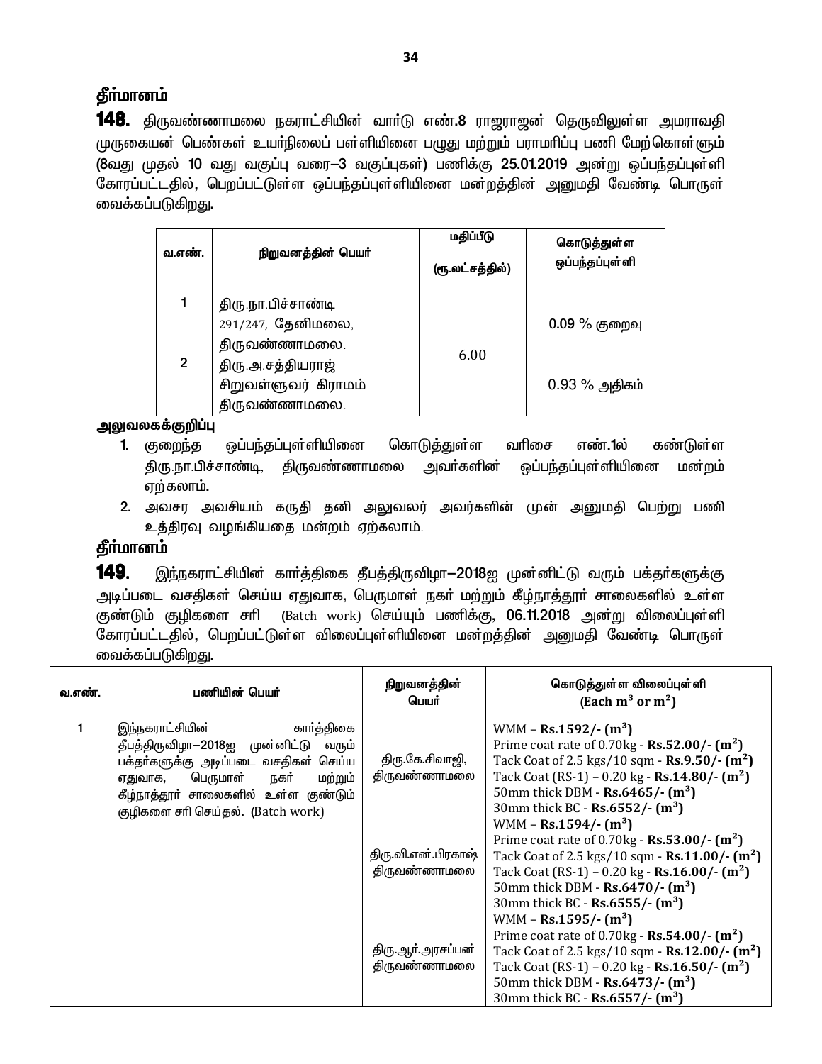## தீர்மானம்

**148.** திருவண்ணாமலை நகராட்சியின் வார்டு எண்.8 ராஜராஜன் தெருவிலுள்ள அமராவதி முருகையன் பெண்கள் உயர்நிலைப் பள்ளியினை பழுது மற்றும் பராமரிப்பு பணி மேற்கொள்ளும் **(8வது முதல் 10 வது வகுப்பு வரை–3 வகுப்புகள்)** பணிக்கு **25.01.2019** அன்று ஒப்பந்தப்புள்ளி கோரப்பட்டதில், பெறப்பட்டுள்ள ஒப்பந்தப்புள்ளியினை மன்றத்தின் அனுமதி வேண்டி பொருள் வைக்கப்படுகிறது.

| வ.எண். | நிறுவனத்தின் பெயர் | மதிப்பீடு (ரூ.லட்சத்தில்) | கொடுத்துள்ள ஒப்பந்தப்புள்ளி |
|---|---|---|---|
| 1 | திரு.நா.பிச்சாண்டி 291/247, தேனிமலை, திருவண்ணாமலை. | 6.00 | **0.09 %** குறைவு |
| 2 | திரு.அ.சத்தியராஜ் சிறுவள்ளுவர் கிராமம் திருவண்ணாமலை. | | 0.93 % அதிகம் |

### அலுவலகக்குறிப்பு

1. குறைந்த ஒப்பந்தப்புள்ளியினை கொடுத்துள்ள வரிசை எண்.1ல் கண்டுள்ள திரு.நா.பிச்சாண்டி, திருவண்ணாமலை அவர்களின் ஒப்பந்தப்புள்ளியினை மன்றம் ஏற்கலாம்.
2. அவசர அவசியம் கருதி தனி அலுவலர் அவர்களின் முன் அனுமதி பெற்று பணி உத்திரவு வழங்கியதை மன்றம் ஏற்கலாம்.

## தீர்மானம்

**149.** இந்நகராட்சியின் கார்த்திகை தீபத்திருவிழா–2018ஐ முன்னிட்டு வரும் பக்தர்களுக்கு அடிப்படை வசதிகள் செய்ய ஏதுவாக, பெருமாள் நகர் மற்றும் கீழ்நாத்தூர் சாலைகளில் உள்ள குண்டும் குழிகளை சரி (Batch work) செய்யும் பணிக்கு, **06.11.2018** அன்று விலைப்புள்ளி கோரப்பட்டதில், பெறப்பட்டுள்ள விலைப்புள்ளியினை மன்றத்தின் அனுமதி வேண்டி பொருள் வைக்கப்படுகிறது.

| வ.எண். | பணியின் பெயர் | நிறுவனத்தின் பெயர் | கொடுத்துள்ள விலைப்புள்ளி (Each $m^3$ or $m^2$) |
|---|---|---|---|
| 1 | இந்நகராட்சியின் கார்த்திகை தீபத்திருவிழா–2018ஐ முன்னிட்டு வரும் பக்தர்களுக்கு அடிப்படை வசதிகள் செய்ய ஏதுவாக, பெருமாள் நகர் மற்றும் கீழ்நாத்தூர் சாலைகளில் உள்ள குண்டும் குழிகளை சரி செய்தல். (Batch work) | திரு.கே.சிவாஜி, திருவண்ணாமலை | WMM – **Rs.1592/- ($m^3$)**<br>Prime coat rate of 0.70kg - **Rs.52.00/- ($m^2$)**<br>Tack Coat of 2.5 kgs/10 sqm - **Rs.9.50/- ($m^2$)**<br>Tack Coat (RS-1) – 0.20 kg - **Rs.14.80/- ($m^2$)**<br>50mm thick DBM - **Rs.6465/- ($m^3$)**<br>30mm thick BC - **Rs.6552/- ($m^3$)** |
| | | திரு.வி.என்.பிரகாஷ் திருவண்ணாமலை | WMM – **Rs.1594/- ($m^3$)**<br>Prime coat rate of 0.70kg - **Rs.53.00/- ($m^2$)**<br>Tack Coat of 2.5 kgs/10 sqm - **Rs.11.00/- ($m^2$)**<br>Tack Coat (RS-1) – 0.20 kg - **Rs.16.00/- ($m^2$)**<br>50mm thick DBM - **Rs.6470/- ($m^3$)**<br>30mm thick BC - **Rs.6555/- ($m^3$)** |
| | | திரு.ஆர்.அரசப்பன் திருவண்ணாமலை | WMM – **Rs.1595/- ($m^3$)**<br>Prime coat rate of 0.70kg - **Rs.54.00/- ($m^2$)**<br>Tack Coat of 2.5 kgs/10 sqm - **Rs.12.00/- ($m^2$)**<br>Tack Coat (RS-1) – 0.20 kg - **Rs.16.50/- ($m^2$)**<br>50mm thick DBM - **Rs.6473/- ($m^3$)**<br>30mm thick BC - **Rs.6557/- ($m^3$)** |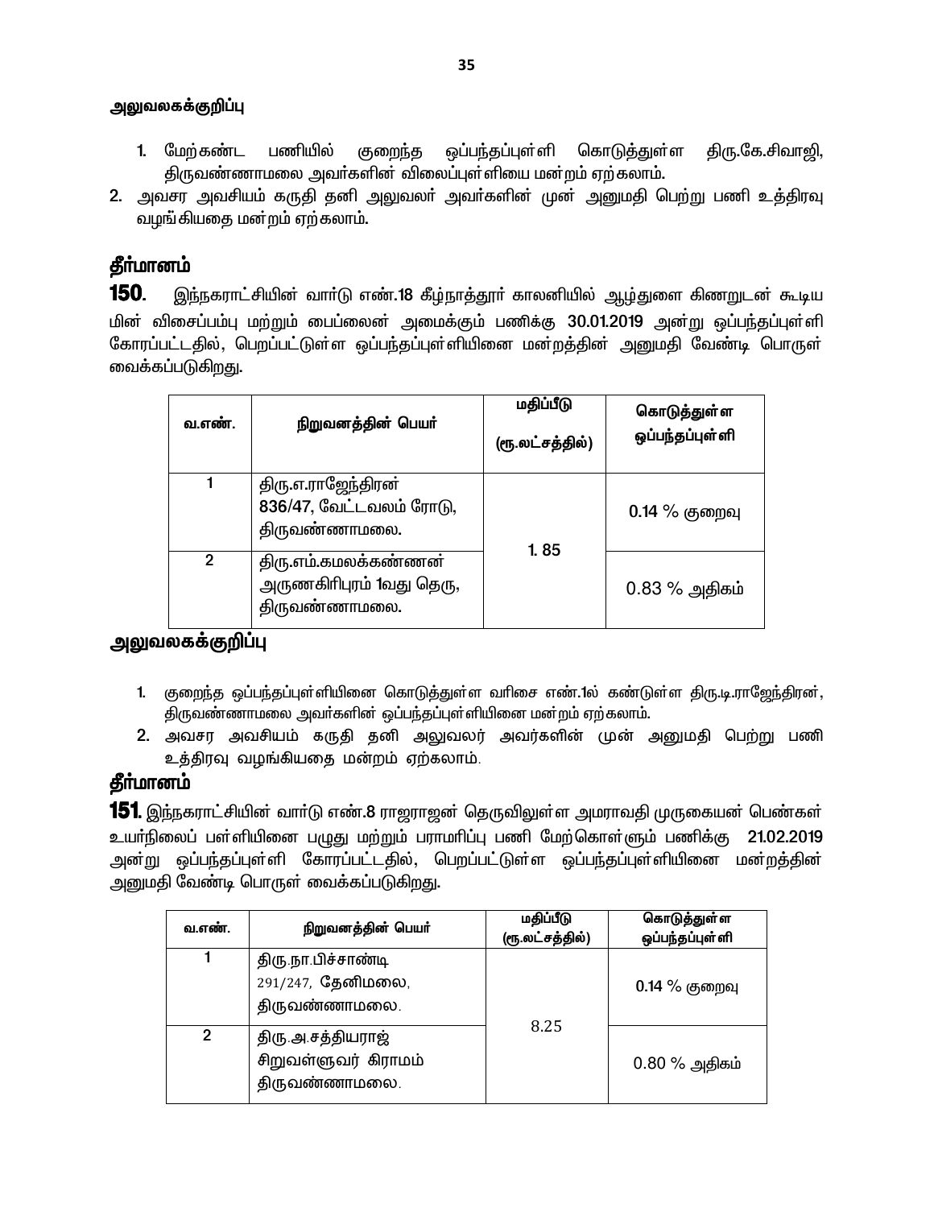**அலுவலகக்குறிப்பு**

1. மேற்கண்ட பணியில் குறைந்த ஒப்பந்தப்புள்ளி கொடுத்துள்ள திரு.கே.சிவாஜி, திருவண்ணாமலை அவர்களின் விலைப்புள்ளியை மன்றம் ஏற்கலாம்.
2. அவசர அவசியம் கருதி தனி அலுவலர் அவர்களின் முன் அனுமதி பெற்று பணி உத்திரவு வழங்கியதை மன்றம் ஏற்கலாம்.

## தீர்மானம்

**150**. இந்நகராட்சியின் வார்டு எண்.18 கீழ்நாத்தூர் காலனியில் ஆழ்துளை கிணறுடன் கூடிய மின் விசைப்பம்பு மற்றும் பைப்லைன் அமைக்கும் பணிக்கு 30.01.2019 அன்று ஒப்பந்தப்புள்ளி கோரப்பட்டதில், பெறப்பட்டுள்ள ஒப்பந்தப்புள்ளியினை மன்றத்தின் அனுமதி வேண்டி பொருள் வைக்கப்படுகிறது.

| வ.எண். | நிறுவனத்தின் பெயர் | மதிப்பீடு (ரூ.லட்சத்தில்) | கொடுத்துள்ள ஒப்பந்தப்புள்ளி |
|---|---|---|---|
| 1 | திரு.எ.ராஜேந்திரன் 836/47, வேட்டவலம் ரோடு, திருவண்ணாமலை. | 1. 85 | 0.14 % குறைவு |
| 2 | திரு.எம்.கமலக்கண்ணன் அருணகிரிபுரம் 1வது தெரு, திருவண்ணாமலை. | | 0.83 % அதிகம் |

**அலுவலகக்குறிப்பு**

1. குறைந்த ஒப்பந்தப்புள்ளியினை கொடுத்துள்ள வரிசை எண்.1ல் கண்டுள்ள திரு.டி.ராஜேந்திரன், திருவண்ணாமலை அவர்களின் ஒப்பந்தப்புள்ளியினை மன்றம் ஏற்கலாம்.
2. அவசர அவசியம் கருதி தனி அலுவலர் அவர்களின் முன் அனுமதி பெற்று பணி உத்திரவு வழங்கியதை மன்றம் ஏற்கலாம்.

## தீர்மானம்

**151**. இந்நகராட்சியின் வார்டு எண்.8 ராஜராஜன் தெருவிலுள்ள அமராவதி முருகையன் பெண்கள் உயர்நிலைப் பள்ளியினை பழுது மற்றும் பராமரிப்பு பணி மேற்கொள்ளும் பணிக்கு 21.02.2019 அன்று ஒப்பந்தப்புள்ளி கோரப்பட்டதில், பெறப்பட்டுள்ள ஒப்பந்தப்புள்ளியினை மன்றத்தின் அனுமதி வேண்டி பொருள் வைக்கப்படுகிறது.

| வ.எண். | நிறுவனத்தின் பெயர் | மதிப்பீடு (ரூ.லட்சத்தில்) | கொடுத்துள்ள ஒப்பந்தப்புள்ளி |
|---|---|---|---|
| 1 | திரு.நா.பிச்சாண்டி 291/247, தேனிமலை, திருவண்ணாமலை. | 8.25 | 0.14 % குறைவு |
| 2 | திரு.அ.சத்தியராஜ் சிறுவள்ளுவர் கிராமம் திருவண்ணாமலை. | | 0.80 % அதிகம் |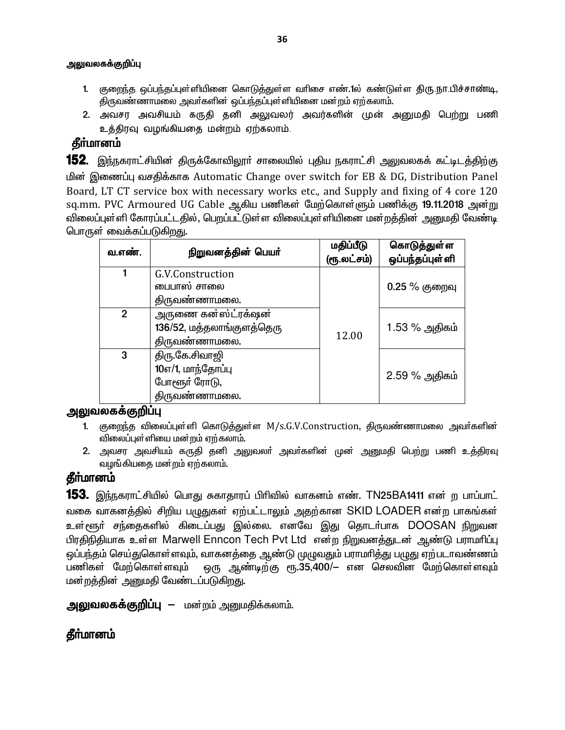**அலுவலகக்குறிப்பு**

1. குறைந்த ஒப்பந்தப்புள்ளியினை கொடுத்துள்ள வரிசை எண்.1ல் கண்டுள்ள திரு.நா.பிச்சாண்டி, திருவண்ணாமலை அவர்களின் ஒப்பந்தப்புள்ளியினை மன்றம் ஏற்கலாம்.
2. அவசர அவசியம் கருதி தனி அலுவலர் அவர்களின் முன் அனுமதி பெற்று பணி உத்திரவு வழங்கியதை மன்றம் ஏற்கலாம்.

## தீர்மானம்

**152.** இந்நகராட்சியின் திருக்கோவிலூர் சாலையில் புதிய நகராட்சி அலுவலகக் கட்டிடத்திற்கு மின் இணைப்பு வசதிக்காக Automatic Change over switch for EB & DG, Distribution Panel Board, LT CT service box with necessary works etc., and Supply and fixing of 4 core 120 sq.mm. PVC Armoured UG Cable ஆகிய பணிகள் மேற்கொள்ளும் பணிக்கு **19.11.2018** அன்று விலைப்புள்ளி கோரப்பட்டதில், பெறப்பட்டுள்ள விலைப்புள்ளியினை மன்றத்தின் அனுமதி வேண்டி பொருள் வைக்கப்படுகிறது.

| வ.எண். | நிறுவனத்தின் பெயர் | மதிப்பீடு (ரூ.லட்சம்) | கொடுத்துள்ள ஒப்பந்தப்புள்ளி |
|---|---|---|---|
| 1 | G.V.Construction<br>பைபாஸ் சாலை<br>திருவண்ணாமலை. | 12.00 | 0.25 % குறைவு |
| 2 | அருணை கன்ஸ்ட்ரக்ஷன்<br>136/52, மத்தலாங்குளத்தெரு<br>திருவண்ணாமலை. | | 1.53 % அதிகம் |
| 3 | திரு.கே.சிவாஜி<br>10எ/1, மாந்தோப்பு<br>போளூர் ரோடு,<br>திருவண்ணாமலை. | | 2.59 % அதிகம் |

## அலுவலகக்குறிப்பு

1. குறைந்த விலைப்புள்ளி கொடுத்துள்ள M/s.G.V.Construction, திருவண்ணாமலை அவர்களின் விலைப்புள்ளியை மன்றம் ஏற்கலாம்.
2. அவசர அவசியம் கருதி தனி அலுவலர் அவர்களின் முன் அனுமதி பெற்று பணி உத்திரவு வழங்கியதை மன்றம் ஏற்கலாம்.

## தீர்மானம்

**153.** இந்நகராட்சியில் பொது சுகாதாரப் பிரிவில் வாகனம் எண். TN25BA1411 என் ற பாப்பாட் வகை வாகனத்தில் சிறிய பழுதுகள் ஏற்பட்டாலும் அதற்கான SKID LOADER என்ற பாகங்கள் உள்ளூர் சந்தைகளில் கிடைப்பது இல்லை. எனவே இது தொடர்பாக DOOSAN நிறுவன பிரதிநிதியாக உள்ள Marwell Enncon Tech Pvt Ltd என்ற நிறுவனத்துடன் ஆண்டு பராமரிப்பு ஒப்பந்தம் செய்துகொள்ளவும், வாகனத்தை ஆண்டு முழுவதும் பராமரித்து பழுது ஏற்படாவண்ணம் பணிகள் மேற்கொள்ளவும் ஒரு ஆண்டிற்கு ரூ.35,400/– என செலவின மேற்கொள்ளவும் மன்றத்தின் அனுமதி வேண்டப்படுகிறது.

**அலுவலகக்குறிப்பு –** மன்றம் அனுமதிக்கலாம்.

## தீர்மானம்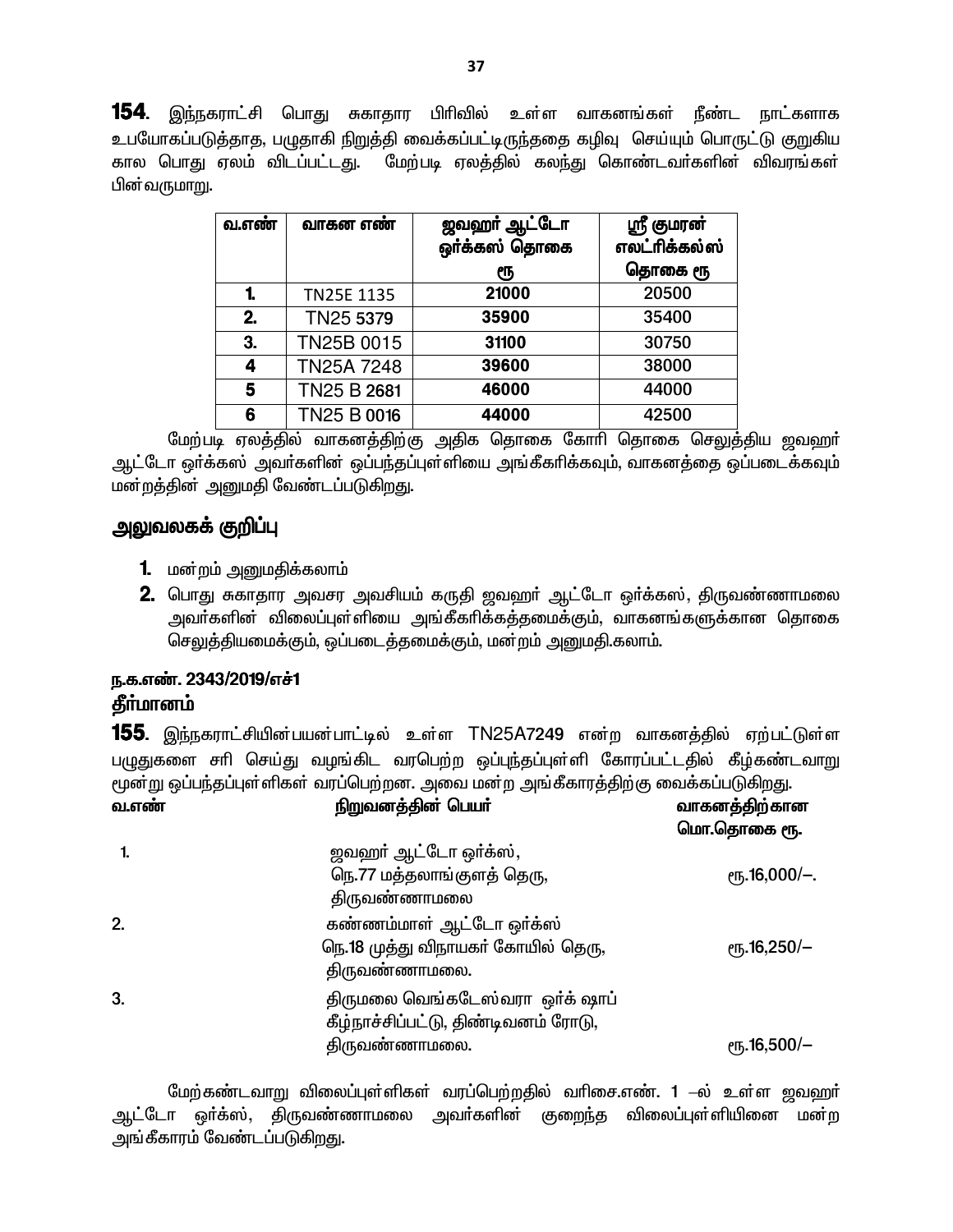**154**. இந்நகராட்சி பொது சுகாதார பிரிவில் உள்ள வாகனங்கள் நீண்ட நாட்களாக உபயோகப்படுத்தாத, பழுதாகி நிறுத்தி வைக்கப்பட்டிருந்ததை கழிவு செய்யும் பொருட்டு குறுகிய கால பொது ஏலம் விடப்பட்டது. மேற்படி ஏலத்தில் கலந்து கொண்டவர்களின் விவரங்கள் பின்வருமாறு.

| வ.எண் | வாகன எண் | ஜவஹர் ஆட்டோ ஒர்க்கஸ் தொகை ரூ | ஸ்ரீ குமரன் எலட்ரிக்கல்ஸ் தொகை ரூ |
|---|---|---|---|
| **1.** | TN25E 1135 | **21000** | 20500 |
| **2.** | TN25 5379 | **35900** | 35400 |
| **3.** | TN25B 0015 | **31100** | 30750 |
| **4** | TN25A 7248 | **39600** | 38000 |
| **5** | TN25 B 2681 | **46000** | 44000 |
| **6** | TN25 B 0016 | **44000** | 42500 |

மேற்படி ஏலத்தில் வாகனத்திற்கு அதிக தொகை கோரி தொகை செலுத்திய ஜவஹர் ஆட்டோ ஒர்க்கஸ் அவர்களின் ஒப்பந்தப்புள்ளியை அங்கீகரிக்கவும், வாகனத்தை ஒப்படைக்கவும் மன்றத்தின் அனுமதி வேண்டப்படுகிறது.

## அலுவலகக் குறிப்பு

1. மன்றம் அனுமதிக்கலாம்
2. பொது சுகாதார அவசர அவசியம் கருதி ஜவஹர் ஆட்டோ ஒர்க்கஸ், திருவண்ணாமலை அவர்களின் விலைப்புள்ளியை அங்கீகரிக்கத்தமைக்கும், வாகனங்களுக்கான தொகை செலுத்தியமைக்கும், ஒப்படைத்தமைக்கும், மன்றம் அனுமதி.கலாம்.

**ந.க.எண். 2343/2019/எச்1**

**தீர்மானம்**

**155**. இந்நகராட்சியின்பயன்பாட்டில் உள்ள TN25A7249 என்ற வாகனத்தில் ஏற்பட்டுள்ள பழுதுகளை சரி செய்து வழங்கிட வரபெற்ற ஒப்புந்தப்புள்ளி கோரப்பட்டதில் கீழ்கண்டவாறு மூன்று ஒப்பந்தப்புள்ளிகள் வரப்பெற்றன. அவை மன்ற அங்கீகாரத்திற்கு வைக்கப்படுகிறது.

| வ.எண் | நிறுவனத்தின் பெயர் | வாகனத்திற்கான மொ.தொகை ரூ. |
|---|---|---|
| 1. | ஜவஹர் ஆட்டோ ஒர்க்ஸ், நெ.77 மத்தலாங்குளத் தெரு, திருவண்ணாமலை | ரூ.16,000/-. |
| 2. | கண்ணம்மாள் ஆட்டோ ஒர்க்ஸ் நெ.18 முத்து விநாயகர் கோயில் தெரு, திருவண்ணாமலை. | ரூ.16,250/- |
| 3. | திருமலை வெங்கடேஸ்வரா ஒர்க் ஷாப் கீழ்நாச்சிப்பட்டு, திண்டிவனம் ரோடு, திருவண்ணாமலை. | ரூ.16,500/- |

மேற்கண்டவாறு விலைப்புள்ளிகள் வரப்பெற்றதில் வரிசை.எண். 1 –ல் உள்ள ஜவஹர் ஆட்டோ ஒர்க்ஸ், திருவண்ணாமலை அவர்களின் குறைந்த விலைப்புள்ளியினை மன்ற அங்கீகாரம் வேண்டப்படுகிறது.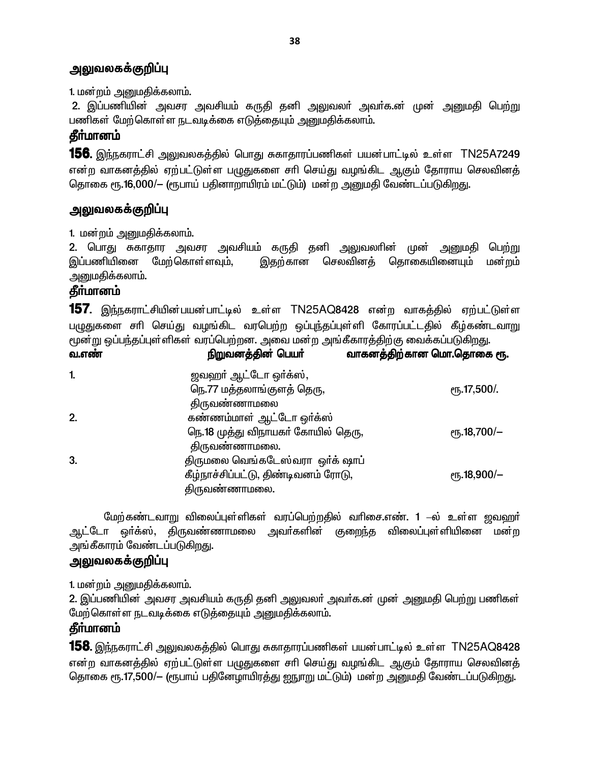## அலுவலகக்குறிப்பு

1. மன்றம் அனுமதிக்கலாம்.
2. இப்பணியின் அவசர அவசியம் கருதி தனி அலுவலர் அவர்க.ன் முன் அனுமதி பெற்று பணிகள் மேற்கொள்ள நடவடிக்கை எடுத்தையும் அனுமதிக்கலாம்.

## தீர்மானம்

**156**. இந்நகராட்சி அலுவலகத்தில் பொது சுகாதாரப்பணிகள் பயன்பாட்டில் உள்ள TN25A7249 என்ற வாகனத்தில் ஏற்பட்டுள்ள பழுதுகளை சரி செய்து வழங்கிட ஆகும் தோராய செலவினத் தொகை ரூ.16,000/– (ரூபாய் பதினாறாயிரம் மட்டும்) மன்ற அனுமதி வேண்டப்படுகிறது.

## அலுவலகக்குறிப்பு

1. மன்றம் அனுமதிக்கலாம்.
2. பொது சுகாதார அவசர அவசியம் கருதி தனி அலுவலரின் முன் அனுமதி பெற்று இப்பணியினை மேற்கொள்ளவும், இதற்கான செலவினத் தொகையினையும் மன்றம் அனுமதிக்கலாம்.

## தீர்மானம்

**157**. இந்நகராட்சியின்பயன்பாட்டில் உள்ள TN25AQ8428 என்ற வாகத்தில் ஏற்பட்டுள்ள பழுதுகளை சரி செய்து வழங்கிட வரபெற்ற ஒப்புந்தப்புள்ளி கோரப்பட்டதில் கீழ்கண்டவாறு மூன்று ஒப்பந்தப்புள்ளிகள் வரப்பெற்றன. அவை மன்ற அங்கீகாரத்திற்கு வைக்கப்படுகிறது.

| வ.எண் | நிறுவனத்தின் பெயர் | வாகனத்திற்கான மொ.தொகை ரூ. |
|---|---|---|
| 1. | ஜவஹர் ஆட்டோ ஒர்க்ஸ், நெ.77 மத்தலாங்குளத் தெரு, திருவண்ணாமலை | ரூ.17,500/. |
| 2. | கண்ணம்மாள் ஆட்டோ ஒர்க்ஸ் நெ.18 முத்து விநாயகர் கோயில் தெரு, திருவண்ணாமலை. | ரூ.18,700/– |
| 3. | திருமலை வெங்கடேஸ்வரா ஒர்க் ஷாப் கீழ்நாச்சிப்பட்டு, திண்டிவனம் ரோடு, திருவண்ணாமலை. | ரூ.18,900/– |

மேற்கண்டவாறு விலைப்புள்ளிகள் வரப்பெற்றதில் வரிசை.எண். 1 –ல் உள்ள ஜவஹர் ஆட்டோ ஒர்க்ஸ், திருவண்ணாமலை அவர்களின் குறைந்த விலைப்புள்ளியினை மன்ற அங்கீகாரம் வேண்டப்படுகிறது.

## அலுவலகக்குறிப்பு

1. மன்றம் அனுமதிக்கலாம்.
2. இப்பணியின் அவசர அவசியம் கருதி தனி அலுவலர் அவர்க.ன் முன் அனுமதி பெற்று பணிகள் மேற்கொள்ள நடவடிக்கை எடுத்தையும் அனுமதிக்கலாம்.

## தீர்மானம்

**158**. இந்நகராட்சி அலுவலகத்தில் பொது சுகாதாரப்பணிகள் பயன்பாட்டில் உள்ள TN25AQ8428 என்ற வாகனத்தில் ஏற்பட்டுள்ள பழுதுகளை சரி செய்து வழங்கிட ஆகும் தோராய செலவினத் தொகை ரூ.17,500/– (ரூபாய் பதினேழாயிரத்து ஐநூறு மட்டும்) மன்ற அனுமதி வேண்டப்படுகிறது.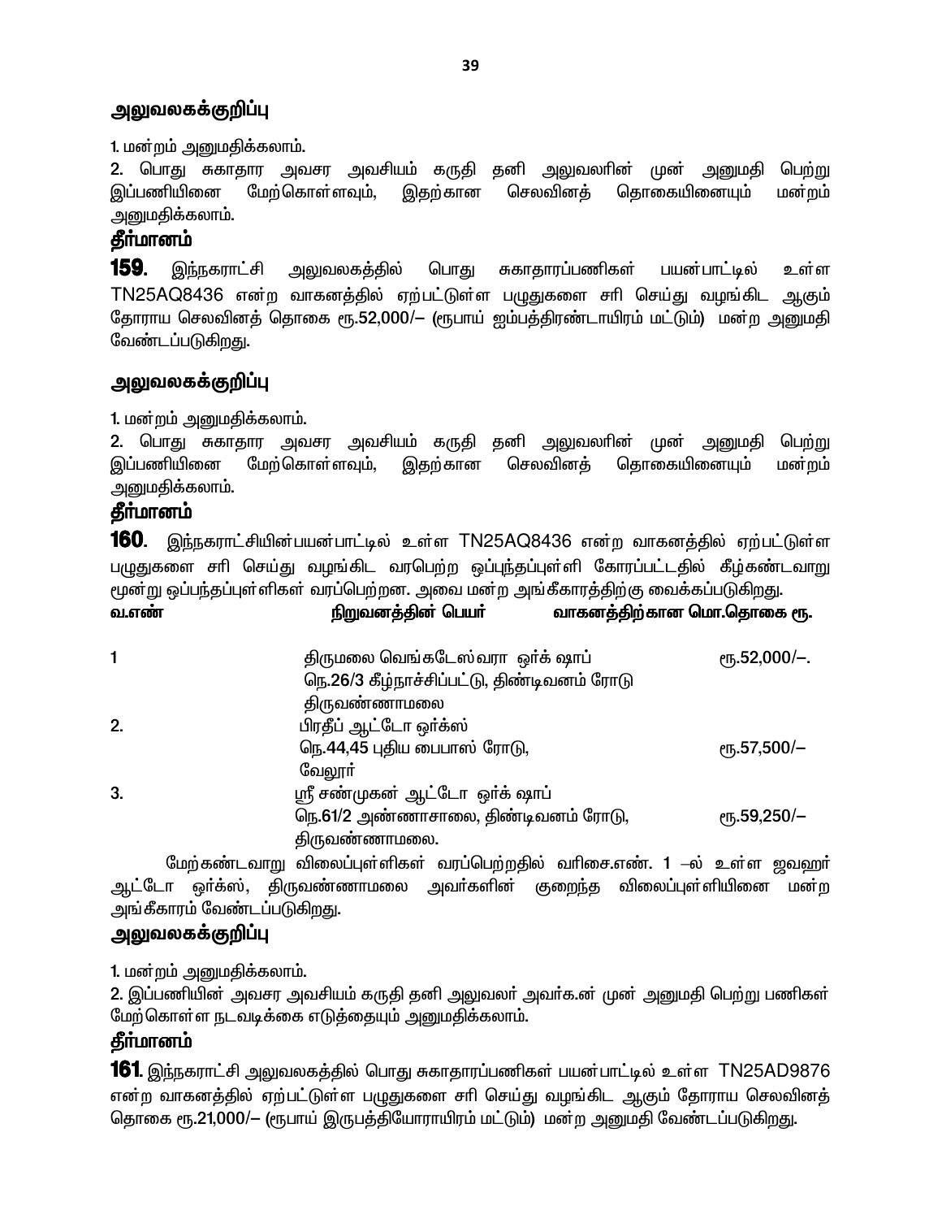### அலுவலகக்குறிப்பு

1. மன்றம் அனுமதிக்கலாம்.
2. பொது சுகாதார அவசர அவசியம் கருதி தனி அலுவலரின் முன் அனுமதி பெற்று இப்பணியினை மேற்கொள்ளவும், இதற்கான செலவினத் தொகையினையும் மன்றம் அனுமதிக்கலாம்.

### தீர்மானம்

**159**. இந்நகராட்சி அலுவலகத்தில் பொது சுகாதாரப்பணிகள் பயன்பாட்டில் உள்ள TN25AQ8436 என்ற வாகனத்தில் ஏற்பட்டுள்ள பழுதுகளை சரி செய்து வழங்கிட ஆகும் தோராய செலவினத் தொகை ரூ.52,000/– (ரூபாய் ஐம்பத்திரண்டாயிரம் மட்டும்) மன்ற அனுமதி வேண்டப்படுகிறது.

### அலுவலகக்குறிப்பு

1. மன்றம் அனுமதிக்கலாம்.
2. பொது சுகாதார அவசர அவசியம் கருதி தனி அலுவலரின் முன் அனுமதி பெற்று இப்பணியினை மேற்கொள்ளவும், இதற்கான செலவினத் தொகையினையும் மன்றம் அனுமதிக்கலாம்.

### தீர்மானம்

**160**. இந்நகராட்சியின்பயன்பாட்டில் உள்ள TN25AQ8436 என்ற வாகனத்தில் ஏற்பட்டுள்ள பழுதுகளை சரி செய்து வழங்கிட வரபெற்ற ஒப்புந்தப்புள்ளி கோரப்பட்டதில் கீழ்கண்டவாறு மூன்று ஒப்பந்தப்புள்ளிகள் வரப்பெற்றன. அவை மன்ற அங்கீகாரத்திற்கு வைக்கப்படுகிறது.

| வ.எண் | நிறுவனத்தின் பெயர் | வாகனத்திற்கான மொ.தொகை ரூ. |
|---|---|---|
| 1 | திருமலை வெங்கடேஸ்வரா ஒர்க் ஷாப் நெ.26/3 கீழ்நாச்சிப்பட்டு, திண்டிவனம் ரோடு திருவண்ணாமலை | ரூ.52,000/–. |
| 2. | பிரதீப் ஆட்டோ ஒர்க்ஸ் நெ.44,45 புதிய பைபாஸ் ரோடு, வேலூர் | ரூ.57,500/– |
| 3. | ஸ்ரீ சண்முகன் ஆட்டோ ஒர்க் ஷாப் நெ.61/2 அண்ணாசாலை, திண்டிவனம் ரோடு, திருவண்ணாமலை. | ரூ.59,250/– |

மேற்கண்டவாறு விலைப்புள்ளிகள் வரப்பெற்றதில் வரிசை.எண். 1 –ல் உள்ள ஜவஹர் ஆட்டோ ஒர்க்ஸ், திருவண்ணாமலை அவர்களின் குறைந்த விலைப்புள்ளியினை மன்ற அங்கீகாரம் வேண்டப்படுகிறது.

### அலுவலகக்குறிப்பு

1. மன்றம் அனுமதிக்கலாம்.
2. இப்பணியின் அவசர அவசியம் கருதி தனி அலுவலர் அவர்க.ன் முன் அனுமதி பெற்று பணிகள் மேற்கொள்ள நடவடிக்கை எடுத்தையும் அனுமதிக்கலாம்.

### தீர்மானம்

**161**. இந்நகராட்சி அலுவலகத்தில் பொது சுகாதாரப்பணிகள் பயன்பாட்டில் உள்ள TN25AD9876 என்ற வாகனத்தில் ஏற்பட்டுள்ள பழுதுகளை சரி செய்து வழங்கிட ஆகும் தோராய செலவினத் தொகை ரூ.21,000/– (ரூபாய் இருபத்தியோராயிரம் மட்டும்) மன்ற அனுமதி வேண்டப்படுகிறது.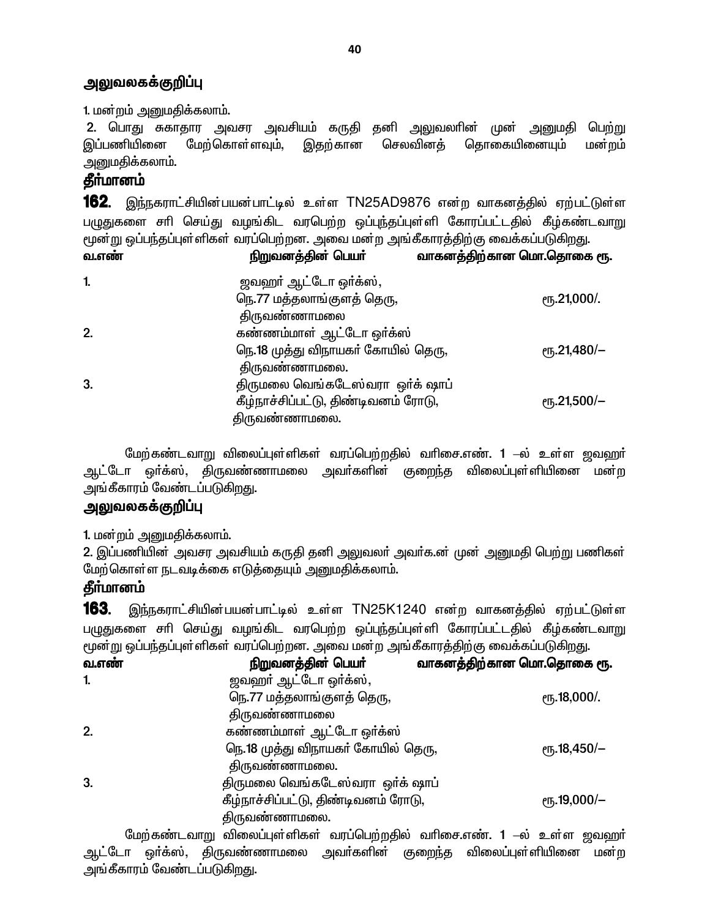## அலுவலகக்குறிப்பு

1. மன்றம் அனுமதிக்கலாம்.

2. பொது சுகாதார அவசர அவசியம் கருதி தனி அலுவலரின் முன் அனுமதி பெற்று இப்பணியினை மேற்கொள்ளவும், இதற்கான செலவினத் தொகையினையும் மன்றம் அனுமதிக்கலாம்.

## தீர்மானம்

**162.** இந்நகராட்சியின்பயன்பாட்டில் உள்ள TN25AD9876 என்ற வாகனத்தில் ஏற்பட்டுள்ள பழுதுகளை சரி செய்து வழங்கிட வரபெற்ற ஒப்புந்தப்புள்ளி கோரப்பட்டதில் கீழ்கண்டவாறு மூன்று ஒப்பந்தப்புள்ளிகள் வரப்பெற்றன. அவை மன்ற அங்கீகாரத்திற்கு வைக்கப்படுகிறது.

| வ.எண் | நிறுவனத்தின் பெயர் | வாகனத்திற்கான மொ.தொகை ரூ. |
|---|---|---|
| 1. | ஜவஹர் ஆட்டோ ஒர்க்ஸ், நெ.77 மத்தலாங்குளத் தெரு, திருவண்ணாமலை | ரூ.21,000/. |
| 2. | கண்ணம்மாள் ஆட்டோ ஒர்க்ஸ் நெ.18 முத்து விநாயகர் கோயில் தெரு, திருவண்ணாமலை. | ரூ.21,480/– |
| 3. | திருமலை வெங்கடேஸ்வரா ஒர்க் ஷாப் கீழ்நாச்சிப்பட்டு, திண்டிவனம் ரோடு, திருவண்ணாமலை. | ரூ.21,500/– |

மேற்கண்டவாறு விலைப்புள்ளிகள் வரப்பெற்றதில் வரிசை.எண். 1 –ல் உள்ள ஜவஹர் ஆட்டோ ஒர்க்ஸ், திருவண்ணாமலை அவர்களின் குறைந்த விலைப்புள்ளியினை மன்ற அங்கீகாரம் வேண்டப்படுகிறது.

## அலுவலகக்குறிப்பு

1. மன்றம் அனுமதிக்கலாம்.

2. இப்பணியின் அவசர அவசியம் கருதி தனி அலுவலர் அவர்க.ன் முன் அனுமதி பெற்று பணிகள் மேற்கொள்ள நடவடிக்கை எடுத்தையும் அனுமதிக்கலாம்.

## தீர்மானம்

**163.** இந்நகராட்சியின்பயன்பாட்டில் உள்ள TN25K1240 என்ற வாகனத்தில் ஏற்பட்டுள்ள பழுதுகளை சரி செய்து வழங்கிட வரபெற்ற ஒப்புந்தப்புள்ளி கோரப்பட்டதில் கீழ்கண்டவாறு மூன்று ஒப்பந்தப்புள்ளிகள் வரப்பெற்றன. அவை மன்ற அங்கீகாரத்திற்கு வைக்கப்படுகிறது.

| வ.எண் | நிறுவனத்தின் பெயர் | வாகனத்திற்கான மொ.தொகை ரூ. |
|---|---|---|
| 1. | ஜவஹர் ஆட்டோ ஒர்க்ஸ், நெ.77 மத்தலாங்குளத் தெரு, திருவண்ணாமலை | ரூ.18,000/. |
| 2. | கண்ணம்மாள் ஆட்டோ ஒர்க்ஸ் நெ.18 முத்து விநாயகர் கோயில் தெரு, திருவண்ணாமலை. | ரூ.18,450/– |
| 3. | திருமலை வெங்கடேஸ்வரா ஒர்க் ஷாப் கீழ்நாச்சிப்பட்டு, திண்டிவனம் ரோடு, திருவண்ணாமலை. | ரூ.19,000/– |

மேற்கண்டவாறு விலைப்புள்ளிகள் வரப்பெற்றதில் வரிசை.எண். 1 –ல் உள்ள ஜவஹர் ஆட்டோ ஒர்க்ஸ், திருவண்ணாமலை அவர்களின் குறைந்த விலைப்புள்ளியினை மன்ற அங்கீகாரம் வேண்டப்படுகிறது.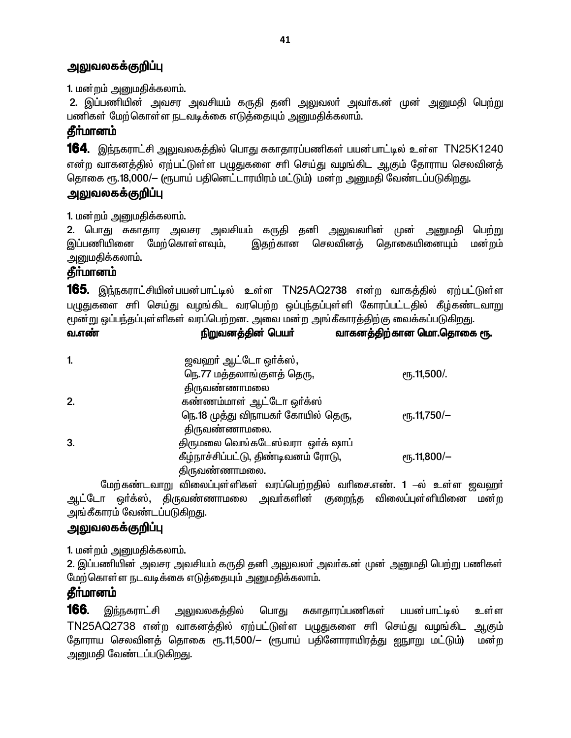## அலுவலகக்குறிப்பு

1. மன்றம் அனுமதிக்கலாம்.

2. இப்பணியின் அவசர அவசியம் கருதி தனி அலுவலர் அவர்க.ன் முன் அனுமதி பெற்று பணிகள் மேற்கொள்ள நடவடிக்கை எடுத்தையும் அனுமதிக்கலாம்.

## தீர்மானம்

**164**. இந்நகராட்சி அலுவலகத்தில் பொது சுகாதாரப்பணிகள் பயன்பாட்டில் உள்ள TN25K1240 என்ற வாகனத்தில் ஏற்பட்டுள்ள பழுதுகளை சரி செய்து வழங்கிட ஆகும் தோராய செலவினத் தொகை ரூ.18,000/– (ரூபாய் பதினெட்டாரயிரம் மட்டும்) மன்ற அனுமதி வேண்டப்படுகிறது.

## அலுவலகக்குறிப்பு

1. மன்றம் அனுமதிக்கலாம்.

2. பொது சுகாதார அவசர அவசியம் கருதி தனி அலுவலரின் முன் அனுமதி பெற்று இப்பணியினை மேற்கொள்ளவும், இதற்கான செலவினத் தொகையினையும் மன்றம் அனுமதிக்கலாம்.

## தீர்மானம்

**165**. இந்நகராட்சியின்பயன்பாட்டில் உள்ள TN25AQ2738 என்ற வாகத்தில் ஏற்பட்டுள்ள பழுதுகளை சரி செய்து வழங்கிட வரபெற்ற ஒப்புந்தப்புள்ளி கோரப்பட்டதில் கீழ்கண்டவாறு மூன்று ஒப்பந்தப்புள்ளிகள் வரப்பெற்றன. அவை மன்ற அங்கீகாரத்திற்கு வைக்கப்படுகிறது.

| வ.எண் | நிறுவனத்தின் பெயர் | வாகனத்திற்கான மொ.தொகை ரூ. |
|---|---|---|
| 1. | ஜவஹர் ஆட்டோ ஒர்க்ஸ்,<br>நெ.77 மத்தலாங்குளத் தெரு,<br>திருவண்ணாமலை | ரூ.11,500/. |
| 2. | கண்ணம்மாள் ஆட்டோ ஒர்க்ஸ்<br>நெ.18 முத்து விநாயகர் கோயில் தெரு,<br>திருவண்ணாமலை. | ரூ.11,750/– |
| 3. | திருமலை வெங்கடேஸ்வரா ஒர்க் ஷாப்<br>கீழ்நாச்சிப்பட்டு, திண்டிவனம் ரோடு,<br>திருவண்ணாமலை. | ரூ.11,800/– |

மேற்கண்டவாறு விலைப்புள்ளிகள் வரப்பெற்றதில் வரிசை.எண். 1 –ல் உள்ள ஜவஹர் ஆட்டோ ஒர்க்ஸ், திருவண்ணாமலை அவர்களின் குறைந்த விலைப்புள்ளியினை மன்ற அங்கீகாரம் வேண்டப்படுகிறது.

## அலுவலகக்குறிப்பு

1. மன்றம் அனுமதிக்கலாம்.

2. இப்பணியின் அவசர அவசியம் கருதி தனி அலுவலர் அவர்க.ன் முன் அனுமதி பெற்று பணிகள் மேற்கொள்ள நடவடிக்கை எடுத்தையும் அனுமதிக்கலாம்.

## தீர்மானம்

**166**. இந்நகராட்சி அலுவலகத்தில் பொது சுகாதாரப்பணிகள் பயன்பாட்டில் உள்ள TN25AQ2738 என்ற வாகனத்தில் ஏற்பட்டுள்ள பழுதுகளை சரி செய்து வழங்கிட ஆகும் தோராய செலவினத் தொகை ரூ.11,500/– (ரூபாய் பதினோராயிரத்து ஐநூறு மட்டும்) மன்ற அனுமதி வேண்டப்படுகிறது.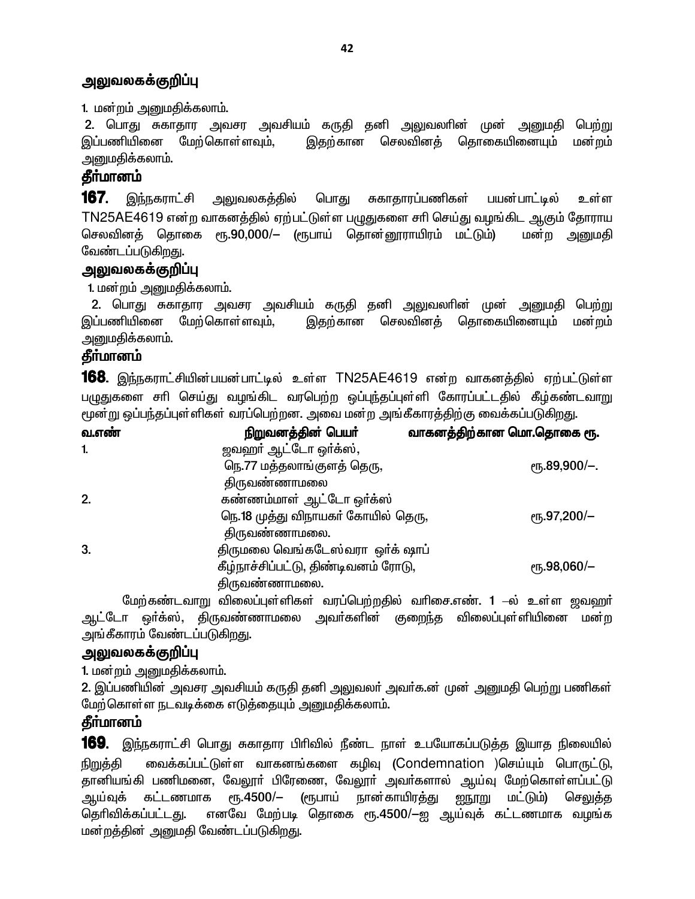## அலுவலகக்குறிப்பு

1. மன்றம் அனுமதிக்கலாம்.

2. பொது சுகாதார அவசர அவசியம் கருதி தனி அலுவலரின் முன் அனுமதி பெற்று இப்பணியினை மேற்கொள்ளவும், இதற்கான செலவினத் தொகையினையும் மன்றம் அனுமதிக்கலாம்.

## தீர்மானம்

**167**. இந்நகராட்சி அலுவலகத்தில் பொது சுகாதாரப்பணிகள் பயன்பாட்டில் உள்ள TN25AE4619 என்ற வாகனத்தில் ஏற்பட்டுள்ள பழுதுகளை சரி செய்து வழங்கிட ஆகும் தோராய செலவினத் தொகை ரூ.90,000/– (ரூபாய் தொன்னூராயிரம் மட்டும்) மன்ற அனுமதி வேண்டப்படுகிறது.

## அலுவலகக்குறிப்பு

1. மன்றம் அனுமதிக்கலாம்.

2. பொது சுகாதார அவசர அவசியம் கருதி தனி அலுவலரின் முன் அனுமதி பெற்று இப்பணியினை மேற்கொள்ளவும், இதற்கான செலவினத் தொகையினையும் மன்றம் அனுமதிக்கலாம்.

## தீர்மானம்

**168**. இந்நகராட்சியின்பயன்பாட்டில் உள்ள TN25AE4619 என்ற வாகனத்தில் ஏற்பட்டுள்ள பழுதுகளை சரி செய்து வழங்கிட வரபெற்ற ஒப்புந்தப்புள்ளி கோரப்பட்டதில் கீழ்கண்டவாறு மூன்று ஒப்பந்தப்புள்ளிகள் வரப்பெற்றன. அவை மன்ற அங்கீகாரத்திற்கு வைக்கப்படுகிறது.

| வ.எண் | நிறுவனத்தின் பெயர் | வாகனத்திற்கான மொ.தொகை ரூ. |
|---|---|---|
| 1. | ஜவஹர் ஆட்டோ ஒர்க்ஸ், நெ.77 மத்தலாங்குளத் தெரு, திருவண்ணாமலை | ரூ.89,900/–. |
| 2. | கண்ணம்மாள் ஆட்டோ ஒர்க்ஸ் நெ.18 முத்து விநாயகர் கோயில் தெரு, திருவண்ணாமலை. | ரூ.97,200/– |
| 3. | திருமலை வெங்கடேஸ்வரா ஒர்க் ஷாப் கீழ்நாச்சிப்பட்டு, திண்டிவனம் ரோடு, திருவண்ணாமலை. | ரூ.98,060/– |

மேற்கண்டவாறு விலைப்புள்ளிகள் வரப்பெற்றதில் வரிசை.எண். 1 –ல் உள்ள ஜவஹர் ஆட்டோ ஒர்க்ஸ், திருவண்ணாமலை அவர்களின் குறைந்த விலைப்புள்ளியினை மன்ற அங்கீகாரம் வேண்டப்படுகிறது.

## அலுவலகக்குறிப்பு

1. மன்றம் அனுமதிக்கலாம்.

2. இப்பணியின் அவசர அவசியம் கருதி தனி அலுவலர் அவர்க.ன் முன் அனுமதி பெற்று பணிகள் மேற்கொள்ள நடவடிக்கை எடுத்தையும் அனுமதிக்கலாம்.

## தீர்மானம்

**169**. இந்நகராட்சி பொது சுகாதார பிரிவில் நீண்ட நாள் உபயோகப்படுத்த இயாத நிலையில் நிறுத்தி வைக்கப்பட்டுள்ள வாகனங்களை கழிவு (Condemnation )செய்யும் பொருட்டு, தானியங்கி பணிமனை, வேலூர் பிரேணை, வேலூர் அவர்களால் ஆய்வு மேற்கொள்ளப்பட்டு ஆய்வுக் கட்டணமாக ரூ.4500/– (ரூபாய் நான்காயிரத்து ஐநூறு மட்டும்) செலுத்த தெரிவிக்கப்பட்டது. எனவே மேற்படி தொகை ரூ.4500/–ஐ ஆய்வுக் கட்டணமாக வழங்க மன்றத்தின் அனுமதி வேண்டப்படுகிறது.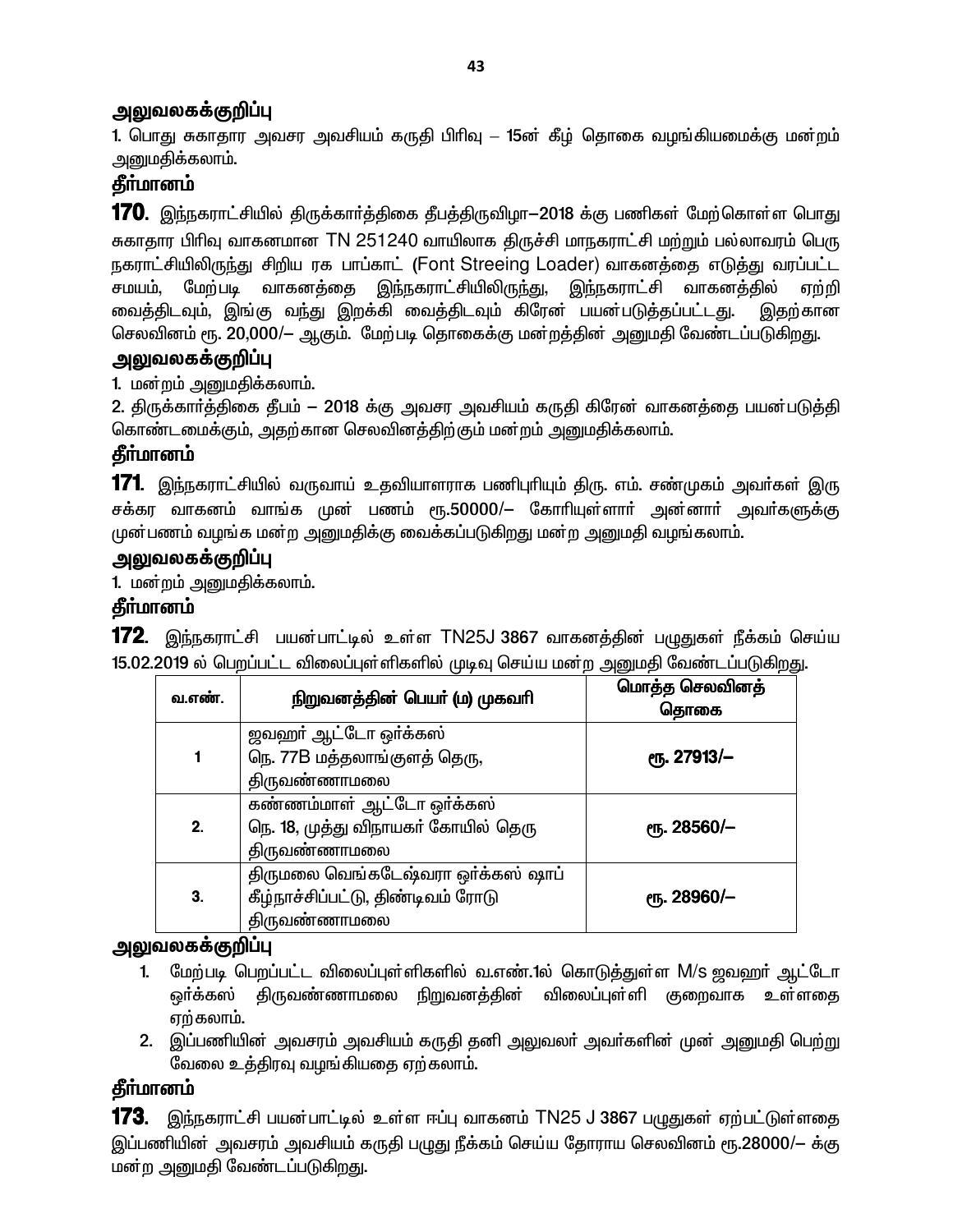### அலுவலகக்குறிப்பு

1. பொது சுகாதார அவசர அவசியம் கருதி பிரிவு – 15ன் கீழ் தொகை வழங்கியமைக்கு மன்றம் அனுமதிக்கலாம்.

### தீர்மானம்

**170.** இந்நகராட்சியில் திருக்கார்த்திகை தீபத்திருவிழா–2018 க்கு பணிகள் மேற்கொள்ள பொது சுகாதார பிரிவு வாகனமான TN 251240 வாயிலாக திருச்சி மாநகராட்சி மற்றும் பல்லாவரம் பெரு நகராட்சியிலிருந்து சிறிய ரக பாப்காட் (Font Streeing Loader) வாகனத்தை எடுத்து வரப்பட்ட சமயம், மேற்படி வாகனத்தை இந்நகராட்சியிலிருந்து, இந்நகராட்சி வாகனத்தில் ஏற்றி வைத்திடவும், இங்கு வந்து இறக்கி வைத்திடவும் கிரேன் பயன்படுத்தப்பட்டது. இதற்கான செலவினம் ரூ. 20,000/– ஆகும். மேற்படி தொகைக்கு மன்றத்தின் அனுமதி வேண்டப்படுகிறது.

### அலுவலகக்குறிப்பு

1. மன்றம் அனுமதிக்கலாம்.
2. திருக்கார்த்திகை தீபம் – 2018 க்கு அவசர அவசியம் கருதி கிரேன் வாகனத்தை பயன்படுத்தி கொண்டமைக்கும், அதற்கான செலவினத்திற்கும் மன்றம் அனுமதிக்கலாம்.

### தீர்மானம்

**171.** இந்நகராட்சியில் வருவாய் உதவியாளராக பணிபுரியும் திரு. எம். சண்முகம் அவர்கள் இரு சக்கர வாகனம் வாங்க முன் பணம் ரூ.50000/– கோரியுள்ளார் அன்னார் அவர்களுக்கு முன்பணம் வழங்க மன்ற அனுமதிக்கு வைக்கப்படுகிறது மன்ற அனுமதி வழங்கலாம்.

### அலுவலகக்குறிப்பு

1. மன்றம் அனுமதிக்கலாம்.

### தீர்மானம்

**172.** இந்நகராட்சி பயன்பாட்டில் உள்ள TN25J 3867 வாகனத்தின் பழுதுகள் நீக்கம் செய்ய 15.02.2019 ல் பெறப்பட்ட விலைப்புள்ளிகளில் முடிவு செய்ய மன்ற அனுமதி வேண்டப்படுகிறது.

| வ.எண். | நிறுவனத்தின் பெயர் (ம) முகவரி | மொத்த செலவினத் தொகை |
|---|---|---|
| 1 | ஜவஹர் ஆட்டோ ஒர்க்கஸ் நெ. 77B மத்தலாங்குளத் தெரு, திருவண்ணாமலை | **ரூ. 27913/–** |
| 2. | கண்ணம்மாள் ஆட்டோ ஒர்க்கஸ் நெ. 18, முத்து விநாயகர் கோயில் தெரு திருவண்ணாமலை | **ரூ. 28560/–** |
| 3. | திருமலை வெங்கடேஷ்வரா ஒர்க்கஸ் ஷாப் கீழ்நாச்சிப்பட்டு, திண்டிவம் ரோடு திருவண்ணாமலை | **ரூ. 28960/–** |

### அலுவலகக்குறிப்பு

1. மேற்படி பெறப்பட்ட விலைப்புள்ளிகளில் வ.எண்.1ல் கொடுத்துள்ள M/s ஜவஹர் ஆட்டோ ஒர்க்கஸ் திருவண்ணாமலை நிறுவனத்தின் விலைப்புள்ளி குறைவாக உள்ளதை ஏற்கலாம்.
2. இப்பணியின் அவசரம் அவசியம் கருதி தனி அலுவலர் அவர்களின் முன் அனுமதி பெற்று வேலை உத்திரவு வழங்கியதை ஏற்கலாம்.

### தீர்மானம்

**173.** இந்நகராட்சி பயன்பாட்டில் உள்ள ஈப்பு வாகனம் TN25 J 3867 பழுதுகள் ஏற்பட்டுள்ளதை இப்பணியின் அவசரம் அவசியம் கருதி பழுது நீக்கம் செய்ய தோராய செலவினம் ரூ.28000/– க்கு மன்ற அனுமதி வேண்டப்படுகிறது.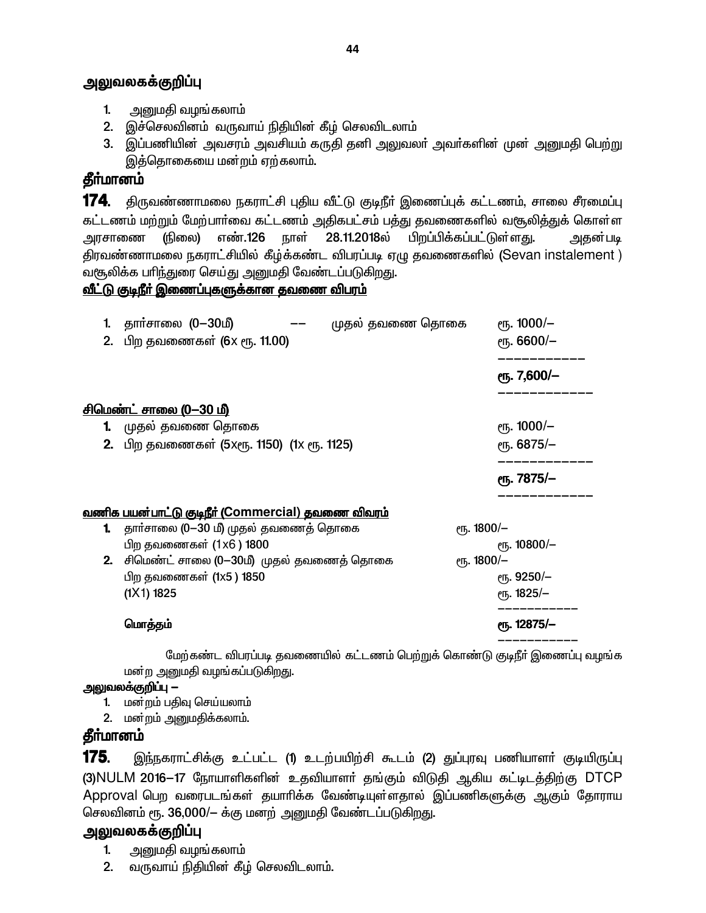## அலுவலகக்குறிப்பு

1. அனுமதி வழங்கலாம்
2. இச்செலவினம் வருவாய் நிதியின் கீழ் செலவிடலாம்
3. இப்பணியின் அவசரம் அவசியம் கருதி தனி அலுவலர் அவர்களின் முன் அனுமதி பெற்று இத்தொகையை மன்றம் ஏற்கலாம்.

## தீர்மானம்

**174.** திருவண்ணாமலை நகராட்சி புதிய வீட்டு குடிநீர் இணைப்புக் கட்டணம், சாலை சீரமைப்பு கட்டணம் மற்றும் மேற்பார்வை கட்டணம் அதிகபட்சம் பத்து தவணைகளில் வசூலித்துக் கொள்ள அரசாணை (நிலை) எண்.126 நாள் 28.11.2018ல் பிறப்பிக்கப்பட்டுள்ளது. அதன்படி திரவண்ணாமலை நகராட்சியில் கீழ்க்கண்ட விபரப்படி ஏழு தவணைகளில் (Sevan instalement ) வசூலிக்க பரிந்துரை செய்து அனுமதி வேண்டப்படுகிறது.

**<u>வீட்டு குடிநீர் இணைப்புகளுக்கான தவணை விபரம்</u>**

1. தார்சாலை (0–30மீ) –– முதல் தவணை தொகை ரூ. 1000/–
2. பிற தவணைகள் (6x ரூ. 11.00) ரூ. 6600/–

ரூ. 7,600/–

**<u>சிமெண்ட் சாலை (0–30 மீ)</u>**

1. முதல் தவணை தொகை ரூ. 1000/–
2. பிற தவணைகள் (5xரூ. 1150) (1x ரூ. 1125) ரூ. 6875/–

ரூ. 7875/–

**<u>வணிக பயன்பாட்டு குடிநீர் (Commercial) தவணை விவரம்</u>**

1. தார்சாலை (0–30 மீ) முதல் தவணைத் தொகை ரூ. 1800/–
   பிற தவணைகள் (1x6 ) 1800 ரூ. 10800/–
2. சிமெண்ட் சாலை (0–30மீ) முதல் தவணைத் தொகை ரூ. 1800/–
   பிற தவணைகள் (1x5 ) 1850 ரூ. 9250/–
   (1X1) 1825 ரூ. 1825/–

   மொத்தம் ரூ. 12875/–

மேற்கண்ட விபரப்படி தவணையில் கட்டணம் பெற்றுக் கொண்டு குடிநீர் இணைப்பு வழங்க மன்ற அனுமதி வழங்கப்படுகிறது.

**அலுவலக்குறிப்பு –**

1. மன்றம் பதிவு செய்யலாம்
2. மன்றம் அனுமதிக்கலாம்.

## தீர்மானம்

**175.** இந்நகராட்சிக்கு உட்பட்ட (1) உடற்பயிற்சி கூடம் (2) துப்புரவு பணியாளர் குடியிருப்பு (3)NULM 2016–17 நோயாளிகளின் உதவியாளர் தங்கும் விடுதி ஆகிய கட்டிடத்திற்கு DTCP Approval பெற வரைபடங்கள் தயாரிக்க வேண்டியுள்ளதால் இப்பணிகளுக்கு ஆகும் தோராய செலவினம் ரூ. 36,000/– க்கு மனற் அனுமதி வேண்டப்படுகிறது.

## அலுவலகக்குறிப்பு

1. அனுமதி வழங்கலாம்
2. வருவாய் நிதியின் கீழ் செலவிடலாம்.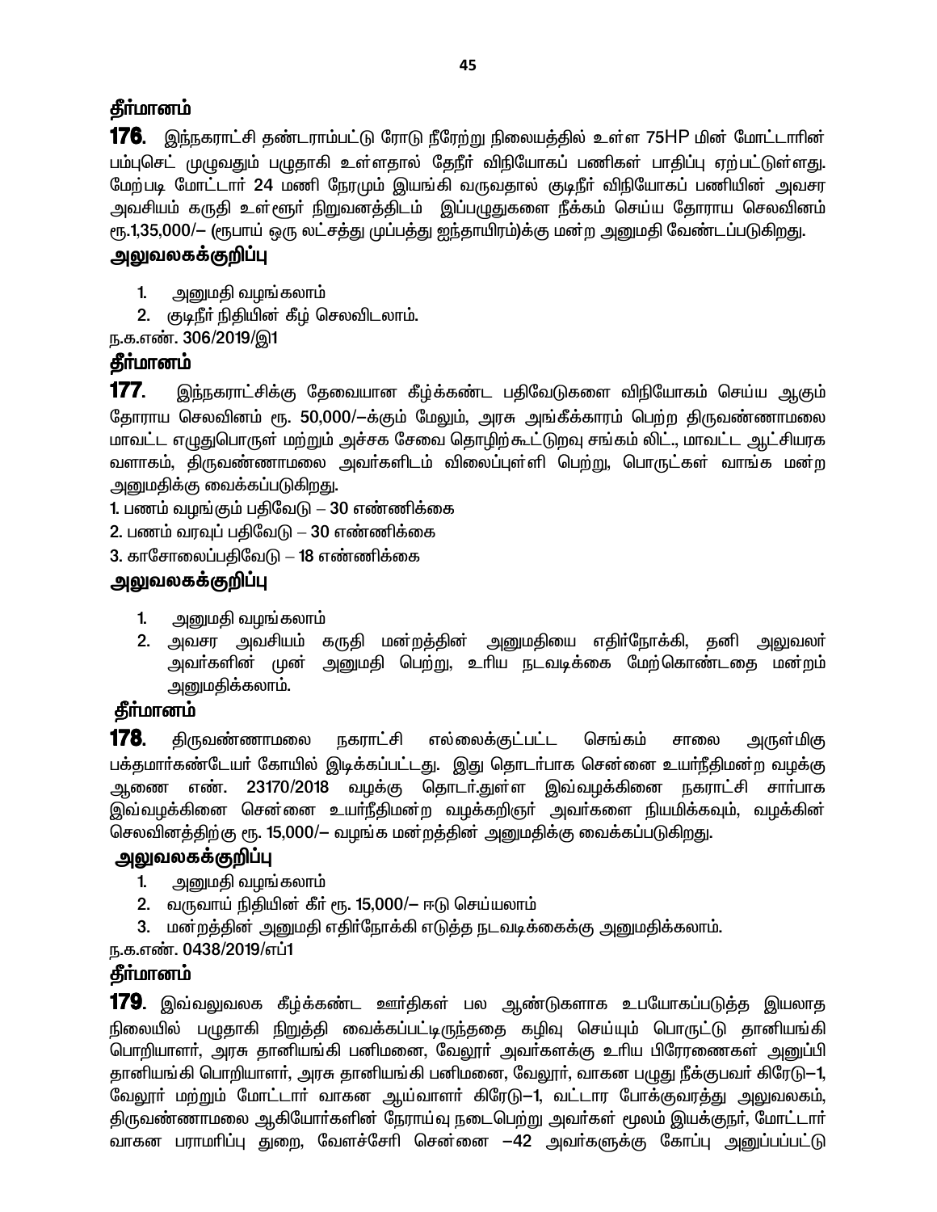## தீர்மானம்

**176.** இந்நகராட்சி தண்டராம்பட்டு ரோடு நீரேற்று நிலையத்தில் உள்ள 75HP மின் மோட்டாரின் பம்புசெட் முழுவதும் பழுதாகி உள்ளதால் தேநீர் விநியோகப் பணிகள் பாதிப்பு ஏற்பட்டுள்ளது. மேற்படி மோட்டார் 24 மணி நேரமும் இயங்கி வருவதால் குடிநீர் விநியோகப் பணியின் அவசர அவசியம் கருதி உள்ளூர் நிறுவனத்திடம் இப்பழுதுகளை நீக்கம் செய்ய தோராய செலவினம் ரூ.1,35,000/– (ரூபாய் ஒரு லட்சத்து முப்பத்து ஐந்தாயிரம்)க்கு மன்ற அனுமதி வேண்டப்படுகிறது.

## அலுவலகக்குறிப்பு

1. அனுமதி வழங்கலாம்
2. குடிநீர் நிதியின் கீழ் செலவிடலாம்.

ந.க.எண். 306/2019/இ1

## தீர்மானம்

**177.** இந்நகராட்சிக்கு தேவையான கீழ்க்கண்ட பதிவேடுகளை விநியோகம் செய்ய ஆகும் தோராய செலவினம் ரூ. 50,000/–க்கும் மேலும், அரசு அங்கீகாரம் பெற்ற திருவண்ணாமலை மாவட்ட எழுதுபொருள் மற்றும் அச்சக சேவை தொழிற்கூட்டுறவு சங்கம் லிட்., மாவட்ட ஆட்சியரக வளாகம், திருவண்ணாமலை அவர்களிடம் விலைப்புள்ளி பெற்று, பொருட்கள் வாங்க மன்ற அனுமதிக்கு வைக்கப்படுகிறது.

1. பணம் வழங்கும் பதிவேடு – 30 எண்ணிக்கை
2. பணம் வரவுப் பதிவேடு – 30 எண்ணிக்கை
3. காசோலைப்பதிவேடு – 18 எண்ணிக்கை

## அலுவலகக்குறிப்பு

1. அனுமதி வழங்கலாம்
2. அவசர அவசியம் கருதி மன்றத்தின் அனுமதியை எதிர்நோக்கி, தனி அலுவலர் அவர்களின் முன் அனுமதி பெற்று, உரிய நடவடிக்கை மேற்கொண்டதை மன்றம் அனுமதிக்கலாம்.

## தீர்மானம்

**178.** திருவண்ணாமலை நகராட்சி எல்லைக்குட்பட்ட செங்கம் சாலை அருள்மிகு பக்தமார்கண்டேயர் கோயில் இடிக்கப்பட்டது. இது தொடர்பாக சென்னை உயர்நீதிமன்ற வழக்கு ஆணை எண். 23170/2018 வழக்கு தொடர்.துள்ள இவ்வழக்கினை நகராட்சி சார்பாக இவ்வழக்கினை சென்னை உயர்நீதிமன்ற வழக்கறிஞர் அவர்களை நியமிக்கவும், வழக்கின் செலவினத்திற்கு ரூ. 15,000/– வழங்க மன்றத்தின் அனுமதிக்கு வைக்கப்படுகிறது.

## அலுவலகக்குறிப்பு

1. அனுமதி வழங்கலாம்
2. வருவாய் நிதியின் கீர் ரூ. 15,000/– ஈடு செய்யலாம்
3. மன்றத்தின் அனுமதி எதிர்நோக்கி எடுத்த நடவடிக்கைக்கு அனுமதிக்கலாம்.

ந.க.எண். 0438/2019/எப்1

## தீர்மானம்

**179.** இவ்வலுவலக கீழ்க்கண்ட ஊர்திகள் பல ஆண்டுகளாக உபயோகப்படுத்த இயலாத நிலையில் பழுதாகி நிறுத்தி வைக்கப்பட்டிருந்ததை கழிவு செய்யும் பொருட்டு தானியங்கி பொறியாளர், அரசு தானியங்கி பனிமனை, வேலூர் அவர்களக்கு உரிய பிரேரணைகள் அனுப்பி தானியங்கி பொறியாளர், அரசு தானியங்கி பனிமனை, வேலூர், வாகன பழுது நீக்குபவர் கிரேடு–1, வேலூர் மற்றும் மோட்டார் வாகன ஆய்வாளர் கிரேடு–1, வட்டார போக்குவரத்து அலுவலகம், திருவண்ணாமலை ஆகியோர்களின் நேராய்வு நடைபெற்று அவர்கள் மூலம் இயக்குநர், மோட்டார் வாகன பராமரிப்பு துறை, வேளச்சேரி சென்னை –42 அவர்களுக்கு கோப்பு அனுப்பப்பட்டு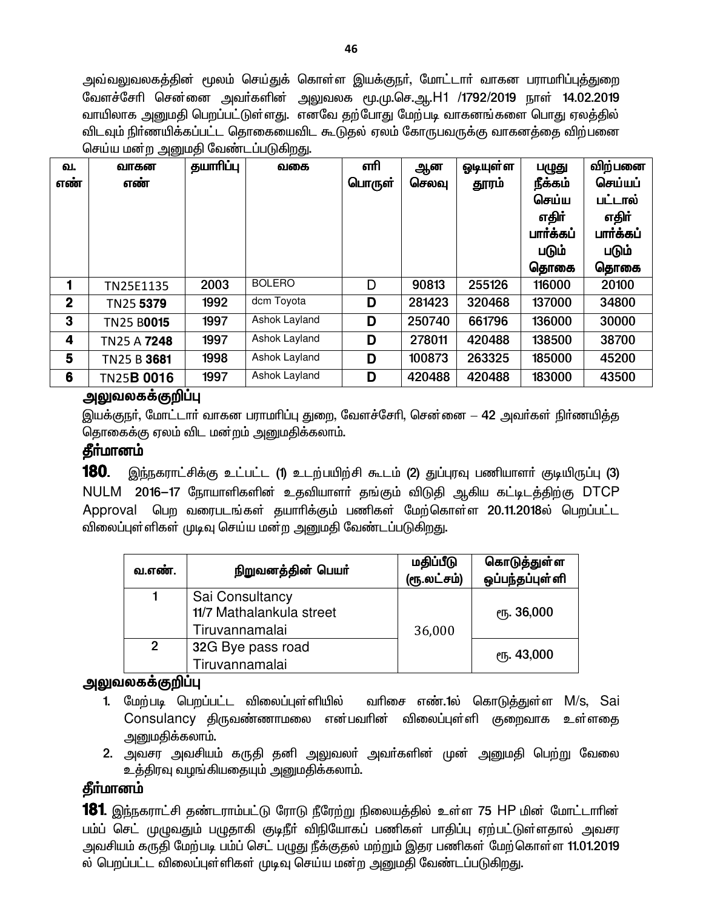அவ்வலுவலகத்தின் மூலம் செய்துக் கொள்ள இயக்குநர், மோட்டார் வாகன பராமரிப்புத்துறை வேளச்சேரி சென்னை அவர்களின் அலுவலக மு.மு.செ.ஆ.H1 /1792/2019 நாள் 14.02.2019 வாயிலாக அனுமதி பெறப்பட்டுள்ளது. எனவே தற்போது மேற்படி வாகனங்களை பொது ஏலத்தில் விடவும் நிர்ணயிக்கப்பட்ட தொகையைவிட கூடுதல் ஏலம் கோருபவருக்கு வாகனத்தை விற்பனை செய்ய மன்ற அனுமதி வேண்டப்படுகிறது.

| வ. எண் | வாகன எண் | தயாரிப்பு | வகை | எரி பொருள் | ஆன செலவு | ஓடியுள்ள தூரம் | பழுது நீக்கம் செய்ய எதிர் பார்க்கப் படும் தொகை | விற்பனை செய்யப் பட்டால் எதிர் பார்க்கப் படும் தொகை |
|---|---|---|---|---|---|---|---|---|
| 1 | TN25E1135 | 2003 | BOLERO | D | 90813 | 255126 | 116000 | 20100 |
| 2 | TN25 **5379** | 1992 | dcm Toyota | **D** | 281423 | 320468 | 137000 | 34800 |
| 3 | TN25 B**0015** | 1997 | Ashok Layland | **D** | 250740 | 661796 | 136000 | 30000 |
| 4 | TN25 A **7248** | 1997 | Ashok Layland | **D** | 278011 | 420488 | 138500 | 38700 |
| 5 | TN25 B **3681** | 1998 | Ashok Layland | **D** | 100873 | 263325 | 185000 | 45200 |
| 6 | TN25**B 0016** | 1997 | Ashok Layland | **D** | 420488 | 420488 | 183000 | 43500 |

## அலுவலகக்குறிப்பு

இயக்குநர், மோட்டார் வாகன பராமரிப்பு துறை, வேளச்சேரி, சென்னை – 42 அவர்கள் நிர்ணயித்த தொகைக்கு ஏலம் விட மன்றம் அனுமதிக்கலாம்.

## தீர்மானம்

**180**. இந்நகராட்சிக்கு உட்பட்ட (1) உடற்பயிற்சி கூடம் (2) துப்புரவு பணியாளர் குடியிருப்பு (3) NULM 2016–17 நோயாளிகளின் உதவியாளர் தங்கும் விடுதி ஆகிய கட்டிடத்திற்கு DTCP Approval பெற வரைபடங்கள் தயாரிக்கும் பணிகள் மேற்கொள்ள 20.11.2018ல் பெறப்பட்ட விலைப்புள்ளிகள் முடிவு செய்ய மன்ற அனுமதி வேண்டப்படுகிறது.

| வ.எண். | நிறுவனத்தின் பெயர் | மதிப்பீடு (ரூ.லட்சம்) | கொடுத்துள்ள ஒப்பந்தப்புள்ளி |
|---|---|---|---|
| 1 | Sai Consultancy 11/7 Mathalankula street Tiruvannamalai | 36,000 | ரூ. 36,000 |
| 2 | 32G Bye pass road Tiruvannamalai | | ரூ. 43,000 |

## அலுவலகக்குறிப்பு

1. மேற்படி பெறப்பட்ட விலைப்புள்ளியில் வரிசை எண்.1ல் கொடுத்துள்ள M/s, Sai Consulancy திருவண்ணாமலை என்பவரின் விலைப்புள்ளி குறைவாக உள்ளதை அனுமதிக்கலாம்.
2. அவசர அவசியம் கருதி தனி அலுவலர் அவர்களின் முன் அனுமதி பெற்று வேலை உத்திரவு வழங்கியதையும் அனுமதிக்கலாம்.

## தீர்மானம்

**181**. இந்நகராட்சி தண்டராம்பட்டு ரோடு நீரேற்று நிலையத்தில் உள்ள 75 HP மின் மோட்டாரின் பம்ப் செட் முழுவதும் பழுதாகி குடிநீர் விநியோகப் பணிகள் பாதிப்பு ஏற்பட்டுள்ளதால் அவசர அவசியம் கருதி மேற்படி பம்ப் செட் பழுது நீக்குதல் மற்றும் இதர பணிகள் மேற்கொள்ள 11.01.2019 ல் பெறப்பட்ட விலைப்புள்ளிகள் முடிவு செய்ய மன்ற அனுமதி வேண்டப்படுகிறது.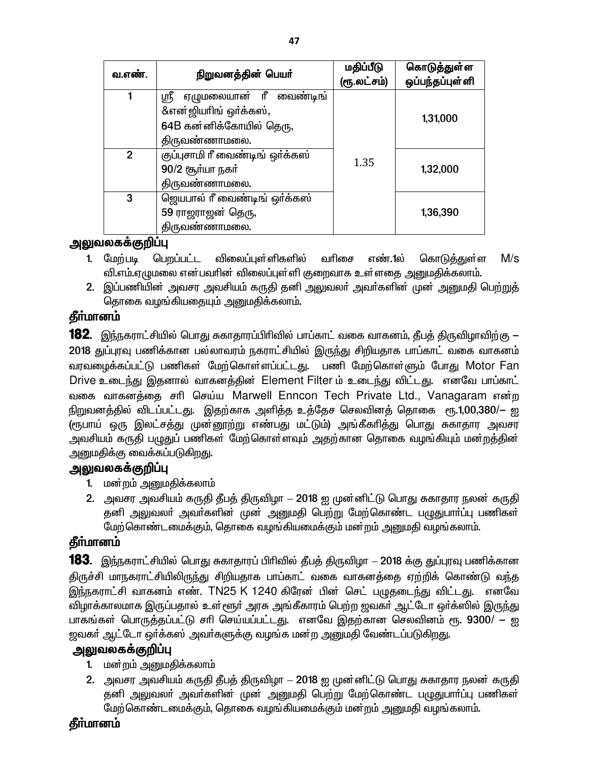| வ.எண். | நிறுவனத்தின் பெயர் | மதிப்பீடு (ரூ.லட்சம்) | கொடுத்துள்ள ஒப்பந்தப்புள்ளி |
|---|---|---|---|
| 1 | ஸ்ரீ ஏழுமலையான் ரீ வைண்டிங் &என்ஜியரிங் ஒர்க்கஸ், 64B கன்னிக்கோயில் தெரு, திருவண்ணாமலை. | 1.35 | 1,31,000 |
| 2 | குப்புசாமி ரீ வைண்டிங் ஒர்க்கஸ் 90/2 சூர்யா நகர் திருவண்ணாமலை. | | 1,32,000 |
| 3 | ஜெயபால் ரீ வைண்டிங் ஒர்க்கஸ் 59 ராஜராஜன் தெரு, திருவண்ணாமலை. | | 1,36,390 |

**அலுவலகக்குறிப்பு**

1. மேற்படி பெறப்பட்ட விலைப்புள்ளிகளில் வரிசை எண்.1ல் கொடுத்துள்ள M/s வி.எம்.ஏழுமலை என்பவரின் விலைப்புள்ளி குறைவாக உள்ளதை அனுமதிக்கலாம்.
2. இப்பணியின் அவசர அவசியம் கருதி தனி அலுவலர் அவர்களின் முன் அனுமதி பெற்றுத் தொகை வழங்கியதையும் அனுமதிக்கலாம்.

**தீர்மானம்**

**182**. இந்நகராட்சியில் பொது சுகாதாரப்பிரிவில் பாப்காட் வகை வாகனம், தீபத் திருவிழாவிற்கு – 2018 துப்புரவு பணிக்கான பல்லாவரம் நகராட்சியில் இருந்து சிறியதாக பாப்காட் வகை வாகனம் வரவழைக்கப்பட்டு பணிகள் மேற்கொள்ளப்பட்டது. பணி மேற்கொள்ளும் போது Motor Fan Drive உடைந்து இதனால் வாகனத்தின் Element Filter ம் உடைந்து விட்டது. எனவே பாப்காட் வகை வாகனத்தை சரி செய்ய Marwell Enncon Tech Private Ltd., Vanagaram என்ற நிறுவனத்தில் விடப்பட்டது. இதற்காக அளித்த உத்தேச செலவினத் தொகை ரூ.1,00,380/– ஐ (ரூபாய் ஒரு இலட்சத்து முன்னூற்று எண்பது மட்டும்) அங்கீகரித்து பொது சுகாதார அவசர அவசியம் கருதி பழுதுப் பணிகள் மேற்கொள்ளவும் அதற்கான தொகை வழங்கியும் மன்றத்தின் அனுமதிக்கு வைக்கப்படுகிறது.

**அலுவலகக்குறிப்பு**

1. மன்றம் அனுமதிக்கலாம்
2. அவசர அவசியம் கருதி தீபத் திருவிழா – 2018 ஐ முன்னிட்டு பொது சுகாதார நலன் கருதி தனி அலுவலர் அவர்களின் முன் அனுமதி பெற்று மேற்கொண்ட பழுதுபார்ப்பு பணிகள் மேற்கொண்டமைக்கும், தொகை வழங்கியமைக்கும் மன்றம் அனுமதி வழங்கலாம்.

**தீர்மானம்**

**183**. இந்நகராட்சியில் பொது சுகாதாரப் பிரிவில் தீபத் திருவிழா – 2018 க்கு துப்புரவு பணிக்கான திருச்சி மாநகராட்சியிலிருந்து சிறியதாக பாப்காட் வகை வாகனத்தை ஏற்றிக் கொண்டு வந்த இந்நகராட்சி வாகனம் எண். TN25 K 1240 கிரேன் பின் செட் பழுதடைந்து விட்டது. எனவே விழாக்காலமாக இருப்பதால் உள்ளூர் அரசு அங்கீகாரம் பெற்ற ஜவகர் ஆட்டோ ஒர்க்ஸில் இருந்து பாகங்கள் பொருத்தப்பட்டு சரி செய்யப்பட்டது. எனவே இதற்கான செலவினம் ரூ. 9300/ – ஐ ஜவகர் ஆட்டோ ஒர்க்கஸ் அவர்களுக்கு வழங்க மன்ற அனுமதி வேண்டப்படுகிறது.

**அலுவலகக்குறிப்பு**

1. மன்றம் அனுமதிக்கலாம்
2. அவசர அவசியம் கருதி தீபத் திருவிழா – 2018 ஐ முன்னிட்டு பொது சுகாதார நலன் கருதி தனி அலுவலர் அவர்களின் முன் அனுமதி பெற்று மேற்கொண்ட பழுதுபார்ப்பு பணிகள் மேற்கொண்டமைக்கும், தொகை வழங்கியமைக்கும் மன்றம் அனுமதி வழங்கலாம்.

**தீர்மானம்**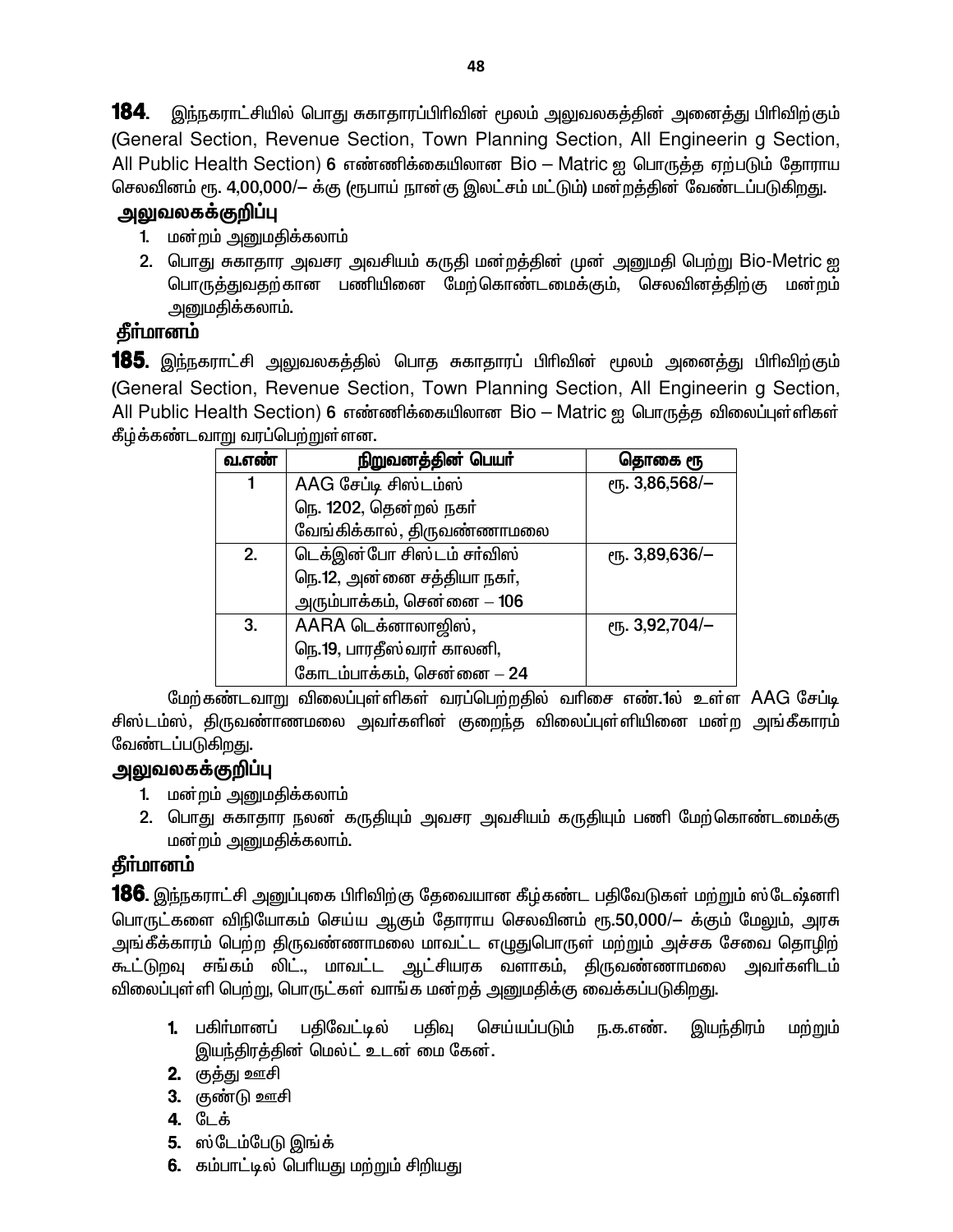**184**. இந்நகராட்சியில் பொது சுகாதாரப்பிரிவின் மூலம் அலுவலகத்தின் அனைத்து பிரிவிற்கும் (General Section, Revenue Section, Town Planning Section, All Engineerin g Section, All Public Health Section) 6 எண்ணிக்கையிலான Bio – Matric ஐ பொருத்த ஏற்படும் தோராய செலவினம் ரூ. 4,00,000/– க்கு (ரூபாய் நான்கு இலட்சம் மட்டும்) மன்றத்தின் வேண்டப்படுகிறது.

**அலுவலகக்குறிப்பு**

1. மன்றம் அனுமதிக்கலாம்
2. பொது சுகாதார அவசர அவசியம் கருதி மன்றத்தின் முன் அனுமதி பெற்று Bio-Metric ஐ பொருத்துவதற்கான பணியினை மேற்கொண்டமைக்கும், செலவினத்திற்கு மன்றம் அனுமதிக்கலாம்.

**தீர்மானம்**

**185**. இந்நகராட்சி அலுவலகத்தில் பொத சுகாதாரப் பிரிவின் மூலம் அனைத்து பிரிவிற்கும் (General Section, Revenue Section, Town Planning Section, All Engineerin g Section, All Public Health Section) 6 எண்ணிக்கையிலான Bio – Matric ஐ பொருத்த விலைப்புள்ளிகள் கீழ்க்கண்டவாறு வரப்பெற்றுள்ளன.

| வ.எண் | நிறுவனத்தின் பெயர் | தொகை ரூ |
|---|---|---|
| 1 | AAG சேப்டி சிஸ்டம்ஸ்<br>நெ. 1202, தென்றல் நகர்<br>வேங்கிக்கால், திருவண்ணாமலை | ரூ. 3,86,568/– |
| 2. | டெக்இன்போ சிஸ்டம் சர்விஸ்<br>நெ.12, அன்னை சத்தியா நகர்,<br>அரும்பாக்கம், சென்னை – 106 | ரூ. 3,89,636/– |
| 3. | AARA டெக்னாலாஜிஸ்,<br>நெ.19, பாரதீஸ்வரர் காலனி,<br>கோடம்பாக்கம், சென்னை – 24 | ரூ. 3,92,704/– |

மேற்கண்டவாறு விலைப்புள்ளிகள் வரப்பெற்றதில் வரிசை எண்.1ல் உள்ள AAG சேப்டி சிஸ்டம்ஸ், திருவண்ணமலை அவர்களின் குறைந்த விலைப்புள்ளியினை மன்ற அங்கீகாரம் வேண்டப்படுகிறது.

**அலுவலகக்குறிப்பு**

1. மன்றம் அனுமதிக்கலாம்
2. பொது சுகாதார நலன் கருதியும் அவசர அவசியம் கருதியும் பணி மேற்கொண்டமைக்கு மன்றம் அனுமதிக்கலாம்.

**தீர்மானம்**

**186**. இந்நகராட்சி அனுப்புகை பிரிவிற்கு தேவையான கீழ்கண்ட பதிவேடுகள் மற்றும் ஸ்டேஷ்னரி பொருட்களை விநியோகம் செய்ய ஆகும் தோராய செலவினம் ரூ.50,000/– க்கும் மேலும், அரசு அங்கீகாரம் பெற்ற திருவண்ணாமலை மாவட்ட எழுதுபொருள் மற்றும் அச்சக சேவை தொழிற் கூட்டுறவு சங்கம் லிட்., மாவட்ட ஆட்சியரக வளாகம், திருவண்ணாமலை அவர்களிடம் விலைப்புள்ளி பெற்று, பொருட்கள் வாங்க மன்றத் அனுமதிக்கு வைக்கப்படுகிறது.

1. பகிர்மானப் பதிவேட்டில் பதிவு செய்யப்படும் ந.க.எண். இயந்திரம் மற்றும் இயந்திரத்தின் மெல்ட் உடன் மை கேன்.
2. குத்து ஊசி
3. குண்டு ஊசி
4. டேக்
5. ஸ்டேம்பேடு இங்க்
6. கம்பாட்டில் பெரியது மற்றும் சிறியது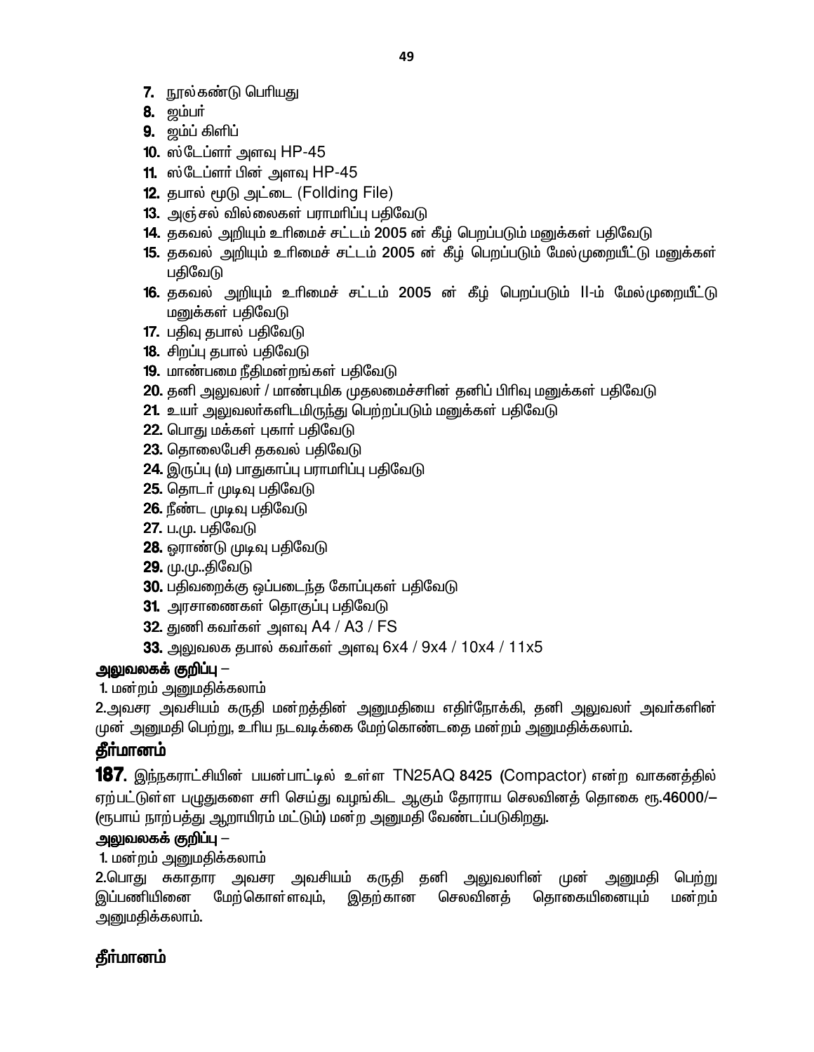7. நூல்கண்டு பெரியது
8. ஜம்பர்
9. ஜம்ப் கிளிப்
10. ஸ்டேப்ளர் அளவு HP-45
11. ஸ்டேப்ளர் பின் அளவு HP-45
12. தபால் மூடு அட்டை (Follding File)
13. அஞ்சல் வில்லைகள் பராமரிப்பு பதிவேடு
14. தகவல் அறியும் உரிமைச் சட்டம் 2005 ன் கீழ் பெறப்படும் மனுக்கள் பதிவேடு
15. தகவல் அறியும் உரிமைச் சட்டம் 2005 ன் கீழ் பெறப்படும் மேல்முறையீட்டு மனுக்கள் பதிவேடு
16. தகவல் அறியும் உரிமைச் சட்டம் 2005 ன் கீழ் பெறப்படும் II-ம் மேல்முறையீட்டு மனுக்கள் பதிவேடு
17. பதிவு தபால் பதிவேடு
18. சிறப்பு தபால் பதிவேடு
19. மாண்பமை நீதிமன்றங்கள் பதிவேடு
20. தனி அலுவலர் / மாண்புமிக முதலமைச்சரின் தனிப் பிரிவு மனுக்கள் பதிவேடு
21. உயர் அலுவலர்களிடமிருந்து பெற்றப்படும் மனுக்கள் பதிவேடு
22. பொது மக்கள் புகார் பதிவேடு
23. தொலைபேசி தகவல் பதிவேடு
24. இருப்பு (ம) பாதுகாப்பு பராமரிப்பு பதிவேடு
25. தொடர் முடிவு பதிவேடு
26. நீண்ட முடிவு பதிவேடு
27. ப.மு. பதிவேடு
28. ஓராண்டு முடிவு பதிவேடு
29. மு.மு..திவேடு
30. பதிவறைக்கு ஒப்படைந்த கோப்புகள் பதிவேடு
31. அரசாணைகள் தொகுப்பு பதிவேடு
32. துணி கவர்கள் அளவு A4 / A3 / FS
33. அலுவலக தபால் கவர்கள் அளவு 6x4 / 9x4 / 10x4 / 11x5

**அலுவலகக் குறிப்பு –**

1. மன்றம் அனுமதிக்கலாம்

2.அவசர அவசியம் கருதி மன்றத்தின் அனுமதியை எதிர்நோக்கி, தனி அலுவலர் அவர்களின் முன் அனுமதி பெற்று, உரிய நடவடிக்கை மேற்கொண்டதை மன்றம் அனுமதிக்கலாம்.

## தீர்மானம்

**187.** இந்நகராட்சியின் பயன்பாட்டில் உள்ள TN25AQ 8425 (Compactor) என்ற வாகனத்தில் ஏற்பட்டுள்ள பழுதுகளை சரி செய்து வழங்கிட ஆகும் தோராய செலவினத் தொகை ரூ.46000/– (ரூபாய் நாற்பத்து ஆறாயிரம் மட்டும்) மன்ற அனுமதி வேண்டப்படுகிறது.

**அலுவலகக் குறிப்பு –**

1. மன்றம் அனுமதிக்கலாம்

2.பொது சுகாதார அவசர அவசியம் கருதி தனி அலுவலரின் முன் அனுமதி பெற்று இப்பணியினை மேற்கொள்ளவும், இதற்கான செலவினத் தொகையினையும் மன்றம் அனுமதிக்கலாம்.

## தீர்மானம்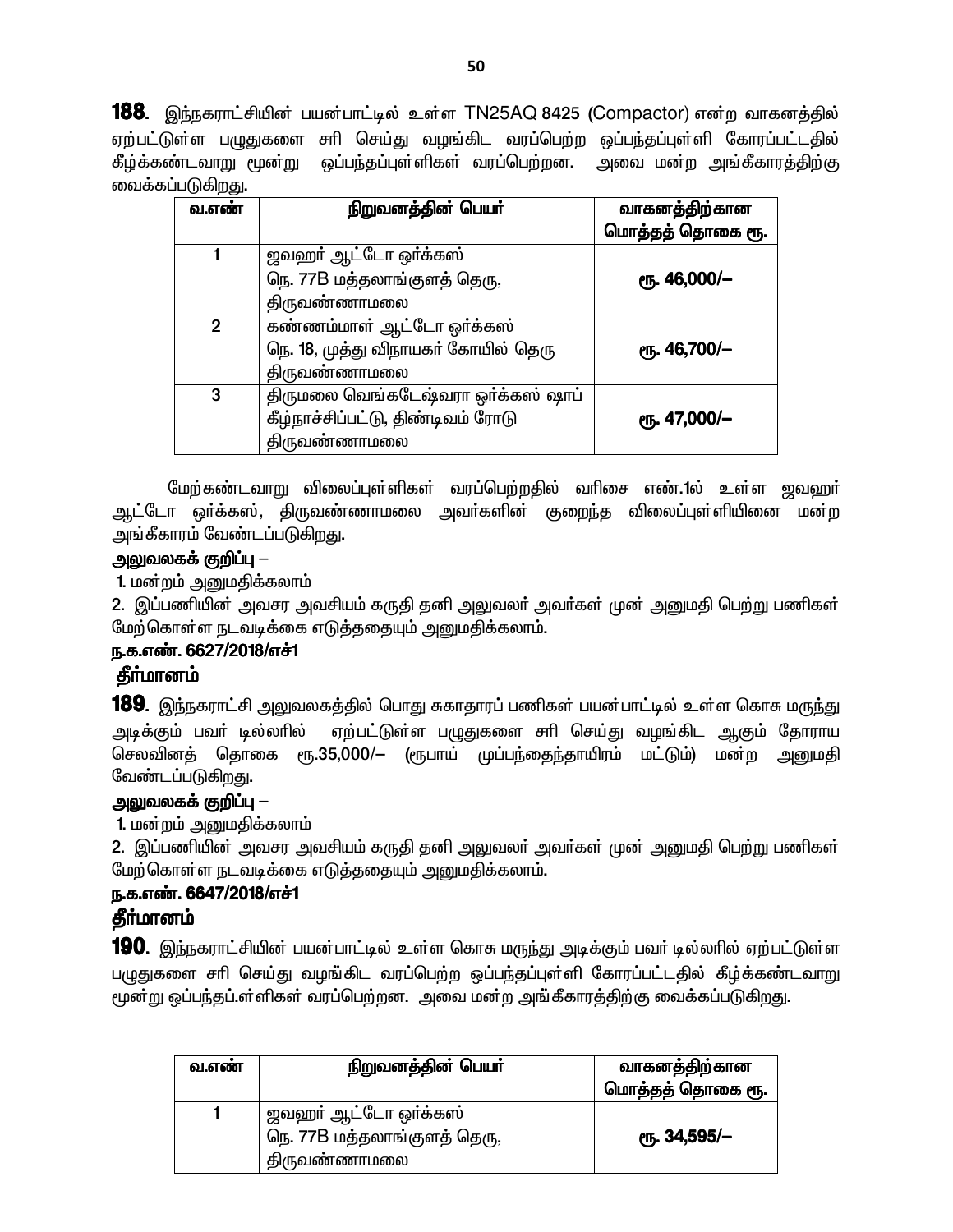**188**. இந்நகராட்சியின் பயன்பாட்டில் உள்ள TN25AQ 8425 (Compactor) என்ற வாகனத்தில் ஏற்பட்டுள்ள பழுதுகளை சரி செய்து வழங்கிட வரப்பெற்ற ஒப்பந்தப்புள்ளி கோரப்பட்டதில் கீழ்க்கண்டவாறு மூன்று ஒப்பந்தப்புள்ளிகள் வரப்பெற்றன. அவை மன்ற அங்கீகாரத்திற்கு வைக்கப்படுகிறது.

| வ.எண் | நிறுவனத்தின் பெயர் | வாகனத்திற்கான மொத்தத் தொகை ரூ. |
|---|---|---|
| 1 | ஜவஹர் ஆட்டோ ஒர்க்கஸ் நெ. 77B மத்தலாங்குளத் தெரு, திருவண்ணாமலை | **ரூ. 46,000/–** |
| 2 | கண்ணம்மாள் ஆட்டோ ஒர்க்கஸ் நெ. 18, முத்து விநாயகர் கோயில் தெரு திருவண்ணாமலை | **ரூ. 46,700/–** |
| 3 | திருமலை வெங்கடேஷ்வரா ஒர்க்கஸ் ஷாப் கீழ்நாச்சிப்பட்டு, திண்டிவம் ரோடு திருவண்ணாமலை | **ரூ. 47,000/–** |

மேற்கண்டவாறு விலைப்புள்ளிகள் வரப்பெற்றதில் வரிசை எண்.1ல் உள்ள ஜவஹர் ஆட்டோ ஒர்க்கஸ், திருவண்ணாமலை அவர்களின் குறைந்த விலைப்புள்ளியினை மன்ற அங்கீகாரம் வேண்டப்படுகிறது.

**அலுவலகக் குறிப்பு** –

1. மன்றம் அனுமதிக்கலாம்
2. இப்பணியின் அவசர அவசியம் கருதி தனி அலுவலர் அவர்கள் முன் அனுமதி பெற்று பணிகள் மேற்கொள்ள நடவடிக்கை எடுத்ததையும் அனுமதிக்கலாம்.

**ந.க.எண். 6627/2018/எச்1**

**தீர்மானம்**

**189**. இந்நகராட்சி அலுவலகத்தில் பொது சுகாதாரப் பணிகள் பயன்பாட்டில் உள்ள கொசு மருந்து அடிக்கும் பவர் டில்லரில் ஏற்பட்டுள்ள பழுதுகளை சரி செய்து வழங்கிட ஆகும் தோராய செலவினத் தொகை ரூ.35,000/– (ரூபாய் முப்பந்தைந்தாயிரம் மட்டும்) மன்ற அனுமதி வேண்டப்படுகிறது.

**அலுவலகக் குறிப்பு** –

1. மன்றம் அனுமதிக்கலாம்
2. இப்பணியின் அவசர அவசியம் கருதி தனி அலுவலர் அவர்கள் முன் அனுமதி பெற்று பணிகள் மேற்கொள்ள நடவடிக்கை எடுத்ததையும் அனுமதிக்கலாம்.

**ந.க.எண். 6647/2018/எச்1**

**தீர்மானம்**

**190**. இந்நகராட்சியின் பயன்பாட்டில் உள்ள கொசு மருந்து அடிக்கும் பவர் டில்லரில் ஏற்பட்டுள்ள பழுதுகளை சரி செய்து வழங்கிட வரப்பெற்ற ஒப்பந்தப்புள்ளி கோரப்பட்டதில் கீழ்க்கண்டவாறு மூன்று ஒப்பந்தப்.ள்ளிகள் வரப்பெற்றன. அவை மன்ற அங்கீகாரத்திற்கு வைக்கப்படுகிறது.

| வ.எண் | நிறுவனத்தின் பெயர் | வாகனத்திற்கான மொத்தத் தொகை ரூ. |
|---|---|---|
| 1 | ஜவஹர் ஆட்டோ ஒர்க்கஸ் நெ. 77B மத்தலாங்குளத் தெரு, திருவண்ணாமலை | **ரூ. 34,595/–** |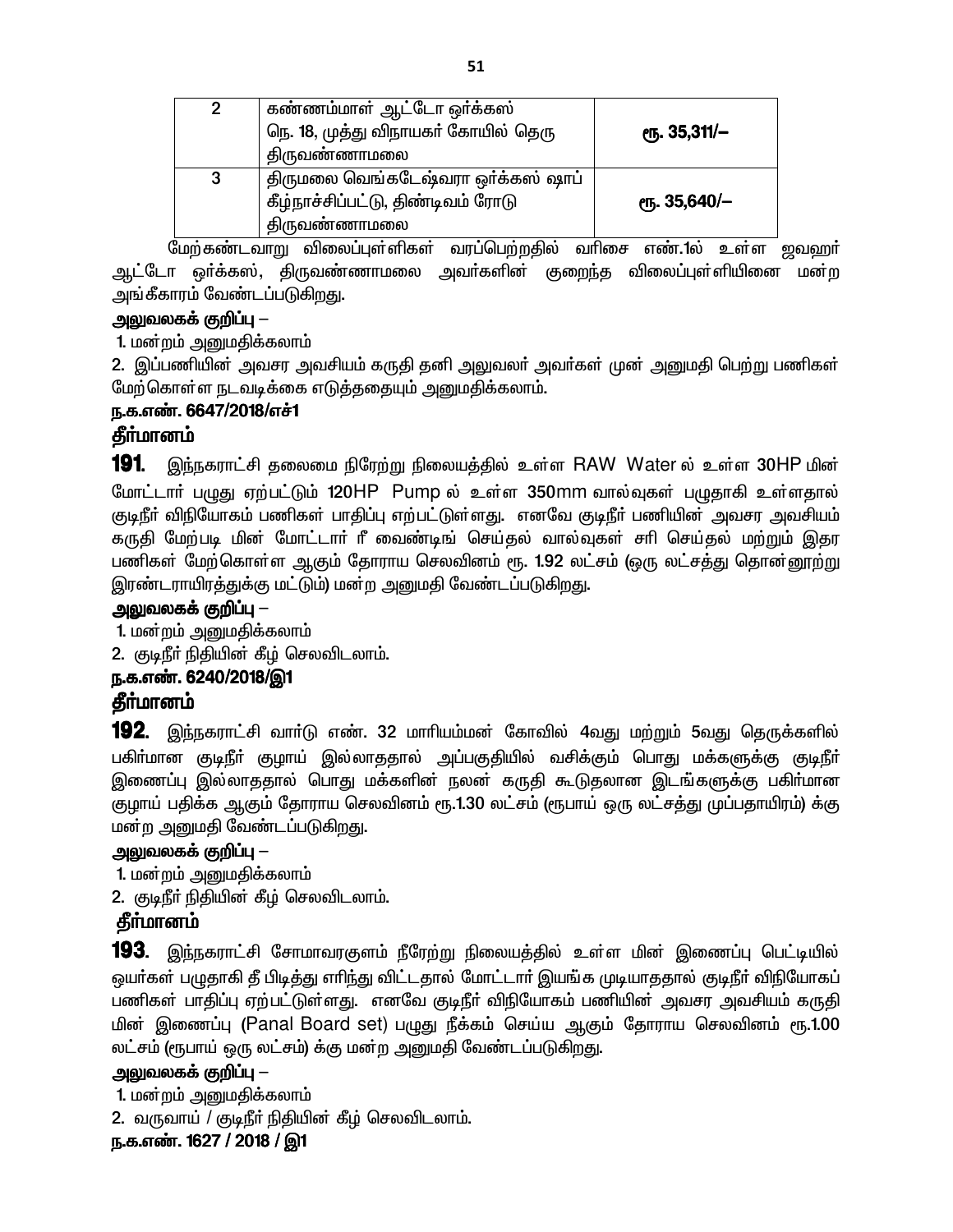| 2 | கண்ணம்மாள் ஆட்டோ ஒர்க்கஸ் நெ. 18, முத்து விநாயகர் கோயில் தெரு திருவண்ணாமலை | ரூ. 35,311/– |
|---|---|---|
| 3 | திருமலை வெங்கடேஷ்வரா ஒர்க்கஸ் ஷாப் கீழ்நாச்சிப்பட்டு, திண்டிவம் ரோடு திருவண்ணாமலை | ரூ. 35,640/– |

மேற்கண்டவாறு விலைப்புள்ளிகள் வரப்பெற்றதில் வரிசை எண்.1ல் உள்ள ஜவஹர் ஆட்டோ ஒர்க்கஸ், திருவண்ணாமலை அவர்களின் குறைந்த விலைப்புள்ளியினை மன்ற அங்கீகாரம் வேண்டப்படுகிறது.

**அலுவலகக் குறிப்பு –**

1. மன்றம் அனுமதிக்கலாம்
2. இப்பணியின் அவசர அவசியம் கருதி தனி அலுவலர் அவர்கள் முன் அனுமதி பெற்று பணிகள் மேற்கொள்ள நடவடிக்கை எடுத்ததையும் அனுமதிக்கலாம்.

**ந.க.எண். 6647/2018/எச்1**

**தீர்மானம்**

**191.** இந்நகராட்சி தலைமை நிரேற்று நிலையத்தில் உள்ள RAW Water ல் உள்ள 30HP மின் மோட்டார் பழுது ஏற்பட்டும் 120HP Pump ல் உள்ள 350mm வால்வுகள் பழுதாகி உள்ளதால் குடிநீர் விநியோகம் பணிகள் பாதிப்பு எற்பட்டுள்ளது. எனவே குடிநீர் பணியின் அவசர அவசியம் கருதி மேற்படி மின் மோட்டார் ரீ வைண்டிங் செய்தல் வால்வுகள் சரி செய்தல் மற்றும் இதர பணிகள் மேற்கொள்ள ஆகும் தோராய செலவினம் ரூ. 1.92 லட்சம் (ஒரு லட்சத்து தொன்னூற்று இரண்டாயிரத்துக்கு மட்டும்) மன்ற அனுமதி வேண்டப்படுகிறது.

**அலுவலகக் குறிப்பு –**

1. மன்றம் அனுமதிக்கலாம்
2. குடிநீர் நிதியின் கீழ் செலவிடலாம்.

**ந.க.எண். 6240/2018/இ1**

**தீர்மானம்**

**192.** இந்நகராட்சி வார்டு எண். 32 மாரியம்மன் கோவில் 4வது மற்றும் 5வது தெருக்களில் பகிர்மான குடிநீர் குழாய் இல்லாததால் அப்பகுதியில் வசிக்கும் பொது மக்களுக்கு குடிநீர் இணைப்பு இல்லாததால் பொது மக்களின் நலன் கருதி கூடுதலான இடங்களுக்கு பகிர்மான குழாய் பதிக்க ஆகும் தோராய செலவினம் ரூ.1.30 லட்சம் (ரூபாய் ஒரு லட்சத்து முப்பதாயிரம்) க்கு மன்ற அனுமதி வேண்டப்படுகிறது.

**அலுவலகக் குறிப்பு –**

1. மன்றம் அனுமதிக்கலாம்
2. குடிநீர் நிதியின் கீழ் செலவிடலாம்.

**தீர்மானம்**

**193.** இந்நகராட்சி சோமாவரகுளம் நீரேற்று நிலையத்தில் உள்ள மின் இணைப்பு பெட்டியில் ஒயர்கள் பழுதாகி தீ பிடித்து எரிந்து விட்டதால் மோட்டார் இயங்க முடியாததால் குடிநீர் விநியோகப் பணிகள் பாதிப்பு ஏற்பட்டுள்ளது. எனவே குடிநீர் விநியோகம் பணியின் அவசர அவசியம் கருதி மின் இணைப்பு (Panal Board set) பழுது நீக்கம் செய்ய ஆகும் தோராய செலவினம் ரூ.1.00 லட்சம் (ரூபாய் ஒரு லட்சம்) க்கு மன்ற அனுமதி வேண்டப்படுகிறது.

**அலுவலகக் குறிப்பு –**

1. மன்றம் அனுமதிக்கலாம்
2. வருவாய் / குடிநீர் நிதியின் கீழ் செலவிடலாம்.

**ந.க.எண். 1627 / 2018 / இ1**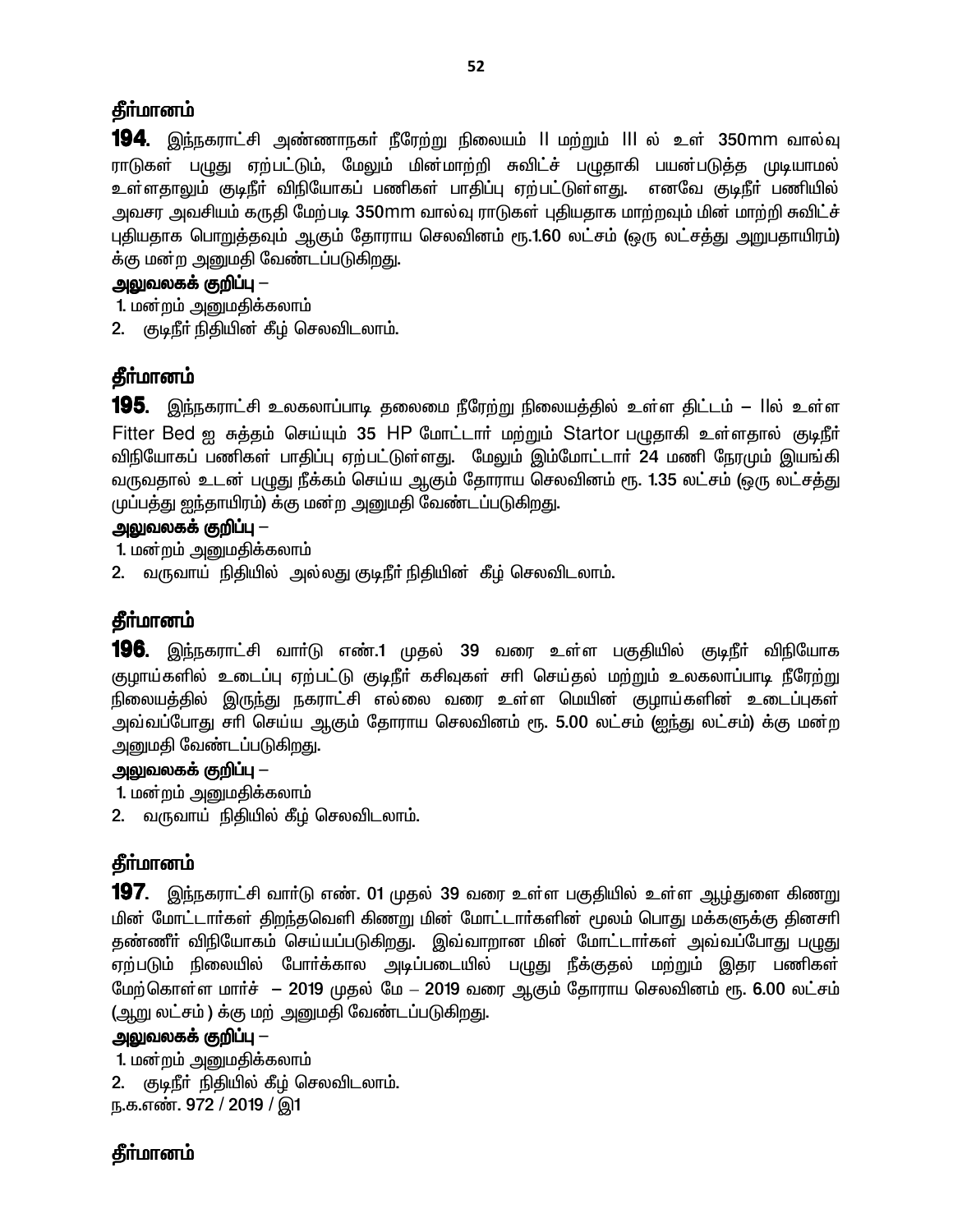## தீர்மானம்

**194.** இந்நகராட்சி அண்ணாநகர் நீரேற்று நிலையம் II மற்றும் III ல் உள் 350mm வால்வு ராடுகள் பழுது ஏற்பட்டும், மேலும் மின்மாற்றி சுவிட்ச் பழுதாகி பயன்படுத்த முடியாமல் உள்ளதாலும் குடிநீர் விநியோகப் பணிகள் பாதிப்பு ஏற்பட்டுள்ளது. எனவே குடிநீர் பணியில் அவசர அவசியம் கருதி மேற்படி 350mm வால்வு ராடுகள் புதியதாக மாற்றவும் மின் மாற்றி சுவிட்ச் புதியதாக பொறுத்தவும் ஆகும் தோராய செலவினம் ரூ.1.60 லட்சம் (ஒரு லட்சத்து அறுபதாயிரம்) க்கு மன்ற அனுமதி வேண்டப்படுகிறது.

**அலுவலகக் குறிப்பு –**

1. மன்றம் அனுமதிக்கலாம்
2. குடிநீர் நிதியின் கீழ் செலவிடலாம்.

## தீர்மானம்

**195.** இந்நகராட்சி உலகலாப்பாடி தலைமை நீரேற்று நிலையத்தில் உள்ள திட்டம் – IIல் உள்ள Fitter Bed ஐ சுத்தம் செய்யும் 35 HP மோட்டார் மற்றும் Startor பழுதாகி உள்ளதால் குடிநீர் விநியோகப் பணிகள் பாதிப்பு ஏற்பட்டுள்ளது. மேலும் இம்மோட்டார் 24 மணி நேரமும் இயங்கி வருவதால் உடன் பழுது நீக்கம் செய்ய ஆகும் தோராய செலவினம் ரூ. 1.35 லட்சம் (ஒரு லட்சத்து முப்பத்து ஐந்தாயிரம்) க்கு மன்ற அனுமதி வேண்டப்படுகிறது.

**அலுவலகக் குறிப்பு –**

1. மன்றம் அனுமதிக்கலாம்
2. வருவாய் நிதியில் அல்லது குடிநீர் நிதியின் கீழ் செலவிடலாம்.

## தீர்மானம்

**196.** இந்நகராட்சி வார்டு எண்.1 முதல் 39 வரை உள்ள பகுதியில் குடிநீர் விநியோக குழாய்களில் உடைப்பு ஏற்பட்டு குடிநீர் கசிவுகள் சரி செய்தல் மற்றும் உலகலாப்பாடி நீரேற்று நிலையத்தில் இருந்து நகராட்சி எல்லை வரை உள்ள மெயின் குழாய்களின் உடைப்புகள் அவ்வப்போது சரி செய்ய ஆகும் தோராய செலவினம் ரூ. 5.00 லட்சம் (ஐந்து லட்சம்) க்கு மன்ற அனுமதி வேண்டப்படுகிறது.

**அலுவலகக் குறிப்பு –**

1. மன்றம் அனுமதிக்கலாம்
2. வருவாய் நிதியில் கீழ் செலவிடலாம்.

## தீர்மானம்

**197.** இந்நகராட்சி வார்டு எண். 01 முதல் 39 வரை உள்ள பகுதியில் உள்ள ஆழ்துளை கிணறு மின் மோட்டார்கள் திறந்தவெளி கிணறு மின் மோட்டார்களின் மூலம் பொது மக்களுக்கு தினசரி தண்ணீர் விநியோகம் செய்யப்படுகிறது. இவ்வாறான மின் மோட்டார்கள் அவ்வப்போது பழுது ஏற்படும் நிலையில் போர்க்கால அடிப்படையில் பழுது நீக்குதல் மற்றும் இதர பணிகள் மேற்கொள்ள மார்ச் – 2019 முதல் மே – 2019 வரை ஆகும் தோராய செலவினம் ரூ. 6.00 லட்சம் (ஆறு லட்சம் ) க்கு மற் அனுமதி வேண்டப்படுகிறது.

**அலுவலகக் குறிப்பு –**

1. மன்றம் அனுமதிக்கலாம்
2. குடிநீர் நிதியில் கீழ் செலவிடலாம்.

ந.க.எண். 972 / 2019 / இ1

## தீர்மானம்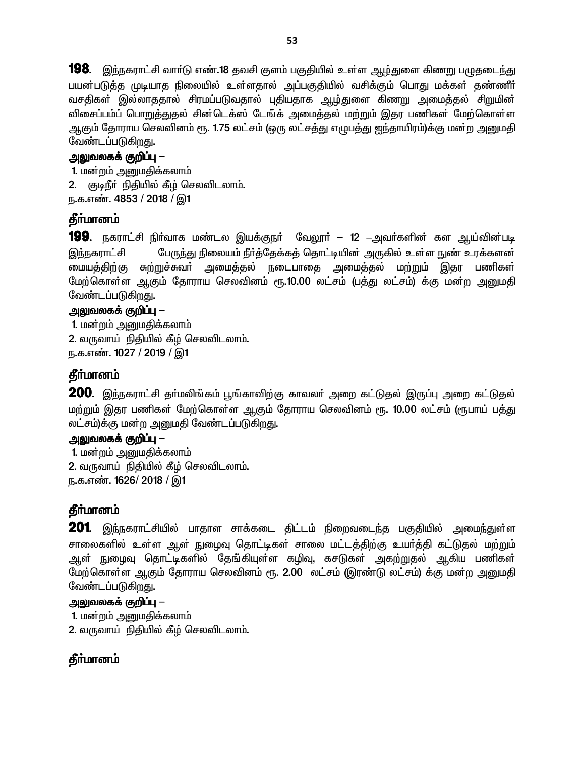**198**. இந்நகராட்சி வார்டு எண்.18 தவசி குளம் பகுதியில் உள்ள ஆழ்துளை கிணறு பழுதடைந்து பயன்படுத்த முடியாத நிலையில் உள்ளதால் அப்பகுதியில் வசிக்கும் பொது மக்கள் தண்ணீர் வசதிகள் இல்லாததால் சிரமப்படுவதால் புதியதாக ஆழ்துளை கிணறு அமைத்தல் சிறுமின் விசைப்பம்ப் பொறுத்துதல் சின்டெக்ஸ் டேங்க் அமைத்தல் மற்றும் இதர பணிகள் மேற்கொள்ள ஆகும் தோராய செலவினம் ரூ. 1.75 லட்சம் (ஒரு லட்சத்து எழுபத்து ஐந்தாயிரம்)க்கு மன்ற அனுமதி வேண்டப்படுகிறது.

**அலுவலகக் குறிப்பு** –

1. மன்றம் அனுமதிக்கலாம்
2. குடிநீர் நிதியில் கீழ் செலவிடலாம்.

ந.க.எண். 4853 / 2018 / இ1

**தீர்மானம்**

**199**. நகராட்சி நிர்வாக மண்டல இயக்குநர் வேலூர் – 12 –அவர்களின் கள ஆய்வின்படி இந்நகராட்சி பேருந்து நிலையம் நீர்த்தேக்கத் தொட்டியின் அருகில் உள்ள நுண் உரக்களன் மையத்திற்கு சுற்றுச்சுவர் அமைத்தல் நடைபாதை அமைத்தல் மற்றும் இதர பணிகள் மேற்கொள்ள ஆகும் தோராய செலவினம் ரூ.10.00 லட்சம் (பத்து லட்சம்) க்கு மன்ற அனுமதி வேண்டப்படுகிறது.

**அலுவலகக் குறிப்பு** –

1. மன்றம் அனுமதிக்கலாம்
2. வருவாய் நிதியில் கீழ் செலவிடலாம்.

ந.க.எண். 1027 / 2019 / இ1

**தீர்மானம்**

**200**. இந்நகராட்சி தர்மலிங்கம் பூங்காவிற்கு காவலர் அறை கட்டுதல் இருப்பு அறை கட்டுதல் மற்றும் இதர பணிகள் மேற்கொள்ள ஆகும் தோராய செலவினம் ரூ. 10.00 லட்சம் (ரூபாய் பத்து லட்சம்)க்கு மன்ற அனுமதி வேண்டப்படுகிறது.

**அலுவலகக் குறிப்பு** –

1. மன்றம் அனுமதிக்கலாம்
2. வருவாய் நிதியில் கீழ் செலவிடலாம்.

ந.க.எண். 1626/ 2018 / இ1

**தீர்மானம்**

**201**. இந்நகராட்சியில் பாதாள சாக்கடை திட்டம் நிறைவடைந்த பகுதியில் அமைந்துள்ள சாலைகளில் உள்ள ஆள் நுழைவு தொட்டிகள் சாலை மட்டத்திற்கு உயர்த்தி கட்டுதல் மற்றும் ஆள் நுழைவு தொட்டிகளில் தேங்கியுள்ள கழிவு, கசடுகள் அகற்றுதல் ஆகிய பணிகள் மேற்கொள்ள ஆகும் தோராய செலவினம் ரூ. 2.00 லட்சம் (இரண்டு லட்சம்) க்கு மன்ற அனுமதி வேண்டப்படுகிறது.

**அலுவலகக் குறிப்பு** –

1. மன்றம் அனுமதிக்கலாம்
2. வருவாய் நிதியில் கீழ் செலவிடலாம்.

**தீர்மானம்**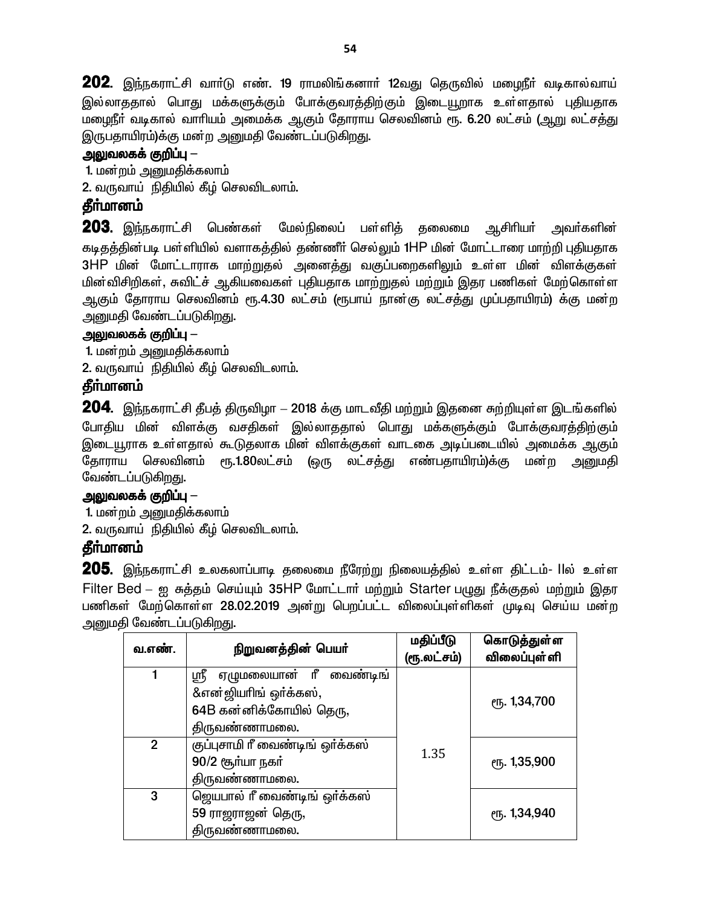**202.** இந்நகராட்சி வார்டு எண். 19 ராமலிங்கனார் 12வது தெருவில் மழைநீர் வடிகால்வாய் இல்லாததால் பொது மக்களுக்கும் போக்குவரத்திற்கும் இடையூறாக உள்ளதால் புதியதாக மழைநீர் வடிகால் வாரியம் அமைக்க ஆகும் தோராய செலவினம் ரூ. 6.20 லட்சம் (ஆறு லட்சத்து இருபதாயிரம்)க்கு மன்ற அனுமதி வேண்டப்படுகிறது.

**அலுவலகக் குறிப்பு** –

1. மன்றம் அனுமதிக்கலாம்
2. வருவாய் நிதியில் கீழ் செலவிடலாம்.

**தீர்மானம்**

**203.** இந்நகராட்சி பெண்கள் மேல்நிலைப் பள்ளித் தலைமை ஆசிரியர் அவர்களின் கடிதத்தின்படி பள்ளியில் வளாகத்தில் தண்ணீர் செல்லும் 1HP மின் மோட்டாரை மாற்றி புதியதாக 3HP மின் மோட்டாராக மாற்றுதல் அனைத்து வகுப்பறைகளிலும் உள்ள மின் விளக்குகள் மின்விசிறிகள், சுவிட்ச் ஆகியவைகள் புதியதாக மாற்றுதல் மற்றும் இதர பணிகள் மேற்கொள்ள ஆகும் தோராய செலவினம் ரூ.4.30 லட்சம் (ரூபாய் நான்கு லட்சத்து முப்பதாயிரம்) க்கு மன்ற அனுமதி வேண்டப்படுகிறது.

**அலுவலகக் குறிப்பு** –

1. மன்றம் அனுமதிக்கலாம்
2. வருவாய் நிதியில் கீழ் செலவிடலாம்.

**தீர்மானம்**

**204.** இந்நகராட்சி தீபத் திருவிழா – 2018 க்கு மாடவீதி மற்றும் இதனை சுற்றியுள்ள இடங்களில் போதிய மின் விளக்கு வசதிகள் இல்லாததால் பொது மக்களுக்கும் போக்குவரத்திற்கும் இடையூறாக உள்ளதால் கூடுதலாக மின் விளக்குகள் வாடகை அடிப்படையில் அமைக்க ஆகும் தோராய செலவினம் ரூ.1.80லட்சம் (ஒரு லட்சத்து எண்பதாயிரம்)க்கு மன்ற அனுமதி வேண்டப்படுகிறது.

**அலுவலகக் குறிப்பு** –

1. மன்றம் அனுமதிக்கலாம்
2. வருவாய் நிதியில் கீழ் செலவிடலாம்.

**தீர்மானம்**

**205.** இந்நகராட்சி உலகலாப்பாடி தலைமை நீரேற்று நிலையத்தில் உள்ள திட்டம்- IIல் உள்ள Filter Bed – ஐ சுத்தம் செய்யும் 35HP மோட்டார் மற்றும் Starter பழுது நீக்குதல் மற்றும் இதர பணிகள் மேற்கொள்ள 28.02.2019 அன்று பெறப்பட்ட விலைப்புள்ளிகள் முடிவு செய்ய மன்ற அனுமதி வேண்டப்படுகிறது.

| வ.எண். | நிறுவனத்தின் பெயர் | மதிப்பீடு (ரூ.லட்சம்) | கொடுத்துள்ள விலைப்புள்ளி |
|---|---|---|---|
| 1 | ஸ்ரீ ஏழுமலையான் ரீ வைண்டிங் &என்ஜியரிங் ஒர்க்கஸ், 64B கன்னிக்கோயில் தெரு, திருவண்ணாமலை. | 1.35 | ரூ. 1,34,700 |
| 2 | குப்புசாமி ரீ வைண்டிங் ஒர்க்கஸ் 90/2 சூர்யா நகர் திருவண்ணாமலை. | | ரூ. 1,35,900 |
| 3 | ஜெயபால் ரீ வைண்டிங் ஒர்க்கஸ் 59 ராஜராஜன் தெரு, திருவண்ணாமலை. | | ரூ. 1,34,940 |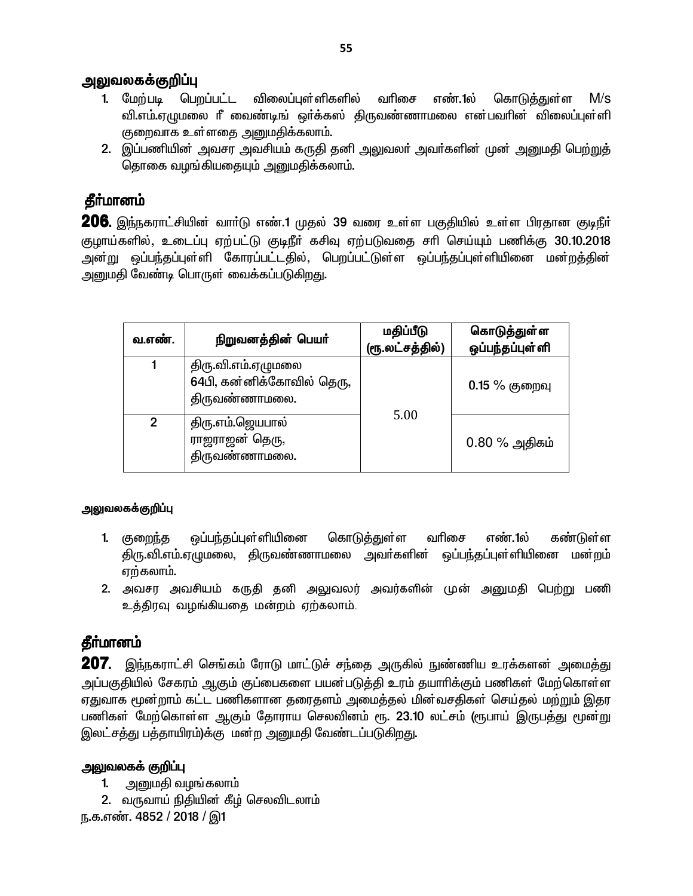## அலுவலகக்குறிப்பு

1. மேற்படி பெறப்பட்ட விலைப்புள்ளிகளில் வரிசை எண்.1ல் கொடுத்துள்ள M/s வி.எம்.ஏழுமலை ஸ்ரீ வைண்டிங் ஒர்க்கஸ் திருவண்ணாமலை என்பவரின் விலைப்புள்ளி குறைவாக உள்ளதை அனுமதிக்கலாம்.
2. இப்பணியின் அவசர அவசியம் கருதி தனி அலுவலா் அவா்களின் முன் அனுமதி பெற்றுத் தொகை வழங்கியதையும் அனுமதிக்கலாம்.

## தீர்மானம்

**206**. இந்நகராட்சியின் வார்டு எண்.1 முதல் 39 வரை உள்ள பகுதியில் உள்ள பிரதான குடிநீர் குழாய்களில், உடைப்பு ஏற்பட்டு குடிநீர் கசிவு ஏற்படுவதை சரி செய்யும் பணிக்கு 30.10.2018 அன்று ஒப்பந்தப்புள்ளி கோரப்பட்டதில், பெறப்பட்டுள்ள ஒப்பந்தப்புள்ளியினை மன்றத்தின் அனுமதி வேண்டி பொருள் வைக்கப்படுகிறது.

| வ.எண். | நிறுவனத்தின் பெயர் | மதிப்பீடு (ரூ.லட்சத்தில்) | கொடுத்துள்ள ஒப்பந்தப்புள்ளி |
|---|---|---|---|
| 1 | திரு.வி.எம்.ஏழுமலை 64பி, கன்னிக்கோவில் தெரு, திருவண்ணாமலை. | 5.00 | 0.15 % குறைவு |
| 2 | திரு.எம்.ஜெயபால் ராஜராஜன் தெரு, திருவண்ணாமலை. | | 0.80 % அதிகம் |

### அலுவலகக்குறிப்பு

1. குறைந்த ஒப்பந்தப்புள்ளியினை கொடுத்துள்ள வரிசை எண்.1ல் கண்டுள்ள திரு.வி.எம்.ஏழுமலை, திருவண்ணாமலை அவர்களின் ஒப்பந்தப்புள்ளியினை மன்றம் ஏற்கலாம்.
2. அவசர அவசியம் கருதி தனி அலுவலர் அவர்களின் முன் அனுமதி பெற்று பணி உத்திரவு வழங்கியதை மன்றம் ஏற்கலாம்.

## தீர்மானம்

**207**. இந்நகராட்சி செங்கம் ரோடு மாட்டுச் சந்தை அருகில் நுண்ணிய உரக்களன் அமைத்து அப்பகுதியில் சேகரம் ஆகும் குப்பைகளை பயன்படுத்தி உரம் தயாரிக்கும் பணிகள் மேற்கொள்ள ஏதுவாக மூன்றாம் கட்ட பணிகளான தரைதளம் அமைத்தல் மின்வசதிகள் செய்தல் மற்றும் இதர பணிகள் மேற்கொள்ள ஆகும் தோராய செலவினம் ரூ. 23.10 லட்சம் (ரூபாய் இருபத்து மூன்று இலட்சத்து பத்தாயிரம்)க்கு மன்ற அனுமதி வேண்டப்படுகிறது.

### அலுவலகக் குறிப்பு

1. அனுமதி வழங்கலாம்
2. வருவாய் நிதியின் கீழ் செலவிடலாம்

ந.க.எண். 4852 / 2018 / இ1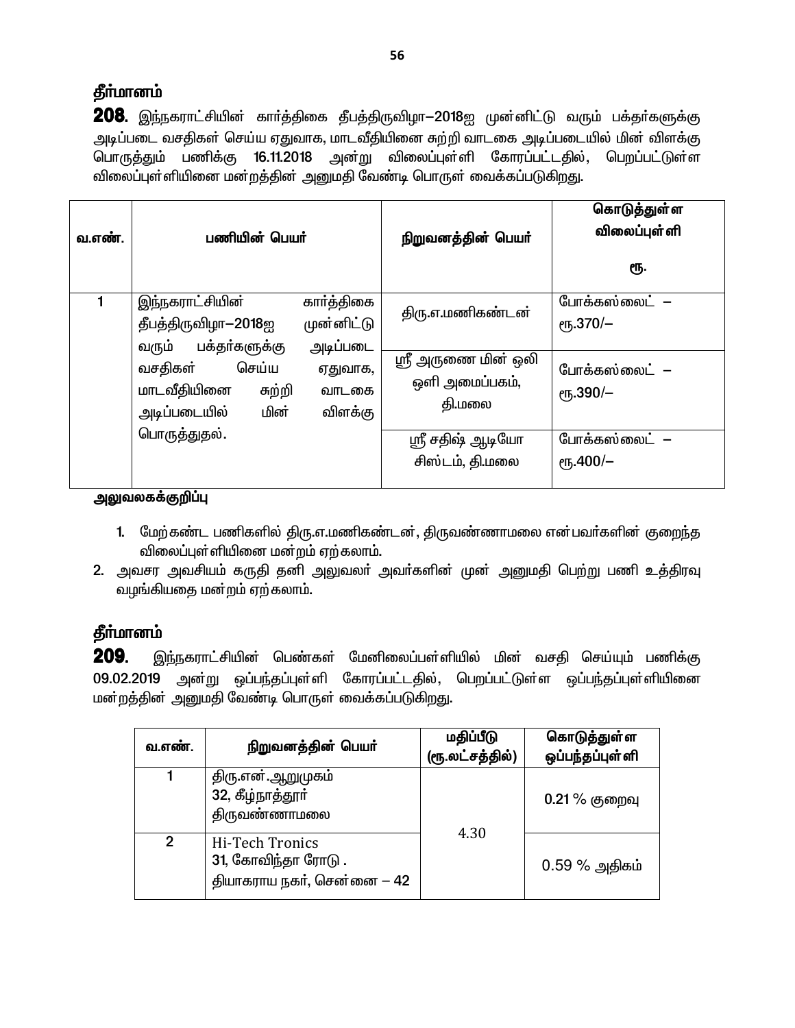### தீர்மானம்

**208.** இந்நகராட்சியின் கார்த்திகை தீபத்திருவிழா–2018ஐ முன்னிட்டு வரும் பக்தர்களுக்கு அடிப்படை வசதிகள் செய்ய ஏதுவாக, மாடவீதியினை சுற்றி வாடகை அடிப்படையில் மின் விளக்கு பொருத்தும் பணிக்கு **16.11.2018** அன்று விலைப்புள்ளி கோரப்பட்டதில், பெறப்பட்டுள்ள விலைப்புள்ளியினை மன்றத்தின் அனுமதி வேண்டி பொருள் வைக்கப்படுகிறது.

| வ.எண். | பணியின் பெயர் | நிறுவனத்தின் பெயர் | கொடுத்துள்ள விலைப்புள்ளி ரூ. |
|---|---|---|---|
| 1 | இந்நகராட்சியின் கார்த்திகை தீபத்திருவிழா–2018ஐ முன்னிட்டு வரும் பக்தர்களுக்கு அடிப்படை வசதிகள் செய்ய ஏதுவாக, மாடவீதியினை சுற்றி வாடகை அடிப்படையில் மின் விளக்கு பொருத்துதல். | திரு.எ.மணிகண்டன் | போக்கஸ்லைட் – ரூ.370/– |
| | | ஸ்ரீ அருணை மின் ஒலி ஒளி அமைப்பகம், தி.மலை | போக்கஸ்லைட் – ரூ.390/– |
| | | ஸ்ரீ சதிஷ் ஆடியோ சிஸ்டம், தி.மலை | போக்கஸ்லைட் – ரூ.400/– |

**அலுவலகக்குறிப்பு**

1. மேற்கண்ட பணிகளில் திரு.எ.மணிகண்டன், திருவண்ணாமலை என்பவர்களின் குறைந்த விலைப்புள்ளியினை மன்றம் ஏற்கலாம்.
2. அவசர அவசியம் கருதி தனி அலுவலர் அவர்களின் முன் அனுமதி பெற்று பணி உத்திரவு வழங்கியதை மன்றம் ஏற்கலாம்.

### தீர்மானம்

**209.** இந்நகராட்சியின் பெண்கள் மேனிலைப்பள்ளியில் மின் வசதி செய்யும் பணிக்கு 09.02.2019 அன்று ஒப்பந்தப்புள்ளி கோரப்பட்டதில், பெறப்பட்டுள்ள ஒப்பந்தப்புள்ளியினை மன்றத்தின் அனுமதி வேண்டி பொருள் வைக்கப்படுகிறது.

| வ.எண். | நிறுவனத்தின் பெயர் | மதிப்பீடு (ரூ.லட்சத்தில்) | கொடுத்துள்ள ஒப்பந்தப்புள்ளி |
|---|---|---|---|
| 1 | திரு.என்.ஆறுமுகம் 32, கீழ்நாத்தூர் திருவண்ணாமலை | 4.30 | 0.21 % குறைவு |
| 2 | Hi-Tech Tronics 31, கோவிந்தா ரோடு . தியாகராய நகர், சென்னை – 42 | | 0.59 % அதிகம் |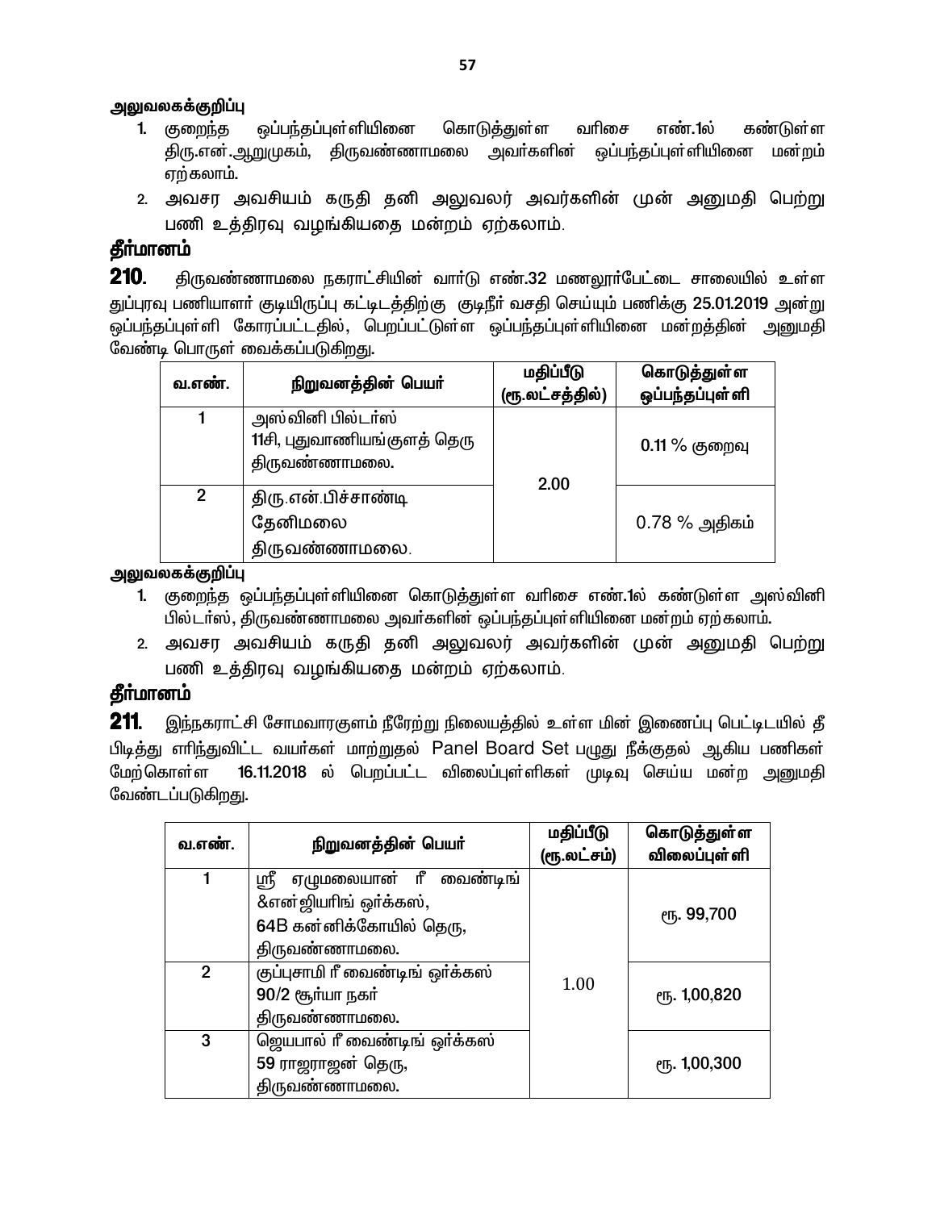**அலுவலகக்குறிப்பு**

1. குறைந்த ஒப்பந்தப்புள்ளியினை கொடுத்துள்ள வரிசை எண்.1ல் கண்டுள்ள திரு.என்.ஆறுமுகம், திருவண்ணாமலை அவர்களின் ஒப்பந்தப்புள்ளியினை மன்றம் ஏற்கலாம்.
2. அவசர அவசியம் கருதி தனி அலுவலர் அவர்களின் முன் அனுமதி பெற்று பணி உத்திரவு வழங்கியதை மன்றம் ஏற்கலாம்.

## தீர்மானம்

**210.** திருவண்ணாமலை நகராட்சியின் வார்டு எண்.32 மணலூர்பேட்டை சாலையில் உள்ள துப்புரவு பணியாளர் குடியிருப்பு கட்டிடத்திற்கு குடிநீர் வசதி செய்யும் பணிக்கு 25.01.2019 அன்று ஒப்பந்தப்புள்ளி கோரப்பட்டதில், பெறப்பட்டுள்ள ஒப்பந்தப்புள்ளியினை மன்றத்தின் அனுமதி வேண்டி பொருள் வைக்கப்படுகிறது.

| வ.எண். | நிறுவனத்தின் பெயர் | மதிப்பீடு (ரூ.லட்சத்தில்) | கொடுத்துள்ள ஒப்பந்தப்புள்ளி |
|---|---|---|---|
| 1 | அஸ்வினி பில்டர்ஸ் 11சி, புதுவாணியங்குளத் தெரு திருவண்ணாமலை. | 2.00 | 0.11 % குறைவு |
| 2 | திரு.என்.பிச்சாண்டி தேனிமலை திருவண்ணாமலை. | | 0.78 % அதிகம் |

**அலுவலகக்குறிப்பு**

1. குறைந்த ஒப்பந்தப்புள்ளியினை கொடுத்துள்ள வரிசை எண்.1ல் கண்டுள்ள அஸ்வினி பில்டர்ஸ், திருவண்ணாமலை அவர்களின் ஒப்பந்தப்புள்ளியினை மன்றம் ஏற்கலாம்.
2. அவசர அவசியம் கருதி தனி அலுவலர் அவர்களின் முன் அனுமதி பெற்று பணி உத்திரவு வழங்கியதை மன்றம் ஏற்கலாம்.

## தீர்மானம்

**211.** இந்நகராட்சி சோமவாரகுளம் நீரேற்று நிலையத்தில் உள்ள மின் இணைப்பு பெட்டிடயில் தீ பிடித்து எரிந்துவிட்ட வயர்கள் மாற்றுதல் Panel Board Set பழுது நீக்குதல் ஆகிய பணிகள் மேற்கொள்ள 16.11.2018 ல் பெறப்பட்ட விலைப்புள்ளிகள் முடிவு செய்ய மன்ற அனுமதி வேண்டப்படுகிறது.

| வ.எண். | நிறுவனத்தின் பெயர் | மதிப்பீடு (ரூ.லட்சம்) | கொடுத்துள்ள விலைப்புள்ளி |
|---|---|---|---|
| 1 | ஸ்ரீ ஏழுமலையான் ரீ வைண்டிங் &என்ஜியரிங் ஒர்க்கஸ், 64B கன்னிக்கோயில் தெரு, திருவண்ணாமலை. | 1.00 | ரூ. 99,700 |
| 2 | குப்புசாமி ரீ வைண்டிங் ஒர்க்கஸ் 90/2 சூர்யா நகர் திருவண்ணாமலை. | | ரூ. 1,00,820 |
| 3 | ஜெயபால் ரீ வைண்டிங் ஒர்க்கஸ் 59 ராஜராஜன் தெரு, திருவண்ணாமலை. | | ரூ. 1,00,300 |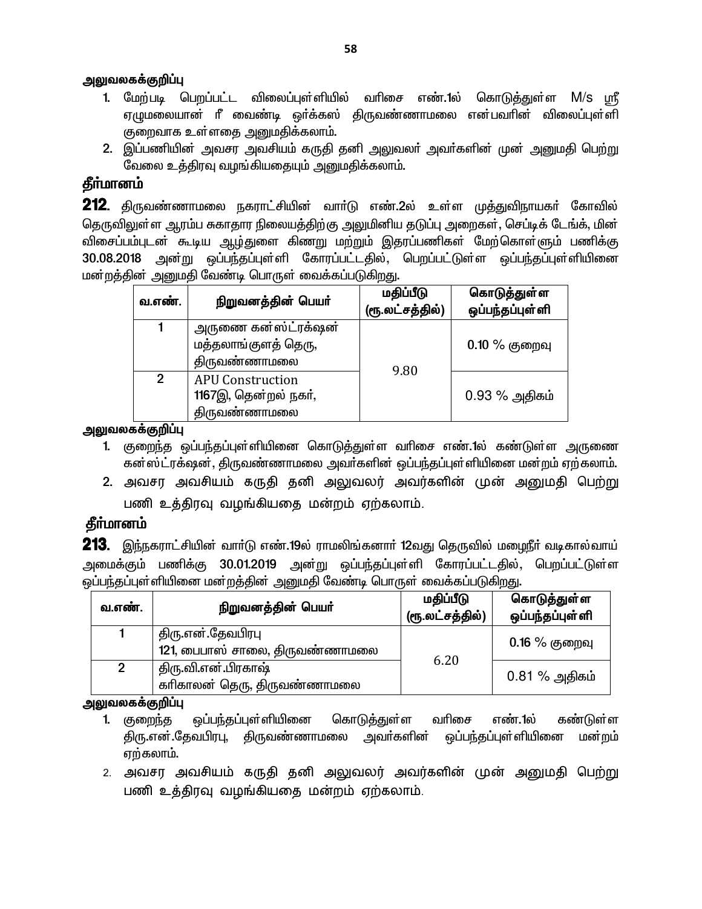**அலுவலகக்குறிப்பு**

1. மேற்படி பெறப்பட்ட விலைப்புள்ளியில் வரிசை எண்.1ல் கொடுத்துள்ள M/s ஸ்ரீ ஏழுமலையான் ரீ வைண்டி ஒர்க்கஸ் திருவண்ணாமலை என்பவரின் விலைப்புள்ளி குறைவாக உள்ளதை அனுமதிக்கலாம்.
2. இப்பணியின் அவசர அவசியம் கருதி தனி அலுவலர் அவர்களின் முன் அனுமதி பெற்று வேலை உத்திரவு வழங்கியதையும் அனுமதிக்கலாம்.

## தீர்மானம்

**212.** திருவண்ணாமலை நகராட்சியின் வார்டு எண்.2ல் உள்ள முத்துவிநாயகர் கோவில் தெருவிலுள்ள ஆரம்ப சுகாதார நிலையத்திற்கு அலுமினிய தடுப்பு அறைகள், செப்டிக் டேங்க், மின் விசைப்பம்புடன் கூடிய ஆழ்துளை கிணறு மற்றும் இதரப்பணிகள் மேற்கொள்ளும் பணிக்கு 30.08.2018 அன்று ஒப்பந்தப்புள்ளி கோரப்பட்டதில், பெறப்பட்டுள்ள ஒப்பந்தப்புள்ளியினை மன்றத்தின் அனுமதி வேண்டி பொருள் வைக்கப்படுகிறது.

| வ.எண். | நிறுவனத்தின் பெயர் | மதிப்பீடு (ரூ.லட்சத்தில்) | கொடுத்துள்ள ஒப்பந்தப்புள்ளி |
|---|---|---|---|
| 1 | அருணை கன்ஸ்ட்ரக்ஷன் மத்தலாங்குளத் தெரு, திருவண்ணாமலை | 9.80 | 0.10 % குறைவு |
| 2 | APU Construction 1167இ, தென்றல் நகர், திருவண்ணாமலை | | 0.93 % அதிகம் |

**அலுவலகக்குறிப்பு**

1. குறைந்த ஒப்பந்தப்புள்ளியினை கொடுத்துள்ள வரிசை எண்.1ல் கண்டுள்ள அருணை கன்ஸ்ட்ரக்ஷன், திருவண்ணாமலை அவர்களின் ஒப்பந்தப்புள்ளியினை மன்றம் ஏற்கலாம்.
2. அவசர அவசியம் கருதி தனி அலுவலர் அவர்களின் முன் அனுமதி பெற்று பணி உத்திரவு வழங்கியதை மன்றம் ஏற்கலாம்.

## தீர்மானம்

**213.** இந்நகராட்சியின் வார்டு எண்.19ல் ராமலிங்கனார் 12வது தெருவில் மழைநீர் வடிகால்வாய் அமைக்கும் பணிக்கு 30.01.2019 அன்று ஒப்பந்தப்புள்ளி கோரப்பட்டதில், பெறப்பட்டுள்ள ஒப்பந்தப்புள்ளியினை மன்றத்தின் அனுமதி வேண்டி பொருள் வைக்கப்படுகிறது.

| வ.எண். | நிறுவனத்தின் பெயர் | மதிப்பீடு (ரூ.லட்சத்தில்) | கொடுத்துள்ள ஒப்பந்தப்புள்ளி |
|---|---|---|---|
| 1 | திரு.என்.தேவபிரபு 121, பைபாஸ் சாலை, திருவண்ணாமலை | 6.20 | 0.16 % குறைவு |
| 2 | திரு.வி.என்.பிரகாஷ் கரிகாலன் தெரு, திருவண்ணாமலை | | 0.81 % அதிகம் |

**அலுவலகக்குறிப்பு**

1. குறைந்த ஒப்பந்தப்புள்ளியினை கொடுத்துள்ள வரிசை எண்.1ல் கண்டுள்ள திரு.என்.தேவபிரபு, திருவண்ணாமலை அவர்களின் ஒப்பந்தப்புள்ளியினை மன்றம் ஏற்கலாம்.
2. அவசர அவசியம் கருதி தனி அலுவலர் அவர்களின் முன் அனுமதி பெற்று பணி உத்திரவு வழங்கியதை மன்றம் ஏற்கலாம்.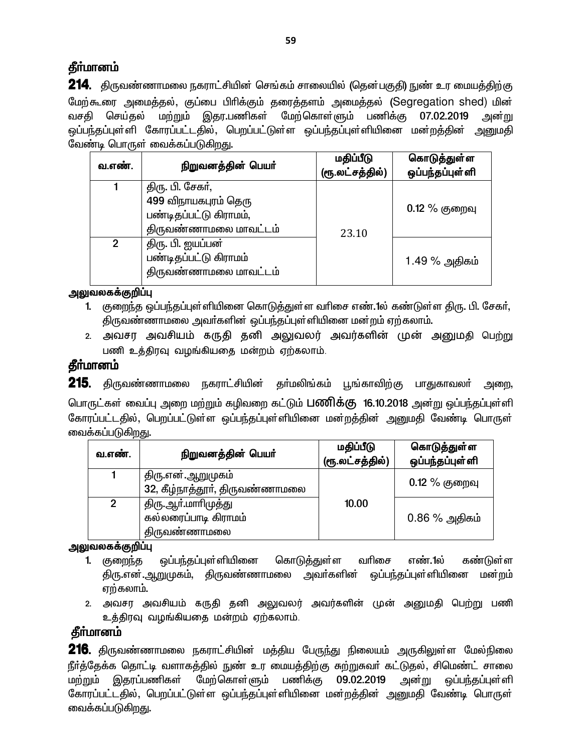## தீர்மானம்

**214.** திருவண்ணாமலை நகராட்சியின் செங்கம் சாலையில் (தென்பகுதி) நுண் உர மையத்திற்கு மேற்கூரை அமைத்தல், குப்பை பிரிக்கும் தரைத்தளம் அமைத்தல் (Segregation shed) மின் வசதி செய்தல் மற்றும் இதர.பணிகள் மேற்கொள்ளும் பணிக்கு **07.02.2019** அன்று ஒப்பந்தப்புள்ளி கோரப்பட்டதில், பெறப்பட்டுள்ள ஒப்பந்தப்புள்ளியினை மன்றத்தின் அனுமதி வேண்டி பொருள் வைக்கப்படுகிறது.

| வ.எண். | நிறுவனத்தின் பெயர் | மதிப்பீடு (ரூ.லட்சத்தில்) | கொடுத்துள்ள ஒப்பந்தப்புள்ளி |
|---|---|---|---|
| 1 | திரு. பி. சேகர்,<br>499 விநாயகபுரம் தெரு<br>பண்டிதப்பட்டு கிராமம்,<br>திருவண்ணாமலை மாவட்டம் | 23.10 | 0.12 % குறைவு |
| 2 | திரு. பி. ஐயப்பன்<br>பண்டிதப்பட்டு கிராமம்<br>திருவண்ணாமலை மாவட்டம் | | 1.49 % அதிகம் |

**அலுவலகக்குறிப்பு**

1. குறைந்த ஒப்பந்தப்புள்ளியினை கொடுத்துள்ள வரிசை எண்.1ல் கண்டுள்ள திரு. பி. சேகர், திருவண்ணாமலை அவர்களின் ஒப்பந்தப்புள்ளியினை மன்றம் ஏற்கலாம்.
2. அவசர அவசியம் கருதி தனி அலுவலர் அவர்களின் முன் அனுமதி பெற்று பணி உத்திரவு வழங்கியதை மன்றம் ஏற்கலாம்.

## தீர்மானம்

**215.** திருவண்ணாமலை நகராட்சியின் தர்மலிங்கம் பூங்காவிற்கு பாதுகாவலர் அறை, பொருட்கள் வைப்பு அறை மற்றும் கழிவறை கட்டும் **பணிக்கு** 16.10.2018 அன்று ஒப்பந்தப்புள்ளி கோரப்பட்டதில், பெறப்பட்டுள்ள ஒப்பந்தப்புள்ளியினை மன்றத்தின் அனுமதி வேண்டி பொருள் வைக்கப்படுகிறது.

| வ.எண். | நிறுவனத்தின் பெயர் | மதிப்பீடு (ரூ.லட்சத்தில்) | கொடுத்துள்ள ஒப்பந்தப்புள்ளி |
|---|---|---|---|
| 1 | திரு.என்.ஆறுமுகம்<br>32, கீழ்நாத்தூர், திருவண்ணாமலை | 10.00 | 0.12 % குறைவு |
| 2 | திரு.ஆர்.மாரிமுத்து<br>கல்லரைப்பாடி கிராமம்<br>திருவண்ணாமலை | | 0.86 % அதிகம் |

**அலுவலகக்குறிப்பு**

1. குறைந்த ஒப்பந்தப்புள்ளியினை கொடுத்துள்ள வரிசை எண்.1ல் கண்டுள்ள திரு.என்.ஆறுமுகம், திருவண்ணாமலை அவர்களின் ஒப்பந்தப்புள்ளியினை மன்றம் ஏற்கலாம்.
2. அவசர அவசியம் கருதி தனி அலுவலர் அவர்களின் முன் அனுமதி பெற்று பணி உத்திரவு வழங்கியதை மன்றம் ஏற்கலாம்.

## தீர்மானம்

**216.** திருவண்ணாமலை நகராட்சியின் மத்திய பேருந்து நிலையம் அருகிலுள்ள மேல்நிலை நீர்த்தேக்க தொட்டி வளாகத்தில் நுண் உர மையத்திற்கு சுற்றுசுவர் கட்டுதல், சிமெண்ட் சாலை மற்றும் இதரப்பணிகள் மேற்கொள்ளும் பணிக்கு **09.02.2019** அன்று ஒப்பந்தப்புள்ளி கோரப்பட்டதில், பெறப்பட்டுள்ள ஒப்பந்தப்புள்ளியினை மன்றத்தின் அனுமதி வேண்டி பொருள் வைக்கப்படுகிறது.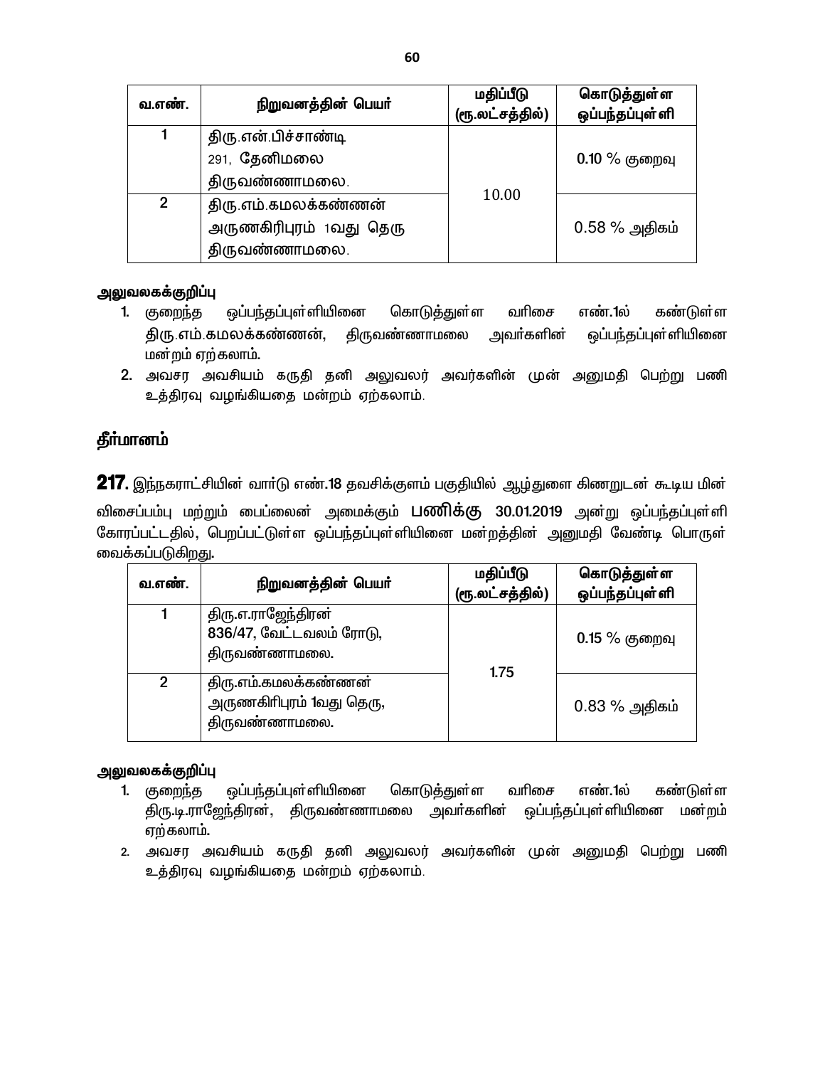| வ.எண். | நிறுவனத்தின் பெயர் | மதிப்பீடு (ரூ.லட்சத்தில்) | கொடுத்துள்ள ஒப்பந்தப்புள்ளி |
|---|---|---|---|
| 1 | திரு.என்.பிச்சாண்டி 291, தேனிமலை திருவண்ணாமலை. | 10.00 | 0.10 % குறைவு |
| 2 | திரு.எம்.கமலக்கண்ணன் அருணகிரிபுரம் 1வது தெரு திருவண்ணாமலை. | | 0.58 % அதிகம் |

**அலுவலகக்குறிப்பு**

1. குறைந்த ஒப்பந்தப்புள்ளியினை கொடுத்துள்ள வரிசை எண்.1ல் கண்டுள்ள திரு.எம்.கமலக்கண்ணன், திருவண்ணாமலை அவர்களின் ஒப்பந்தப்புள்ளியினை மன்றம் ஏற்கலாம்.
2. அவசர அவசியம் கருதி தனி அலுவலர் அவர்களின் முன் அனுமதி பெற்று பணி உத்திரவு வழங்கியதை மன்றம் ஏற்கலாம்.

## தீர்மானம்

**217.** இந்நகராட்சியின் வார்டு எண்.18 தவசிக்குளம் பகுதியில் ஆழ்துளை கிணறுடன் கூடிய மின் விசைப்பம்பு மற்றும் பைப்லைன் அமைக்கும் **பணிக்கு** 30.01.2019 அன்று ஒப்பந்தப்புள்ளி கோரப்பட்டதில், பெறப்பட்டுள்ள ஒப்பந்தப்புள்ளியினை மன்றத்தின் அனுமதி வேண்டி பொருள் வைக்கப்படுகிறது.

| வ.எண். | நிறுவனத்தின் பெயர் | மதிப்பீடு (ரூ.லட்சத்தில்) | கொடுத்துள்ள ஒப்பந்தப்புள்ளி |
|---|---|---|---|
| 1 | திரு.எ.ராஜேந்திரன் 836/47, வேட்டவலம் ரோடு, திருவண்ணாமலை. | 1.75 | 0.15 % குறைவு |
| 2 | திரு.எம்.கமலக்கண்ணன் அருணகிரிபுரம் 1வது தெரு, திருவண்ணாமலை. | | 0.83 % அதிகம் |

**அலுவலகக்குறிப்பு**

1. குறைந்த ஒப்பந்தப்புள்ளியினை கொடுத்துள்ள வரிசை எண்.1ல் கண்டுள்ள திரு.டி.ராஜேந்திரன், திருவண்ணாமலை அவர்களின் ஒப்பந்தப்புள்ளியினை மன்றம் ஏற்கலாம்.
2. அவசர அவசியம் கருதி தனி அலுவலர் அவர்களின் முன் அனுமதி பெற்று பணி உத்திரவு வழங்கியதை மன்றம் ஏற்கலாம்.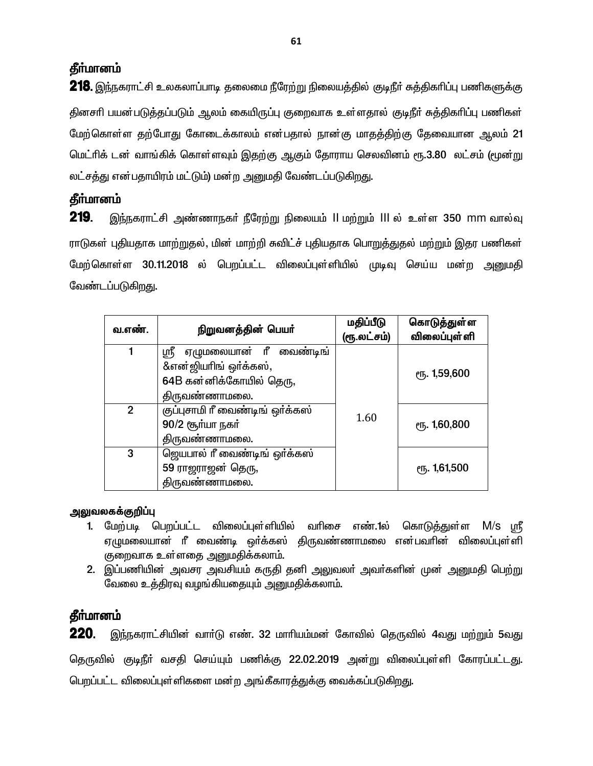### தீர்மானம்

**218.** இந்நகராட்சி உலகலாப்பாடி தலைமை நீரேற்று நிலையத்தில் குடிநீர் சுத்திகரிப்பு பணிகளுக்கு தினசரி பயன்படுத்தப்படும் ஆலம் கையிருப்பு குறைவாக உள்ளதால் குடிநீர் சுத்திகரிப்பு பணிகள் மேற்கொள்ள தற்போது கோடைக்காலம் என்பதால் நான்கு மாதத்திற்கு தேவையான ஆலம் 21 மெட்ரிக் டன் வாங்கிக் கொள்ளவும் இதற்கு ஆகும் தோராய செலவினம் ரூ.3.80 லட்சம் (மூன்று லட்சத்து என்பதாயிரம் மட்டும்) மன்ற அனுமதி வேண்டப்படுகிறது.

### தீர்மானம்

**219.** இந்நகராட்சி அண்ணாநகர் நீரேற்று நிலையம் II மற்றும் III ல் உள்ள 350 mm வால்வு ராடுகள் புதியதாக மாற்றுதல், மின் மாற்றி சுவிட்ச் புதியதாக பொறுத்துதல் மற்றும் இதர பணிகள் மேற்கொள்ள 30.11.2018 ல் பெறப்பட்ட விலைப்புள்ளியில் முடிவு செய்ய மன்ற அனுமதி வேண்டப்படுகிறது.

| வ.எண். | நிறுவனத்தின் பெயர் | மதிப்பீடு (ரூ.லட்சம்) | கொடுத்துள்ள விலைப்புள்ளி |
|---|---|---|---|
| 1 | ஸ்ரீ ஏழுமலையான் ரீ வைண்டிங் &என்ஜியரிங் ஒர்க்கஸ், 64B கன்னிக்கோயில் தெரு, திருவண்ணாமலை. | 1.60 | ரூ. 1,59,600 |
| 2 | குப்புசாமி ரீ வைண்டிங் ஒர்க்கஸ் 90/2 சூர்யா நகர் திருவண்ணாமலை. | | ரூ. 1,60,800 |
| 3 | ஜெயபால் ரீ வைண்டிங் ஒர்க்கஸ் 59 ராஜராஜன் தெரு, திருவண்ணாமலை. | | ரூ. 1,61,500 |

**அலுவலகக்குறிப்பு**

1. மேற்படி பெறப்பட்ட விலைப்புள்ளியில் வரிசை எண்.1ல் கொடுத்துள்ள M/s ஸ்ரீ ஏழுமலையான் ரீ வைண்டி ஒர்க்கஸ் திருவண்ணாமலை என்பவரின் விலைப்புள்ளி குறைவாக உள்ளதை அனுமதிக்கலாம்.
2. இப்பணியின் அவசர அவசியம் கருதி தனி அலுவலர் அவர்களின் முன் அனுமதி பெற்று வேலை உத்திரவு வழங்கியதையும் அனுமதிக்கலாம்.

### தீர்மானம்

**220.** இந்நகராட்சியின் வார்டு எண். 32 மாரியம்மன் கோவில் தெருவில் 4வது மற்றும் 5வது தெருவில் குடிநீர் வசதி செய்யும் பணிக்கு 22.02.2019 அன்று விலைப்புள்ளி கோரப்பட்டது. பெறப்பட்ட விலைப்புள்ளிகளை மன்ற அங்கீகாரத்துக்கு வைக்கப்படுகிறது.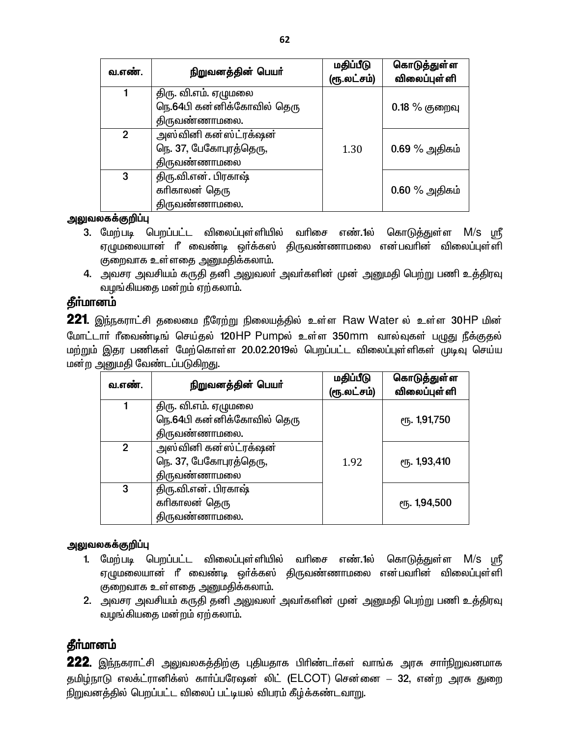| வ.எண். | நிறுவனத்தின் பெயர் | மதிப்பீடு (ரூ.லட்சம்) | கொடுத்துள்ள விலைப்புள்ளி |
|---|---|---|---|
| 1 | திரு. வி.எம். ஏழுமலை நெ.64பி கன்னிக்கோவில் தெரு திருவண்ணாமலை. | 1.30 | 0.18 % குறைவு |
| 2 | அஸ்வினி கன்ஸ்ட்ரக்ஷன் நெ. 37, பேகோபுரத்தெரு, திருவண்ணாமலை | | 0.69 % அதிகம் |
| 3 | திரு.வி.என். பிரகாஷ் கரிகாலன் தெரு திருவண்ணாமலை. | | 0.60 % அதிகம் |

**அலுவலகக்குறிப்பு**

3. மேற்படி பெறப்பட்ட விலைப்புள்ளியில் வரிசை எண்.1ல் கொடுத்துள்ள M/s ஸ்ரீ ஏழுமலையான் ரீ வைண்டி ஒர்க்கஸ் திருவண்ணாமலை என்பவரின் விலைப்புள்ளி குறைவாக உள்ளதை அனுமதிக்கலாம்.
4. அவசர அவசியம் கருதி தனி அலுவலர் அவர்களின் முன் அனுமதி பெற்று பணி உத்திரவு வழங்கியதை மன்றம் ஏற்கலாம்.

## தீர்மானம்

**221**. இந்நகராட்சி தலைமை நீரேற்று நிலையத்தில் உள்ள Raw Water ல் உள்ள 30HP மின் மோட்டார் ரீவைண்டிங் செய்தல் 120HP Pumpல் உள்ள 350mm வால்வுகள் பழுது நீக்குதல் மற்றும் இதர பணிகள் மேற்கொள்ள 20.02.2019ல் பெறப்பட்ட விலைப்புள்ளிகள் முடிவு செய்ய மன்ற அனுமதி வேண்டப்படுகிறது.

| வ.எண். | நிறுவனத்தின் பெயர் | மதிப்பீடு (ரூ.லட்சம்) | கொடுத்துள்ள விலைப்புள்ளி |
|---|---|---|---|
| 1 | திரு. வி.எம். ஏழுமலை நெ.64பி கன்னிக்கோவில் தெரு திருவண்ணாமலை. | 1.92 | ரூ. 1,91,750 |
| 2 | அஸ்வினி கன்ஸ்ட்ரக்ஷன் நெ. 37, பேகோபுரத்தெரு, திருவண்ணாமலை | | ரூ. 1,93,410 |
| 3 | திரு.வி.என். பிரகாஷ் கரிகாலன் தெரு திருவண்ணாமலை. | | ரூ. 1,94,500 |

**அலுவலகக்குறிப்பு**

1. மேற்படி பெறப்பட்ட விலைப்புள்ளியில் வரிசை எண்.1ல் கொடுத்துள்ள M/s ஸ்ரீ ஏழுமலையான் ரீ வைண்டி ஒர்க்கஸ் திருவண்ணாமலை என்பவரின் விலைப்புள்ளி குறைவாக உள்ளதை அனுமதிக்கலாம்.
2. அவசர அவசியம் கருதி தனி அலுவலர் அவர்களின் முன் அனுமதி பெற்று பணி உத்திரவு வழங்கியதை மன்றம் ஏற்கலாம்.

## தீர்மானம்

**222**. இந்நகராட்சி அலுவலகத்திற்கு புதியதாக பிரிண்டர்கள் வாங்க அரசு சார்நிறுவனமாக தமிழ்நாடு எலக்ட்ரானிக்ஸ் கார்ப்பரேஷன் லிட் (ELCOT) சென்னை – 32, என்ற அரசு துறை நிறுவனத்தில் பெறப்பட்ட விலைப் பட்டியல் விபரம் கீழ்க்கண்டவாறு.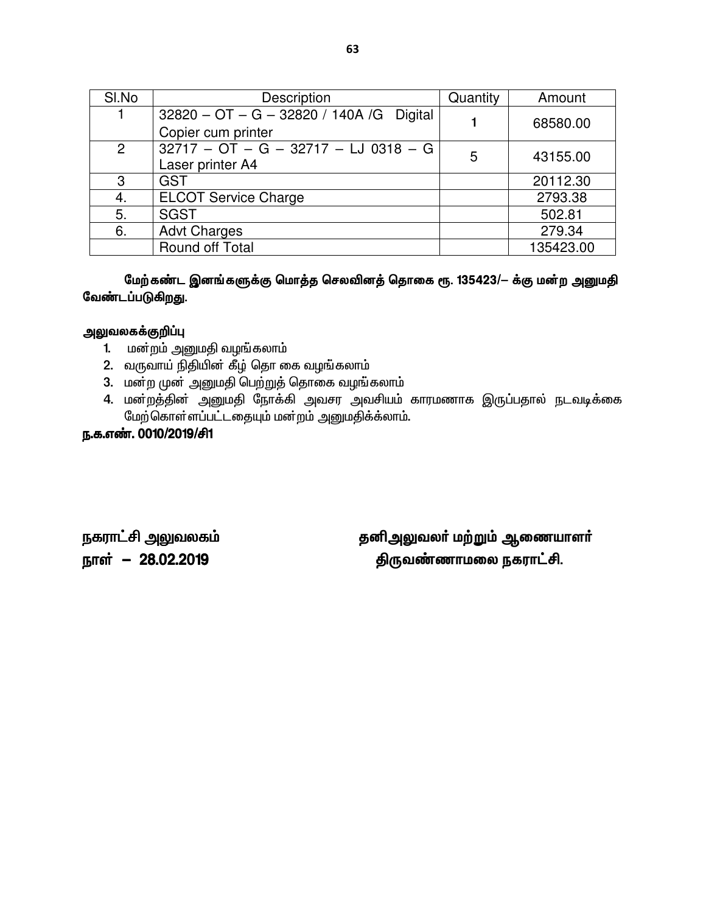| Sl.No | Description | Quantity | Amount |
|---|---|---|---|
| 1 | 32820 – OT – G – 32820 / 140A /G Digital Copier cum printer | 1 | 68580.00 |
| 2 | 32717 – OT – G – 32717 – LJ 0318 – G Laser printer A4 | 5 | 43155.00 |
| 3 | GST | | 20112.30 |
| 4. | ELCOT Service Charge | | 2793.38 |
| 5. | SGST | | 502.81 |
| 6. | Advt Charges | | 279.34 |
| | Round off Total | | 135423.00 |

**மேற்கண்ட இனங்களுக்கு மொத்த செலவினத் தொகை ரூ. 135423/– க்கு மன்ற அனுமதி வேண்டப்படுகிறது.**

**அலுவலகக்குறிப்பு**

1. மன்றம் அனுமதி வழங்கலாம்
2. வருவாய் நிதியின் கீழ் தொ கை வழங்கலாம்
3. மன்ற முன் அனுமதி பெற்றுத் தொகை வழங்கலாம்
4. மன்றத்தின் அனுமதி நோக்கி அவசர அவசியம் காரமணாக இருப்பதால் நடவடிக்கை மேற்கொள்ளப்பட்டதையும் மன்றம் அனுமதிக்கலாம்.

**ந.க.எண். 0010/2019/சி1**

**நகராட்சி அலுவலகம்**
**நாள் – 28.02.2019**

**தனிஅலுவலர் மற்றும் ஆணையாளர்**
**திருவண்ணாமலை நகராட்சி.**